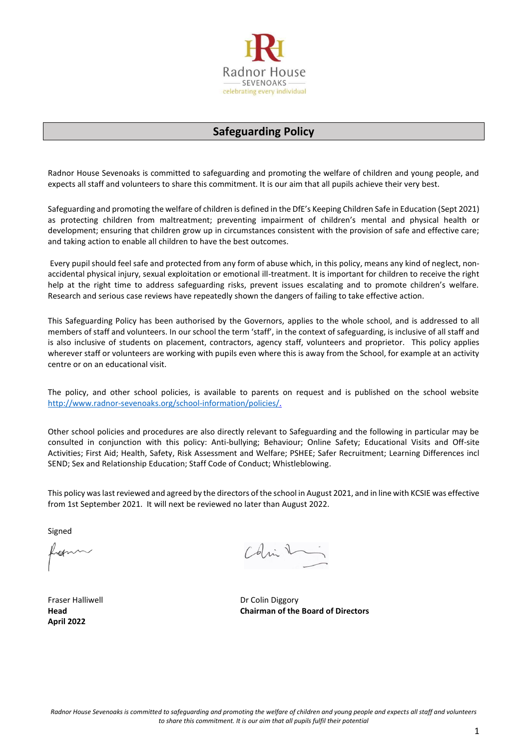Radnor House
SEVENOAKS
celebrating every individual

# Safeguarding Policy

Radnor House Sevenoaks is committed to safeguarding and promoting the welfare of children and young people, and expects all staff and volunteers to share this commitment. It is our aim that all pupils achieve their very best.

Safeguarding and promoting the welfare of children is defined in the DfE's Keeping Children Safe in Education (Sept 2021) as protecting children from maltreatment; preventing impairment of children's mental and physical health or development; ensuring that children grow up in circumstances consistent with the provision of safe and effective care; and taking action to enable all children to have the best outcomes.

Every pupil should feel safe and protected from any form of abuse which, in this policy, means any kind of neglect, non-accidental physical injury, sexual exploitation or emotional ill-treatment. It is important for children to receive the right help at the right time to address safeguarding risks, prevent issues escalating and to promote children's welfare. Research and serious case reviews have repeatedly shown the dangers of failing to take effective action.

This Safeguarding Policy has been authorised by the Governors, applies to the whole school, and is addressed to all members of staff and volunteers. In our school the term 'staff', in the context of safeguarding, is inclusive of all staff and is also inclusive of students on placement, contractors, agency staff, volunteers and proprietor. This policy applies wherever staff or volunteers are working with pupils even where this is away from the School, for example at an activity centre or on an educational visit.

The policy, and other school policies, is available to parents on request and is published on the school website http://www.radnor-sevenoaks.org/school-information/policies/.

Other school policies and procedures are also directly relevant to Safeguarding and the following in particular may be consulted in conjunction with this policy: Anti-bullying; Behaviour; Online Safety; Educational Visits and Off-site Activities; First Aid; Health, Safety, Risk Assessment and Welfare; PSHEE; Safer Recruitment; Learning Differences incl SEND; Sex and Relationship Education; Staff Code of Conduct; Whistleblowing.

This policy was last reviewed and agreed by the directors of the school in August 2021, and in line with KCSIE was effective from 1st September 2021. It will next be reviewed no later than August 2022.

Signed

Fraser Halliwell
**Head**
**April 2022**

Dr Colin Diggory
**Chairman of the Board of Directors**

*Radnor House Sevenoaks is committed to safeguarding and promoting the welfare of children and young people and expects all staff and volunteers to share this commitment. It is our aim that all pupils fulfil their potential*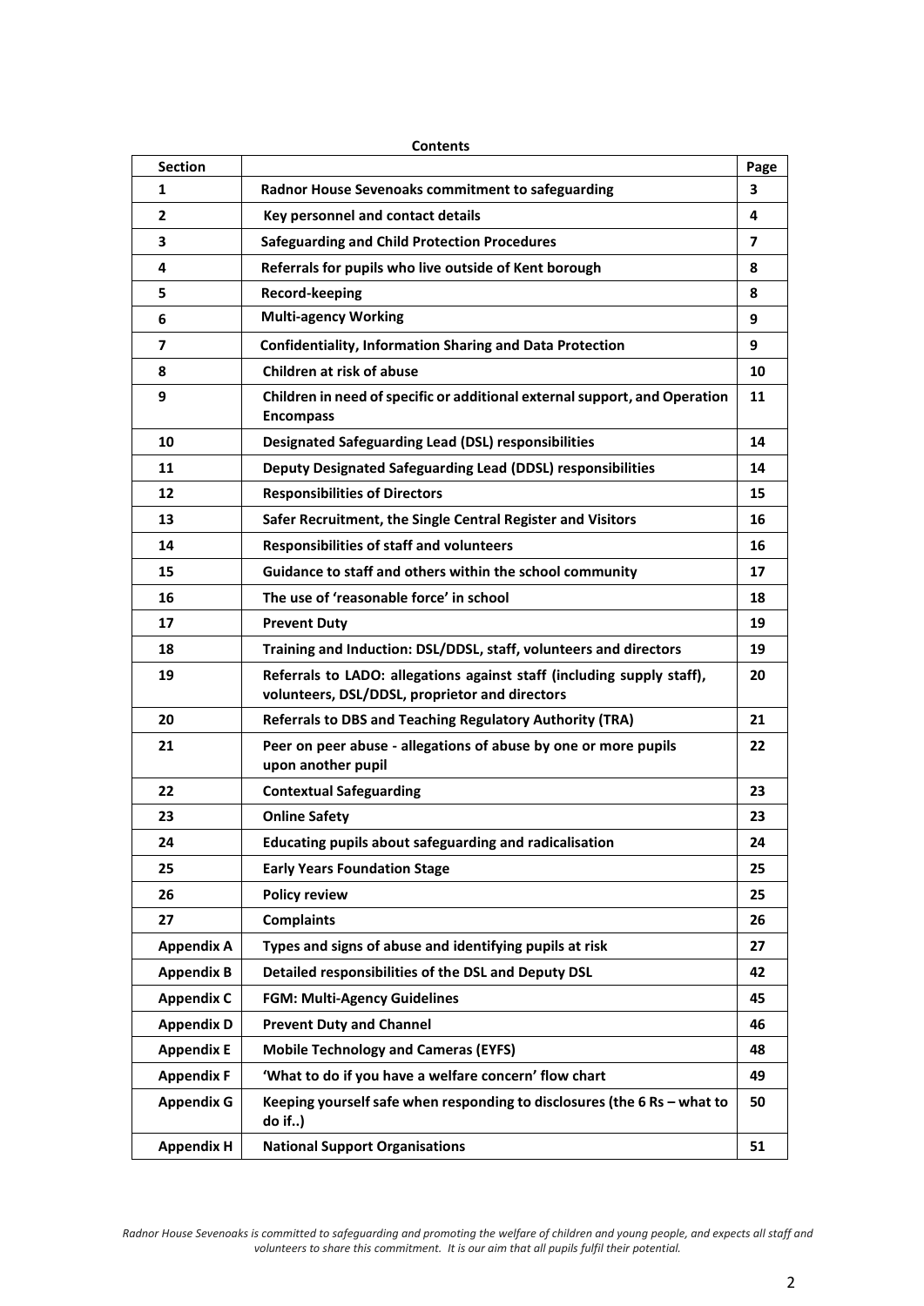**Contents**

| Section | | Page |
|---|---|---|
| 1 | **Radnor House Sevenoaks commitment to safeguarding** | 3 |
| 2 | **Key personnel and contact details** | 4 |
| 3 | **Safeguarding and Child Protection Procedures** | 7 |
| 4 | **Referrals for pupils who live outside of Kent borough** | 8 |
| 5 | **Record-keeping** | 8 |
| 6 | **Multi-agency Working** | 9 |
| 7 | **Confidentiality, Information Sharing and Data Protection** | 9 |
| 8 | **Children at risk of abuse** | 10 |
| 9 | **Children in need of specific or additional external support, and Operation Encompass** | 11 |
| 10 | **Designated Safeguarding Lead (DSL) responsibilities** | 14 |
| 11 | **Deputy Designated Safeguarding Lead (DDSL) responsibilities** | 14 |
| 12 | **Responsibilities of Directors** | 15 |
| 13 | **Safer Recruitment, the Single Central Register and Visitors** | 16 |
| 14 | **Responsibilities of staff and volunteers** | 16 |
| 15 | **Guidance to staff and others within the school community** | 17 |
| 16 | **The use of 'reasonable force' in school** | 18 |
| 17 | **Prevent Duty** | 19 |
| 18 | **Training and Induction: DSL/DDSL, staff, volunteers and directors** | 19 |
| 19 | **Referrals to LADO: allegations against staff (including supply staff), volunteers, DSL/DDSL, proprietor and directors** | 20 |
| 20 | **Referrals to DBS and Teaching Regulatory Authority (TRA)** | 21 |
| 21 | **Peer on peer abuse - allegations of abuse by one or more pupils upon another pupil** | 22 |
| 22 | **Contextual Safeguarding** | 23 |
| 23 | **Online Safety** | 23 |
| 24 | **Educating pupils about safeguarding and radicalisation** | 24 |
| 25 | **Early Years Foundation Stage** | 25 |
| 26 | **Policy review** | 25 |
| 27 | **Complaints** | 26 |
| **Appendix A** | **Types and signs of abuse and identifying pupils at risk** | 27 |
| **Appendix B** | **Detailed responsibilities of the DSL and Deputy DSL** | 42 |
| **Appendix C** | **FGM: Multi-Agency Guidelines** | 45 |
| **Appendix D** | **Prevent Duty and Channel** | 46 |
| **Appendix E** | **Mobile Technology and Cameras (EYFS)** | 48 |
| **Appendix F** | **'What to do if you have a welfare concern' flow chart** | 49 |
| **Appendix G** | **Keeping yourself safe when responding to disclosures (the 6 Rs – what to do if..)** | 50 |
| **Appendix H** | **National Support Organisations** | 51 |

*Radnor House Sevenoaks is committed to safeguarding and promoting the welfare of children and young people, and expects all staff and volunteers to share this commitment. It is our aim that all pupils fulfil their potential.*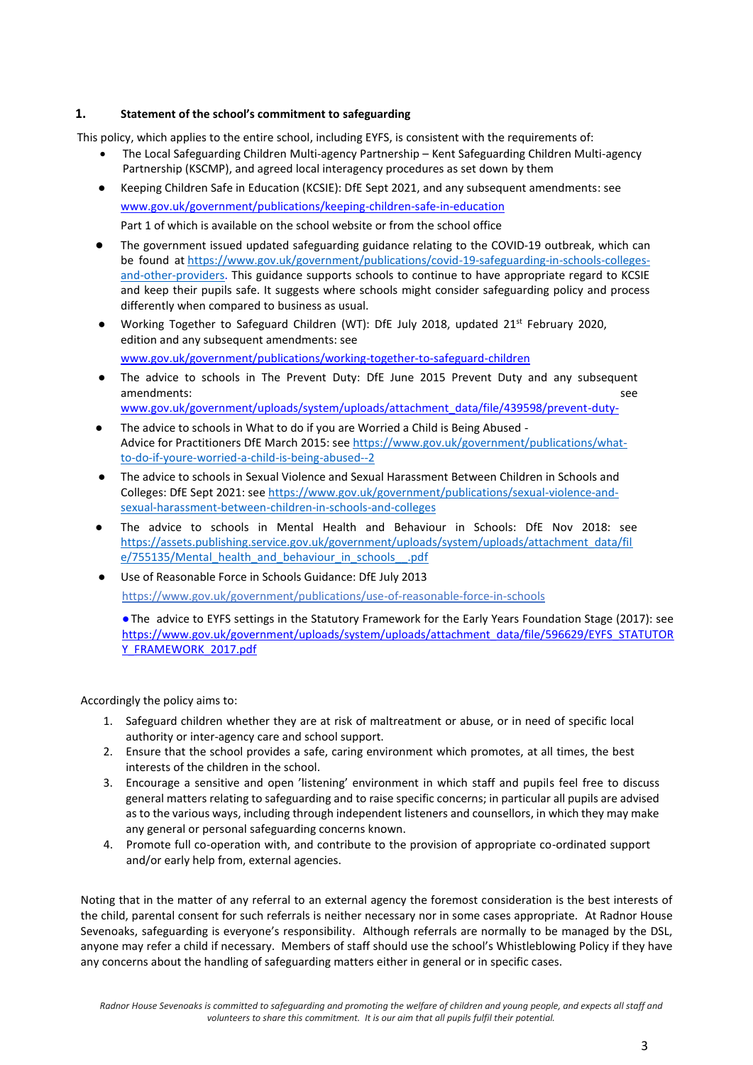## 1. Statement of the school's commitment to safeguarding

This policy, which applies to the entire school, including EYFS, is consistent with the requirements of:

- The Local Safeguarding Children Multi-agency Partnership – Kent Safeguarding Children Multi-agency Partnership (KSCMP), and agreed local interagency procedures as set down by them
- Keeping Children Safe in Education (KCSIE): DfE Sept 2021, and any subsequent amendments: see www.gov.uk/government/publications/keeping-children-safe-in-education

  Part 1 of which is available on the school website or from the school office
- The government issued updated safeguarding guidance relating to the COVID-19 outbreak, which can be found at https://www.gov.uk/government/publications/covid-19-safeguarding-in-schools-colleges-and-other-providers. This guidance supports schools to continue to have appropriate regard to KCSIE and keep their pupils safe. It suggests where schools might consider safeguarding policy and process differently when compared to business as usual.
- Working Together to Safeguard Children (WT): DfE July 2018, updated 21st February 2020, edition and any subsequent amendments: see

  www.gov.uk/government/publications/working-together-to-safeguard-children
- The advice to schools in The Prevent Duty: DfE June 2015 Prevent Duty and any subsequent amendments: see www.gov.uk/government/uploads/system/uploads/attachment_data/file/439598/prevent-duty-
- The advice to schools in What to do if you are Worried a Child is Being Abused - Advice for Practitioners DfE March 2015: see https://www.gov.uk/government/publications/what-to-do-if-youre-worried-a-child-is-being-abused--2
- The advice to schools in Sexual Violence and Sexual Harassment Between Children in Schools and Colleges: DfE Sept 2021: see https://www.gov.uk/government/publications/sexual-violence-and-sexual-harassment-between-children-in-schools-and-colleges
- The advice to schools in Mental Health and Behaviour in Schools: DfE Nov 2018: see https://assets.publishing.service.gov.uk/government/uploads/system/uploads/attachment_data/file/755135/Mental_health_and_behaviour_in_schools__.pdf
- Use of Reasonable Force in Schools Guidance: DfE July 2013

  https://www.gov.uk/government/publications/use-of-reasonable-force-in-schools
- The advice to EYFS settings in the Statutory Framework for the Early Years Foundation Stage (2017): see https://www.gov.uk/government/uploads/system/uploads/attachment_data/file/596629/EYFS_STATUTORY_FRAMEWORK_2017.pdf

Accordingly the policy aims to:

1. Safeguard children whether they are at risk of maltreatment or abuse, or in need of specific local authority or inter-agency care and school support.
2. Ensure that the school provides a safe, caring environment which promotes, at all times, the best interests of the children in the school.
3. Encourage a sensitive and open 'listening' environment in which staff and pupils feel free to discuss general matters relating to safeguarding and to raise specific concerns; in particular all pupils are advised as to the various ways, including through independent listeners and counsellors, in which they may make any general or personal safeguarding concerns known.
4. Promote full co-operation with, and contribute to the provision of appropriate co-ordinated support and/or early help from, external agencies.

Noting that in the matter of any referral to an external agency the foremost consideration is the best interests of the child, parental consent for such referrals is neither necessary nor in some cases appropriate. At Radnor House Sevenoaks, safeguarding is everyone's responsibility. Although referrals are normally to be managed by the DSL, anyone may refer a child if necessary. Members of staff should use the school's Whistleblowing Policy if they have any concerns about the handling of safeguarding matters either in general or in specific cases.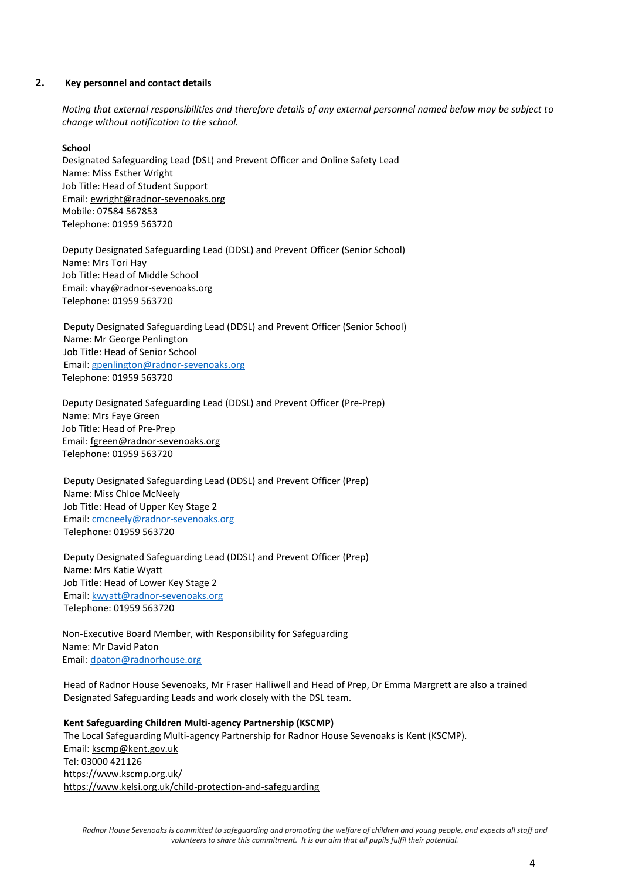## 2. Key personnel and contact details

*Noting that external responsibilities and therefore details of any external personnel named below may be subject to change without notification to the school.*

**School**

Designated Safeguarding Lead (DSL) and Prevent Officer and Online Safety Lead
Name: Miss Esther Wright
Job Title: Head of Student Support
Email: ewright@radnor-sevenoaks.org
Mobile: 07584 567853
Telephone: 01959 563720

Deputy Designated Safeguarding Lead (DDSL) and Prevent Officer (Senior School)
Name: Mrs Tori Hay
Job Title: Head of Middle School
Email: vhay@radnor-sevenoaks.org
Telephone: 01959 563720

Deputy Designated Safeguarding Lead (DDSL) and Prevent Officer (Senior School)
Name: Mr George Penlington
Job Title: Head of Senior School
Email: gpenlington@radnor-sevenoaks.org
Telephone: 01959 563720

Deputy Designated Safeguarding Lead (DDSL) and Prevent Officer (Pre-Prep)
Name: Mrs Faye Green
Job Title: Head of Pre-Prep
Email: fgreen@radnor-sevenoaks.org
Telephone: 01959 563720

Deputy Designated Safeguarding Lead (DDSL) and Prevent Officer (Prep)
Name: Miss Chloe McNeely
Job Title: Head of Upper Key Stage 2
Email: cmcneely@radnor-sevenoaks.org
Telephone: 01959 563720

Deputy Designated Safeguarding Lead (DDSL) and Prevent Officer (Prep)
Name: Mrs Katie Wyatt
Job Title: Head of Lower Key Stage 2
Email: kwyatt@radnor-sevenoaks.org
Telephone: 01959 563720

Non-Executive Board Member, with Responsibility for Safeguarding
Name: Mr David Paton
Email: dpaton@radnorhouse.org

Head of Radnor House Sevenoaks, Mr Fraser Halliwell and Head of Prep, Dr Emma Margrett are also a trained Designated Safeguarding Leads and work closely with the DSL team.

**Kent Safeguarding Children Multi-agency Partnership (KSCMP)**

The Local Safeguarding Multi-agency Partnership for Radnor House Sevenoaks is Kent (KSCMP).
Email: kscmp@kent.gov.uk
Tel: 03000 421126
https://www.kscmp.org.uk/
https://www.kelsi.org.uk/child-protection-and-safeguarding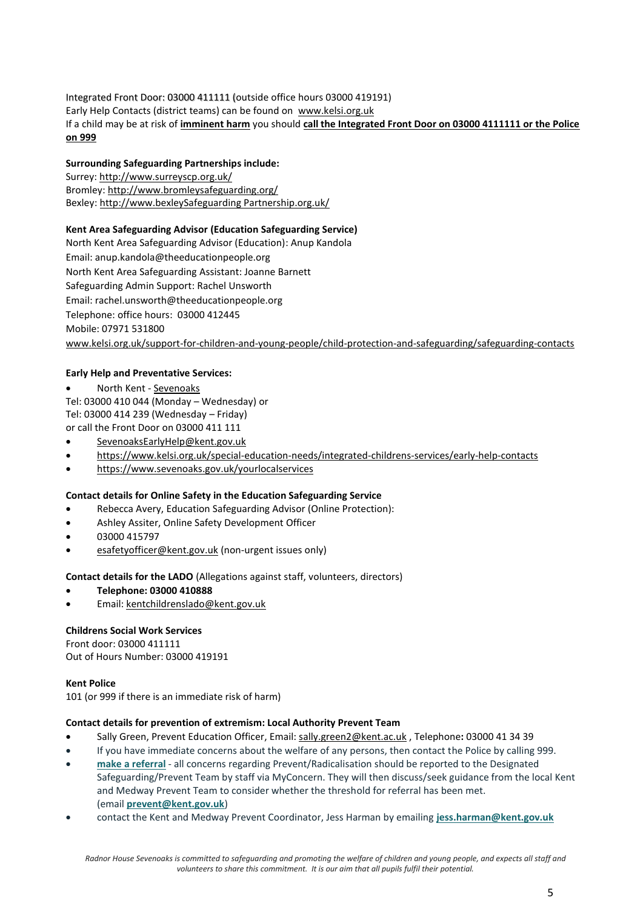Integrated Front Door: 03000 411111 (outside office hours 03000 419191)
Early Help Contacts (district teams) can be found on [www.kelsi.org.uk](http://www.kelsi.org.uk)
If a child may be at risk of **imminent harm** you should **call the Integrated Front Door on 03000 4111111 or the Police on 999**

**Surrounding Safeguarding Partnerships include:**
Surrey: http://www.surreyscp.org.uk/
Bromley: http://www.bromleysafeguarding.org/
Bexley: http://www.bexleySafeguarding Partnership.org.uk/

**Kent Area Safeguarding Advisor (Education Safeguarding Service)**
North Kent Area Safeguarding Advisor (Education): Anup Kandola
Email: anup.kandola@theeducationpeople.org
North Kent Area Safeguarding Assistant: Joanne Barnett
Safeguarding Admin Support: Rachel Unsworth
Email: rachel.unsworth@theeducationpeople.org
Telephone: office hours: 03000 412445
Mobile: 07971 531800
www.kelsi.org.uk/support-for-children-and-young-people/child-protection-and-safeguarding/safeguarding-contacts

**Early Help and Preventative Services:**

- North Kent - Sevenoaks

Tel: 03000 410 044 (Monday – Wednesday) or
Tel: 03000 414 239 (Wednesday – Friday)
or call the Front Door on 03000 411 111

- SevenoaksEarlyHelp@kent.gov.uk
- https://www.kelsi.org.uk/special-education-needs/integrated-childrens-services/early-help-contacts
- https://www.sevenoaks.gov.uk/yourlocalservices

**Contact details for Online Safety in the Education Safeguarding Service**

- Rebecca Avery, Education Safeguarding Advisor (Online Protection):
- Ashley Assiter, Online Safety Development Officer
- 03000 415797
- esafetyofficer@kent.gov.uk (non-urgent issues only)

**Contact details for the LADO** (Allegations against staff, volunteers, directors)

- **Telephone: 03000 410888**
- Email: kentchildrenslado@kent.gov.uk

**Childrens Social Work Services**
Front door: 03000 411111
Out of Hours Number: 03000 419191

**Kent Police**
101 (or 999 if there is an immediate risk of harm)

**Contact details for prevention of extremism: Local Authority Prevent Team**

- Sally Green, Prevent Education Officer, Email: sally.green2@kent.ac.uk , Telephone**:** 03000 41 34 39
- If you have immediate concerns about the welfare of any persons, then contact the Police by calling 999.
- **make a referral** - all concerns regarding Prevent/Radicalisation should be reported to the Designated Safeguarding/Prevent Team by staff via MyConcern. They will then discuss/seek guidance from the local Kent and Medway Prevent Team to consider whether the threshold for referral has been met. (email **prevent@kent.gov.uk**)
- contact the Kent and Medway Prevent Coordinator, Jess Harman by emailing **jess.harman@kent.gov.uk**

*Radnor House Sevenoaks is committed to safeguarding and promoting the welfare of children and young people, and expects all staff and volunteers to share this commitment. It is our aim that all pupils fulfil their potential.*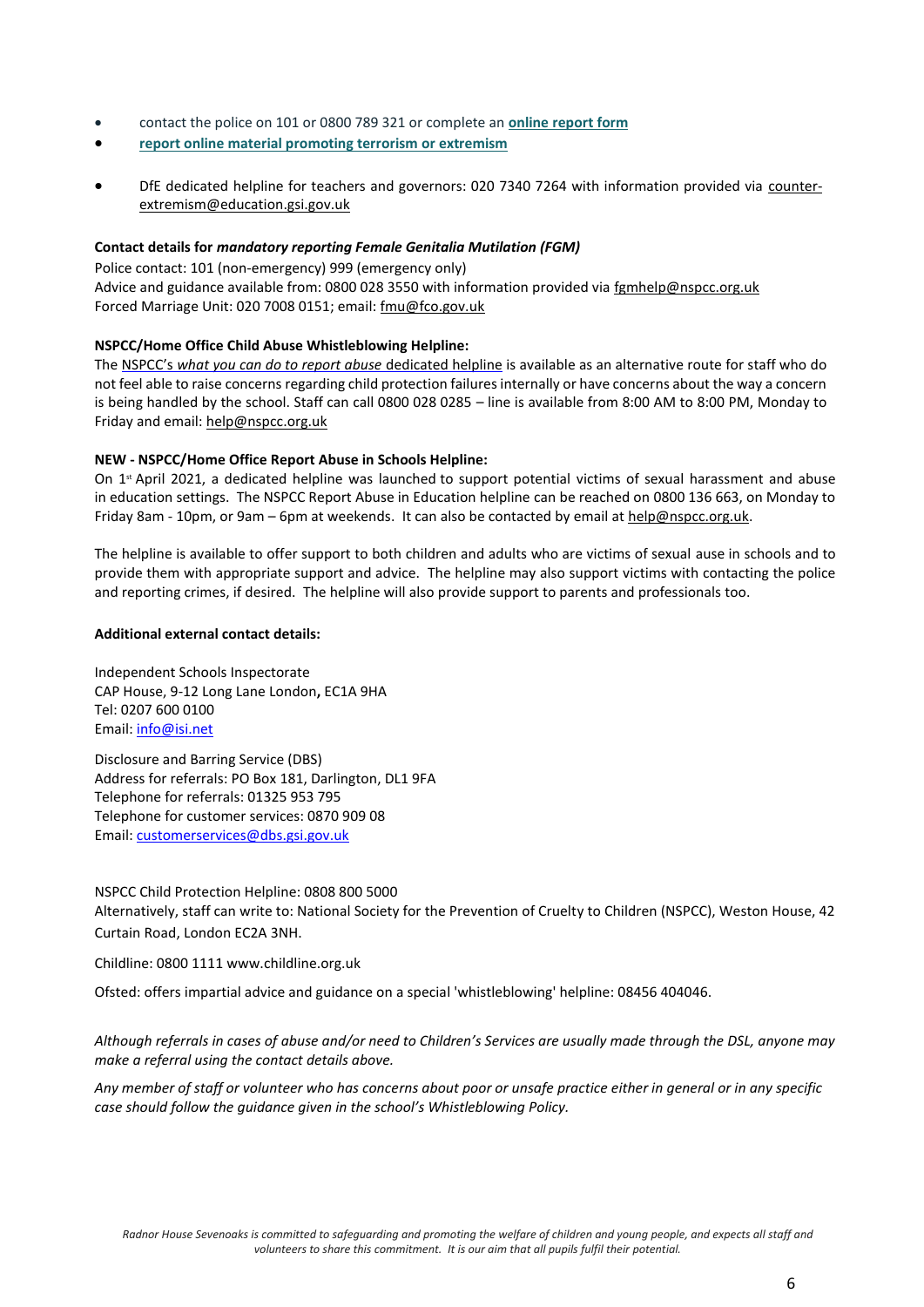- contact the police on 101 or 0800 789 321 or complete an **online report form**
- **report online material promoting terrorism or extremism**
- DfE dedicated helpline for teachers and governors: 020 7340 7264 with information provided via counter-extremism@education.gsi.gov.uk

**Contact details for *mandatory reporting Female Genitalia Mutilation (FGM)***

Police contact: 101 (non-emergency) 999 (emergency only)
Advice and guidance available from: 0800 028 3550 with information provided via fgmhelp@nspcc.org.uk
Forced Marriage Unit: 020 7008 0151; email: fmu@fco.gov.uk

**NSPCC/Home Office Child Abuse Whistleblowing Helpline:**

The NSPCC's *what you can do to report abuse* dedicated helpline is available as an alternative route for staff who do not feel able to raise concerns regarding child protection failures internally or have concerns about the way a concern is being handled by the school. Staff can call 0800 028 0285 – line is available from 8:00 AM to 8:00 PM, Monday to Friday and email: help@nspcc.org.uk

**NEW - NSPCC/Home Office Report Abuse in Schools Helpline:**

On 1st April 2021, a dedicated helpline was launched to support potential victims of sexual harassment and abuse in education settings. The NSPCC Report Abuse in Education helpline can be reached on 0800 136 663, on Monday to Friday 8am - 10pm, or 9am – 6pm at weekends. It can also be contacted by email at help@nspcc.org.uk.

The helpline is available to offer support to both children and adults who are victims of sexual ause in schools and to provide them with appropriate support and advice. The helpline may also support victims with contacting the police and reporting crimes, if desired. The helpline will also provide support to parents and professionals too.

**Additional external contact details:**

Independent Schools Inspectorate
CAP House, 9-12 Long Lane London**,** EC1A 9HA
Tel: 0207 600 0100
Email: info@isi.net

Disclosure and Barring Service (DBS)
Address for referrals: PO Box 181, Darlington, DL1 9FA
Telephone for referrals: 01325 953 795
Telephone for customer services: 0870 909 08
Email: customerservices@dbs.gsi.gov.uk

NSPCC Child Protection Helpline: 0808 800 5000
Alternatively, staff can write to: National Society for the Prevention of Cruelty to Children (NSPCC), Weston House, 42 Curtain Road, London EC2A 3NH.

Childline: 0800 1111 www.childline.org.uk

Ofsted: offers impartial advice and guidance on a special 'whistleblowing' helpline: 08456 404046.

*Although referrals in cases of abuse and/or need to Children's Services are usually made through the DSL, anyone may make a referral using the contact details above.*

*Any member of staff or volunteer who has concerns about poor or unsafe practice either in general or in any specific case should follow the guidance given in the school's Whistleblowing Policy.*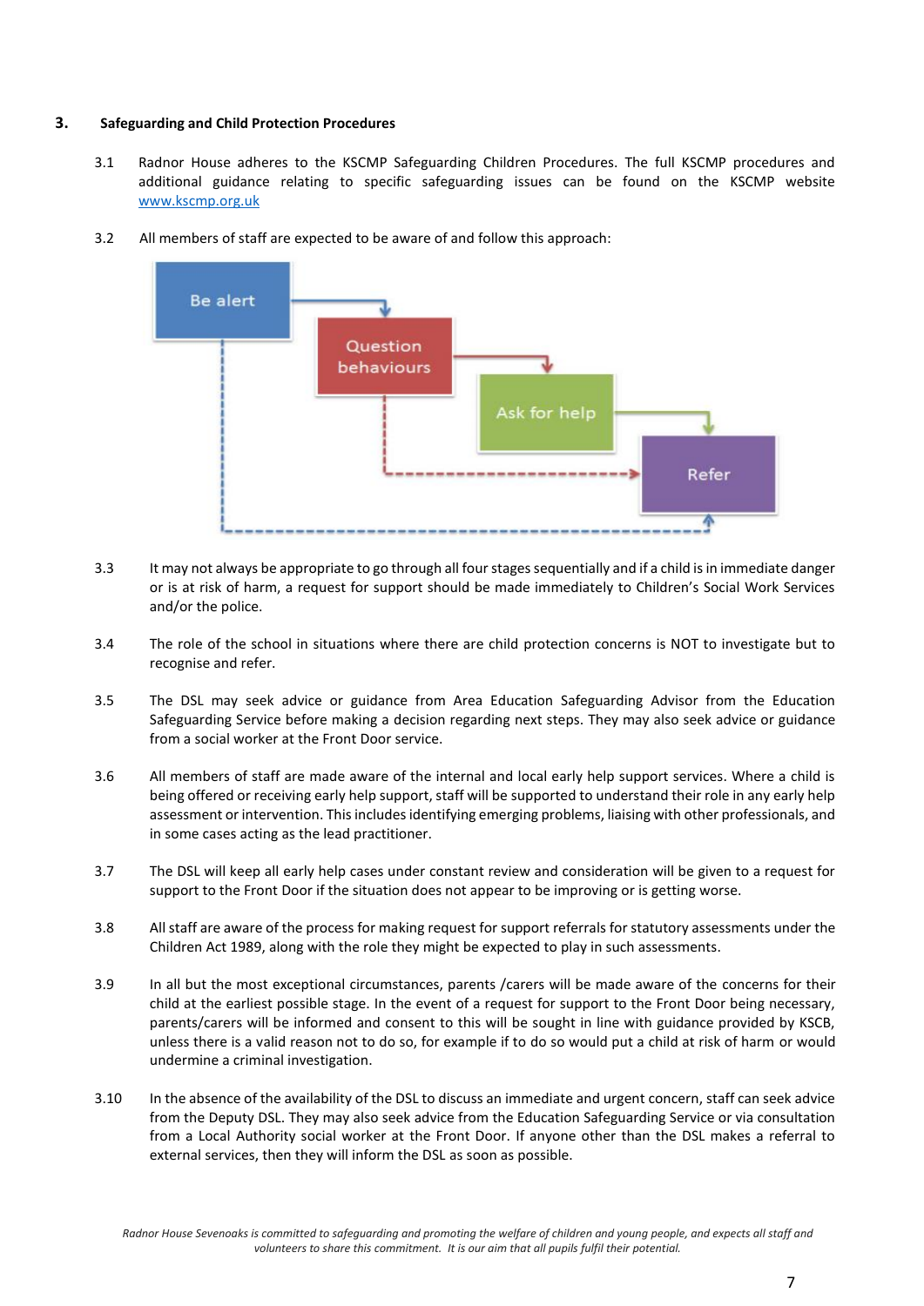## 3. Safeguarding and Child Protection Procedures

3.1 Radnor House adheres to the KSCMP Safeguarding Children Procedures. The full KSCMP procedures and additional guidance relating to specific safeguarding issues can be found on the KSCMP website [www.kscmp.org.uk](http://www.kscmp.org.uk)

3.2 All members of staff are expected to be aware of and follow this approach:

Be alert → Question behaviours → Ask for help → Refer

3.3 It may not always be appropriate to go through all four stages sequentially and if a child is in immediate danger or is at risk of harm, a request for support should be made immediately to Children's Social Work Services and/or the police.

3.4 The role of the school in situations where there are child protection concerns is NOT to investigate but to recognise and refer.

3.5 The DSL may seek advice or guidance from Area Education Safeguarding Advisor from the Education Safeguarding Service before making a decision regarding next steps. They may also seek advice or guidance from a social worker at the Front Door service.

3.6 All members of staff are made aware of the internal and local early help support services. Where a child is being offered or receiving early help support, staff will be supported to understand their role in any early help assessment or intervention. This includes identifying emerging problems, liaising with other professionals, and in some cases acting as the lead practitioner.

3.7 The DSL will keep all early help cases under constant review and consideration will be given to a request for support to the Front Door if the situation does not appear to be improving or is getting worse.

3.8 All staff are aware of the process for making request for support referrals for statutory assessments under the Children Act 1989, along with the role they might be expected to play in such assessments.

3.9 In all but the most exceptional circumstances, parents /carers will be made aware of the concerns for their child at the earliest possible stage. In the event of a request for support to the Front Door being necessary, parents/carers will be informed and consent to this will be sought in line with guidance provided by KSCB, unless there is a valid reason not to do so, for example if to do so would put a child at risk of harm or would undermine a criminal investigation.

3.10 In the absence of the availability of the DSL to discuss an immediate and urgent concern, staff can seek advice from the Deputy DSL. They may also seek advice from the Education Safeguarding Service or via consultation from a Local Authority social worker at the Front Door. If anyone other than the DSL makes a referral to external services, then they will inform the DSL as soon as possible.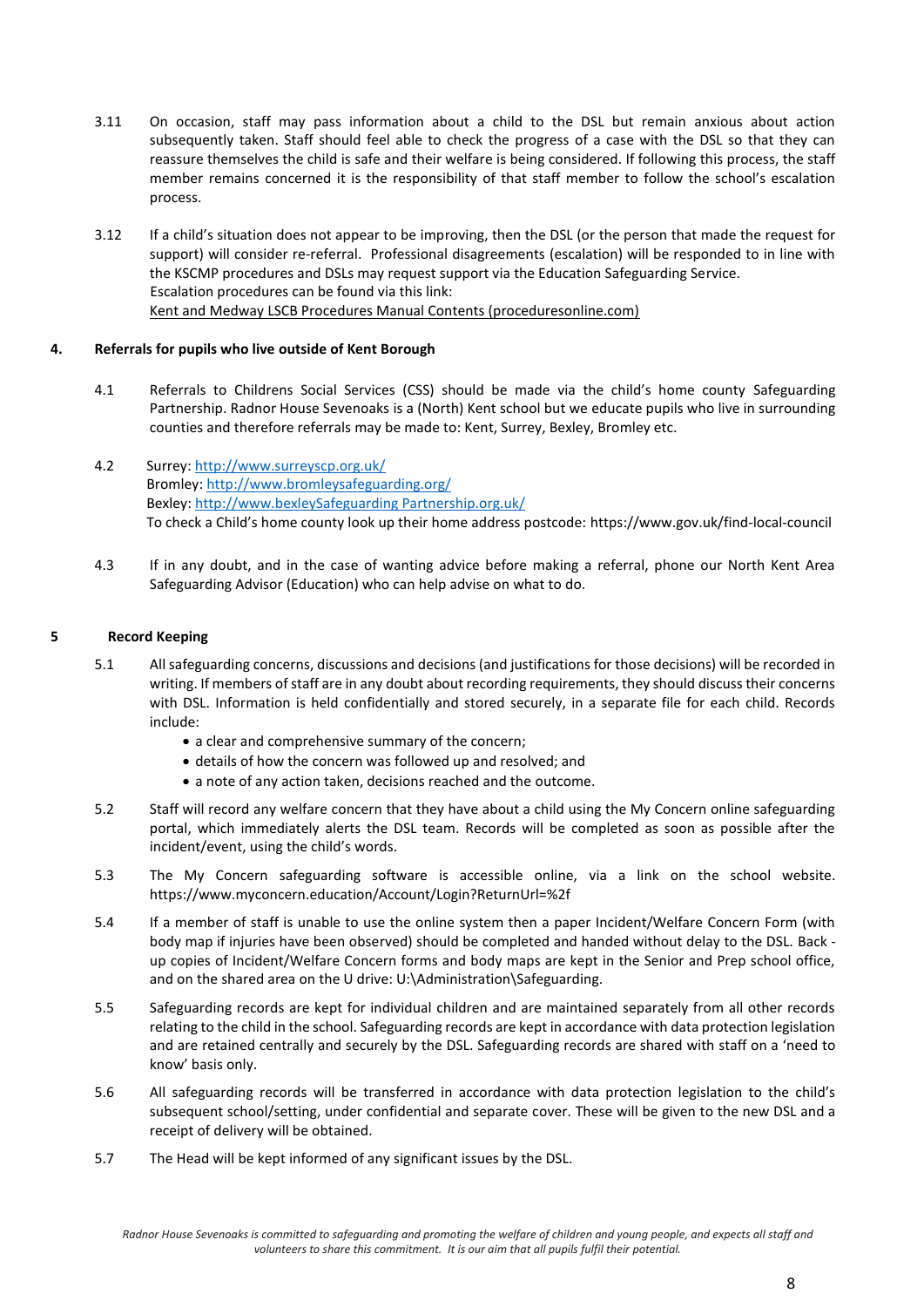3.11 On occasion, staff may pass information about a child to the DSL but remain anxious about action subsequently taken. Staff should feel able to check the progress of a case with the DSL so that they can reassure themselves the child is safe and their welfare is being considered. If following this process, the staff member remains concerned it is the responsibility of that staff member to follow the school's escalation process.

3.12 If a child's situation does not appear to be improving, then the DSL (or the person that made the request for support) will consider re-referral. Professional disagreements (escalation) will be responded to in line with the KSCMP procedures and DSLs may request support via the Education Safeguarding Service.
Escalation procedures can be found via this link:
Kent and Medway LSCB Procedures Manual Contents (proceduresonline.com)

## 4. Referrals for pupils who live outside of Kent Borough

4.1 Referrals to Childrens Social Services (CSS) should be made via the child's home county Safeguarding Partnership. Radnor House Sevenoaks is a (North) Kent school but we educate pupils who live in surrounding counties and therefore referrals may be made to: Kent, Surrey, Bexley, Bromley etc.

4.2 Surrey: http://www.surreyscp.org.uk/
Bromley: http://www.bromleysafeguarding.org/
Bexley: http://www.bexleySafeguarding Partnership.org.uk/
To check a Child's home county look up their home address postcode: https://www.gov.uk/find-local-council

4.3 If in any doubt, and in the case of wanting advice before making a referral, phone our North Kent Area Safeguarding Advisor (Education) who can help advise on what to do.

## 5 Record Keeping

5.1 All safeguarding concerns, discussions and decisions (and justifications for those decisions) will be recorded in writing. If members of staff are in any doubt about recording requirements, they should discuss their concerns with DSL. Information is held confidentially and stored securely, in a separate file for each child. Records include:

- a clear and comprehensive summary of the concern;
- details of how the concern was followed up and resolved; and
- a note of any action taken, decisions reached and the outcome.

5.2 Staff will record any welfare concern that they have about a child using the My Concern online safeguarding portal, which immediately alerts the DSL team. Records will be completed as soon as possible after the incident/event, using the child's words.

5.3 The My Concern safeguarding software is accessible online, via a link on the school website. https://www.myconcern.education/Account/Login?ReturnUrl=%2f

5.4 If a member of staff is unable to use the online system then a paper Incident/Welfare Concern Form (with body map if injuries have been observed) should be completed and handed without delay to the DSL. Back - up copies of Incident/Welfare Concern forms and body maps are kept in the Senior and Prep school office, and on the shared area on the U drive: U:\Administration\Safeguarding.

5.5 Safeguarding records are kept for individual children and are maintained separately from all other records relating to the child in the school. Safeguarding records are kept in accordance with data protection legislation and are retained centrally and securely by the DSL. Safeguarding records are shared with staff on a 'need to know' basis only.

5.6 All safeguarding records will be transferred in accordance with data protection legislation to the child's subsequent school/setting, under confidential and separate cover. These will be given to the new DSL and a receipt of delivery will be obtained.

5.7 The Head will be kept informed of any significant issues by the DSL.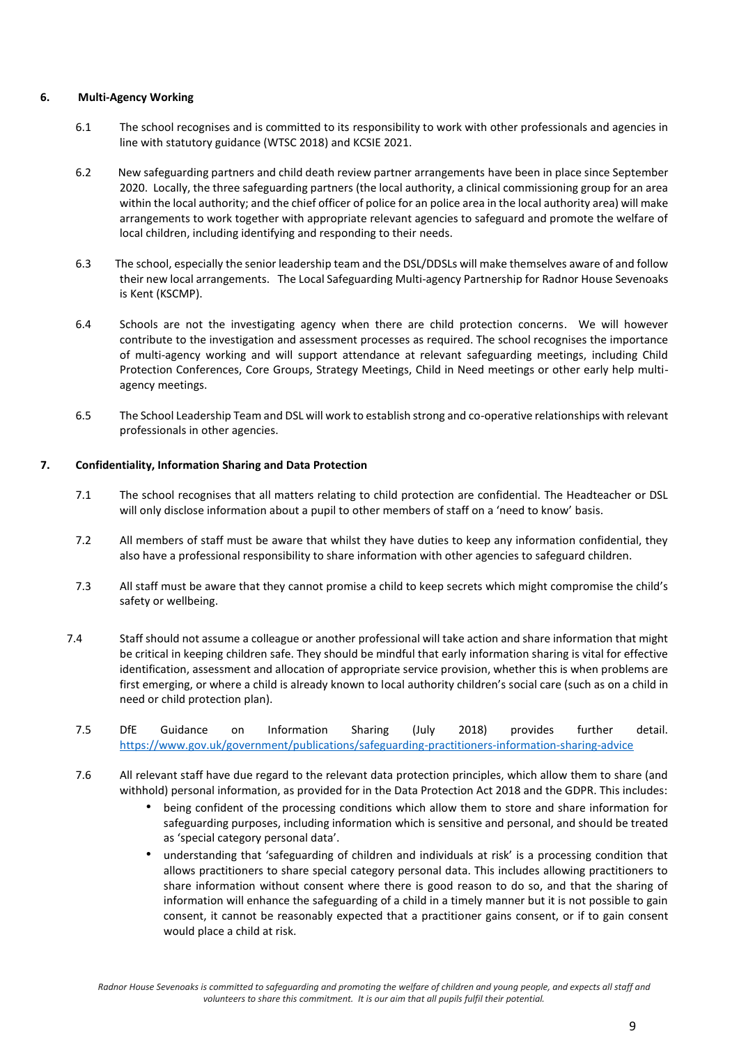## 6. Multi-Agency Working

6.1 The school recognises and is committed to its responsibility to work with other professionals and agencies in line with statutory guidance (WTSC 2018) and KCSIE 2021.

6.2 New safeguarding partners and child death review partner arrangements have been in place since September 2020. Locally, the three safeguarding partners (the local authority, a clinical commissioning group for an area within the local authority; and the chief officer of police for an police area in the local authority area) will make arrangements to work together with appropriate relevant agencies to safeguard and promote the welfare of local children, including identifying and responding to their needs.

6.3 The school, especially the senior leadership team and the DSL/DDSLs will make themselves aware of and follow their new local arrangements. The Local Safeguarding Multi-agency Partnership for Radnor House Sevenoaks is Kent (KSCMP).

6.4 Schools are not the investigating agency when there are child protection concerns. We will however contribute to the investigation and assessment processes as required. The school recognises the importance of multi-agency working and will support attendance at relevant safeguarding meetings, including Child Protection Conferences, Core Groups, Strategy Meetings, Child in Need meetings or other early help multi-agency meetings.

6.5 The School Leadership Team and DSL will work to establish strong and co-operative relationships with relevant professionals in other agencies.

## 7. Confidentiality, Information Sharing and Data Protection

7.1 The school recognises that all matters relating to child protection are confidential. The Headteacher or DSL will only disclose information about a pupil to other members of staff on a 'need to know' basis.

7.2 All members of staff must be aware that whilst they have duties to keep any information confidential, they also have a professional responsibility to share information with other agencies to safeguard children.

7.3 All staff must be aware that they cannot promise a child to keep secrets which might compromise the child's safety or wellbeing.

7.4 Staff should not assume a colleague or another professional will take action and share information that might be critical in keeping children safe. They should be mindful that early information sharing is vital for effective identification, assessment and allocation of appropriate service provision, whether this is when problems are first emerging, or where a child is already known to local authority children's social care (such as on a child in need or child protection plan).

7.5 DfE Guidance on Information Sharing (July 2018) provides further detail. https://www.gov.uk/government/publications/safeguarding-practitioners-information-sharing-advice

7.6 All relevant staff have due regard to the relevant data protection principles, which allow them to share (and withhold) personal information, as provided for in the Data Protection Act 2018 and the GDPR. This includes:

- being confident of the processing conditions which allow them to store and share information for safeguarding purposes, including information which is sensitive and personal, and should be treated as 'special category personal data'.
- understanding that 'safeguarding of children and individuals at risk' is a processing condition that allows practitioners to share special category personal data. This includes allowing practitioners to share information without consent where there is good reason to do so, and that the sharing of information will enhance the safeguarding of a child in a timely manner but it is not possible to gain consent, it cannot be reasonably expected that a practitioner gains consent, or if to gain consent would place a child at risk.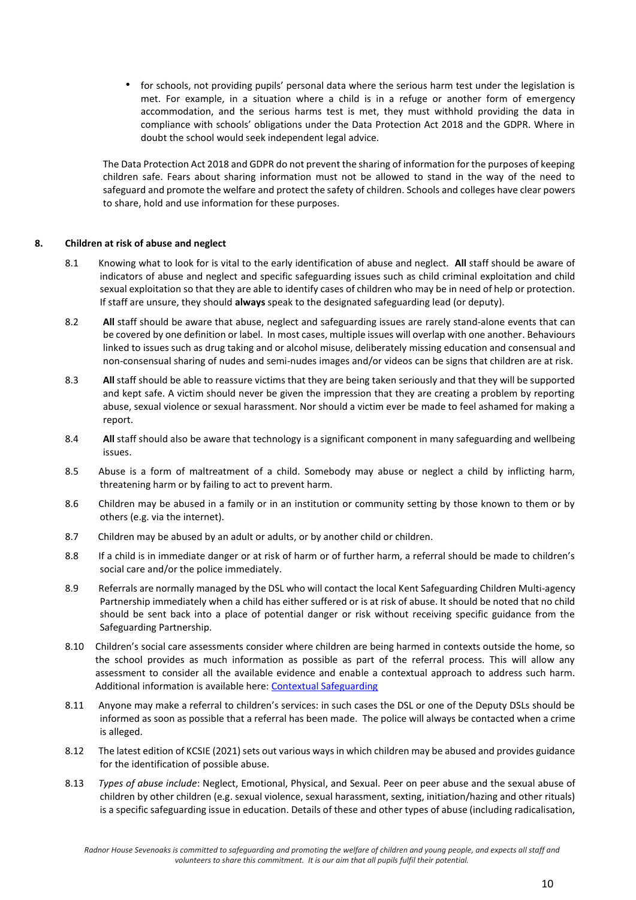- for schools, not providing pupils' personal data where the serious harm test under the legislation is met. For example, in a situation where a child is in a refuge or another form of emergency accommodation, and the serious harms test is met, they must withhold providing the data in compliance with schools' obligations under the Data Protection Act 2018 and the GDPR. Where in doubt the school would seek independent legal advice.

The Data Protection Act 2018 and GDPR do not prevent the sharing of information for the purposes of keeping children safe. Fears about sharing information must not be allowed to stand in the way of the need to safeguard and promote the welfare and protect the safety of children. Schools and colleges have clear powers to share, hold and use information for these purposes.

## 8. Children at risk of abuse and neglect

8.1 Knowing what to look for is vital to the early identification of abuse and neglect. **All** staff should be aware of indicators of abuse and neglect and specific safeguarding issues such as child criminal exploitation and child sexual exploitation so that they are able to identify cases of children who may be in need of help or protection. If staff are unsure, they should **always** speak to the designated safeguarding lead (or deputy).

8.2 **All** staff should be aware that abuse, neglect and safeguarding issues are rarely stand-alone events that can be covered by one definition or label. In most cases, multiple issues will overlap with one another. Behaviours linked to issues such as drug taking and or alcohol misuse, deliberately missing education and consensual and non-consensual sharing of nudes and semi-nudes images and/or videos can be signs that children are at risk.

8.3 **All** staff should be able to reassure victims that they are being taken seriously and that they will be supported and kept safe. A victim should never be given the impression that they are creating a problem by reporting abuse, sexual violence or sexual harassment. Nor should a victim ever be made to feel ashamed for making a report.

8.4 **All** staff should also be aware that technology is a significant component in many safeguarding and wellbeing issues.

8.5 Abuse is a form of maltreatment of a child. Somebody may abuse or neglect a child by inflicting harm, threatening harm or by failing to act to prevent harm.

8.6 Children may be abused in a family or in an institution or community setting by those known to them or by others (e.g. via the internet).

8.7 Children may be abused by an adult or adults, or by another child or children.

8.8 If a child is in immediate danger or at risk of harm or of further harm, a referral should be made to children's social care and/or the police immediately.

8.9 Referrals are normally managed by the DSL who will contact the local Kent Safeguarding Children Multi-agency Partnership immediately when a child has either suffered or is at risk of abuse. It should be noted that no child should be sent back into a place of potential danger or risk without receiving specific guidance from the Safeguarding Partnership.

8.10 Children's social care assessments consider where children are being harmed in contexts outside the home, so the school provides as much information as possible as part of the referral process. This will allow any assessment to consider all the available evidence and enable a contextual approach to address such harm. Additional information is available here: [Contextual Safeguarding]

8.11 Anyone may make a referral to children's services: in such cases the DSL or one of the Deputy DSLs should be informed as soon as possible that a referral has been made. The police will always be contacted when a crime is alleged.

8.12 The latest edition of KCSIE (2021) sets out various ways in which children may be abused and provides guidance for the identification of possible abuse.

8.13 *Types of abuse include*: Neglect, Emotional, Physical, and Sexual. Peer on peer abuse and the sexual abuse of children by other children (e.g. sexual violence, sexual harassment, sexting, initiation/hazing and other rituals) is a specific safeguarding issue in education. Details of these and other types of abuse (including radicalisation,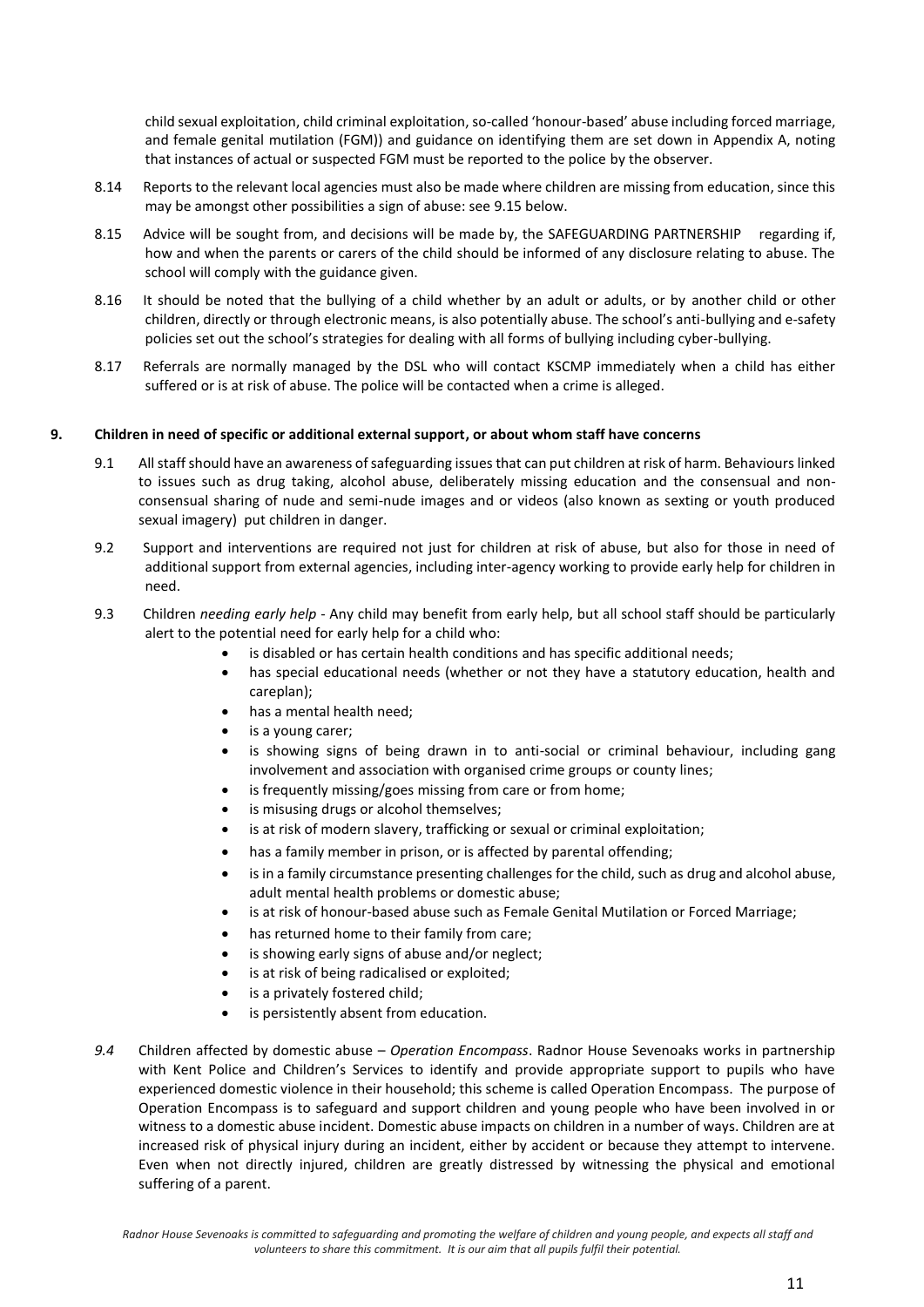child sexual exploitation, child criminal exploitation, so-called 'honour-based' abuse including forced marriage, and female genital mutilation (FGM)) and guidance on identifying them are set down in Appendix A, noting that instances of actual or suspected FGM must be reported to the police by the observer.

8.14 Reports to the relevant local agencies must also be made where children are missing from education, since this may be amongst other possibilities a sign of abuse: see 9.15 below.

8.15 Advice will be sought from, and decisions will be made by, the SAFEGUARDING PARTNERSHIP regarding if, how and when the parents or carers of the child should be informed of any disclosure relating to abuse. The school will comply with the guidance given.

8.16 It should be noted that the bullying of a child whether by an adult or adults, or by another child or other children, directly or through electronic means, is also potentially abuse. The school's anti-bullying and e-safety policies set out the school's strategies for dealing with all forms of bullying including cyber-bullying.

8.17 Referrals are normally managed by the DSL who will contact KSCMP immediately when a child has either suffered or is at risk of abuse. The police will be contacted when a crime is alleged.

## 9. Children in need of specific or additional external support, or about whom staff have concerns

9.1 All staff should have an awareness of safeguarding issues that can put children at risk of harm. Behaviours linked to issues such as drug taking, alcohol abuse, deliberately missing education and the consensual and non-consensual sharing of nude and semi-nude images and or videos (also known as sexting or youth produced sexual imagery) put children in danger.

9.2 Support and interventions are required not just for children at risk of abuse, but also for those in need of additional support from external agencies, including inter-agency working to provide early help for children in need.

9.3 Children *needing early help* - Any child may benefit from early help, but all school staff should be particularly alert to the potential need for early help for a child who:

- is disabled or has certain health conditions and has specific additional needs;
- has special educational needs (whether or not they have a statutory education, health and careplan);
- has a mental health need;
- is a young carer;
- is showing signs of being drawn in to anti-social or criminal behaviour, including gang involvement and association with organised crime groups or county lines;
- is frequently missing/goes missing from care or from home;
- is misusing drugs or alcohol themselves;
- is at risk of modern slavery, trafficking or sexual or criminal exploitation;
- has a family member in prison, or is affected by parental offending;
- is in a family circumstance presenting challenges for the child, such as drug and alcohol abuse, adult mental health problems or domestic abuse;
- is at risk of honour-based abuse such as Female Genital Mutilation or Forced Marriage;
- has returned home to their family from care;
- is showing early signs of abuse and/or neglect;
- is at risk of being radicalised or exploited;
- is a privately fostered child;
- is persistently absent from education.

*9.4* Children affected by domestic abuse – *Operation Encompass*. Radnor House Sevenoaks works in partnership with Kent Police and Children's Services to identify and provide appropriate support to pupils who have experienced domestic violence in their household; this scheme is called Operation Encompass. The purpose of Operation Encompass is to safeguard and support children and young people who have been involved in or witness to a domestic abuse incident. Domestic abuse impacts on children in a number of ways. Children are at increased risk of physical injury during an incident, either by accident or because they attempt to intervene. Even when not directly injured, children are greatly distressed by witnessing the physical and emotional suffering of a parent.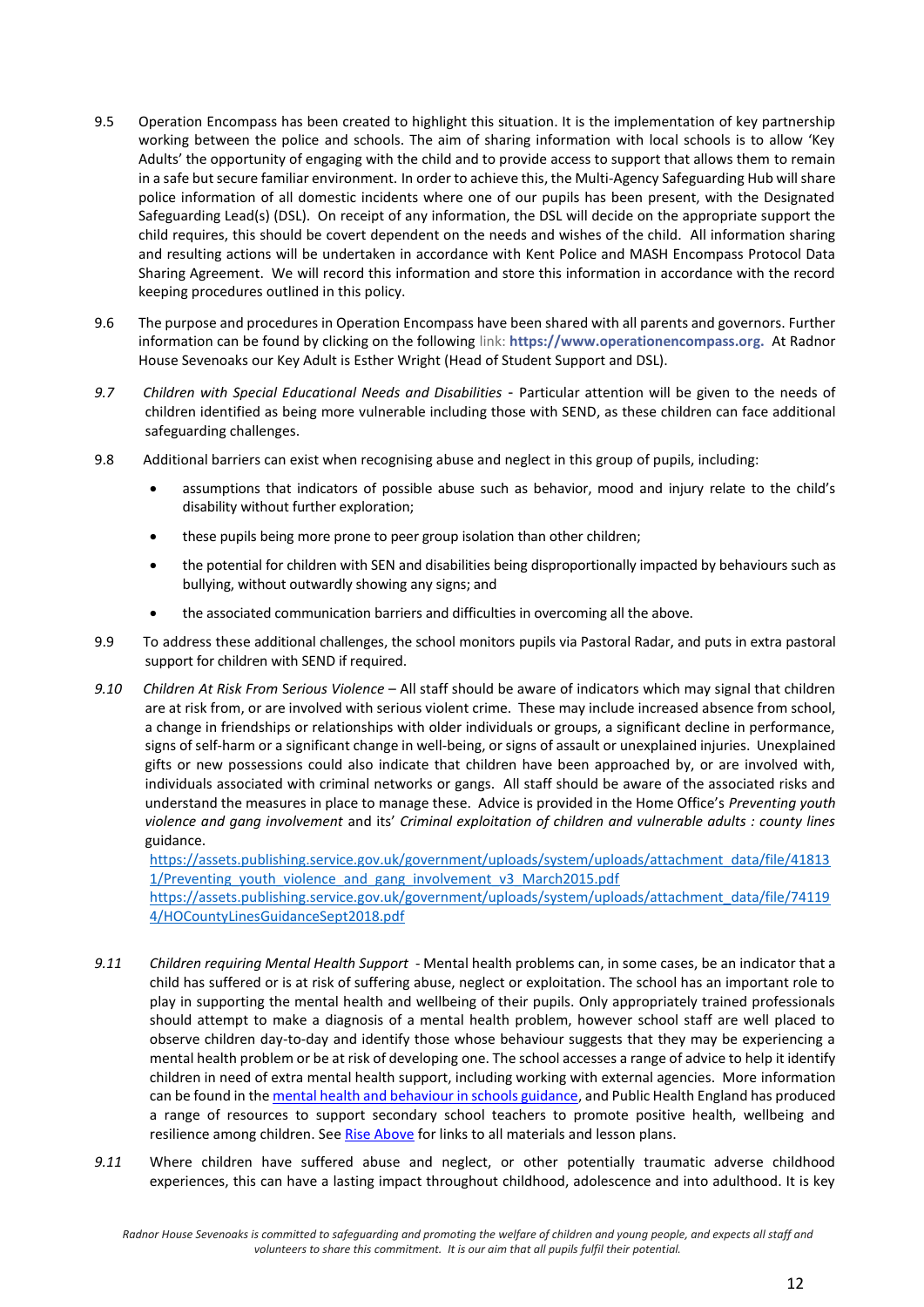9.5 Operation Encompass has been created to highlight this situation. It is the implementation of key partnership working between the police and schools. The aim of sharing information with local schools is to allow 'Key Adults' the opportunity of engaging with the child and to provide access to support that allows them to remain in a safe but secure familiar environment. In order to achieve this, the Multi-Agency Safeguarding Hub will share police information of all domestic incidents where one of our pupils has been present, with the Designated Safeguarding Lead(s) (DSL). On receipt of any information, the DSL will decide on the appropriate support the child requires, this should be covert dependent on the needs and wishes of the child. All information sharing and resulting actions will be undertaken in accordance with Kent Police and MASH Encompass Protocol Data Sharing Agreement. We will record this information and store this information in accordance with the record keeping procedures outlined in this policy.

9.6 The purpose and procedures in Operation Encompass have been shared with all parents and governors. Further information can be found by clicking on the following link: **https://www.operationencompass.org.** At Radnor House Sevenoaks our Key Adult is Esther Wright (Head of Student Support and DSL).

*9.7* *Children with Special Educational Needs and Disabilities* - Particular attention will be given to the needs of children identified as being more vulnerable including those with SEND, as these children can face additional safeguarding challenges.

9.8 Additional barriers can exist when recognising abuse and neglect in this group of pupils, including:

- assumptions that indicators of possible abuse such as behavior, mood and injury relate to the child's disability without further exploration;
- these pupils being more prone to peer group isolation than other children;
- the potential for children with SEN and disabilities being disproportionally impacted by behaviours such as bullying, without outwardly showing any signs; and
- the associated communication barriers and difficulties in overcoming all the above.

9.9 To address these additional challenges, the school monitors pupils via Pastoral Radar, and puts in extra pastoral support for children with SEND if required.

*9.10* *Children At Risk From Serious Violence* – All staff should be aware of indicators which may signal that children are at risk from, or are involved with serious violent crime. These may include increased absence from school, a change in friendships or relationships with older individuals or groups, a significant decline in performance, signs of self-harm or a significant change in well-being, or signs of assault or unexplained injuries. Unexplained gifts or new possessions could also indicate that children have been approached by, or are involved with, individuals associated with criminal networks or gangs. All staff should be aware of the associated risks and understand the measures in place to manage these. Advice is provided in the Home Office's *Preventing youth violence and gang involvement* and its' *Criminal exploitation of children and vulnerable adults : county lines* guidance.
https://assets.publishing.service.gov.uk/government/uploads/system/uploads/attachment_data/file/418131/Preventing_youth_violence_and_gang_involvement_v3_March2015.pdf
https://assets.publishing.service.gov.uk/government/uploads/system/uploads/attachment_data/file/741194/HOCountyLinesGuidanceSept2018.pdf

*9.11* *Children requiring Mental Health Support* - Mental health problems can, in some cases, be an indicator that a child has suffered or is at risk of suffering abuse, neglect or exploitation. The school has an important role to play in supporting the mental health and wellbeing of their pupils. Only appropriately trained professionals should attempt to make a diagnosis of a mental health problem, however school staff are well placed to observe children day-to-day and identify those whose behaviour suggests that they may be experiencing a mental health problem or be at risk of developing one. The school accesses a range of advice to help it identify children in need of extra mental health support, including working with external agencies. More information can be found in the mental health and behaviour in schools guidance, and Public Health England has produced a range of resources to support secondary school teachers to promote positive health, wellbeing and resilience among children. See Rise Above for links to all materials and lesson plans.

*9.11* Where children have suffered abuse and neglect, or other potentially traumatic adverse childhood experiences, this can have a lasting impact throughout childhood, adolescence and into adulthood. It is key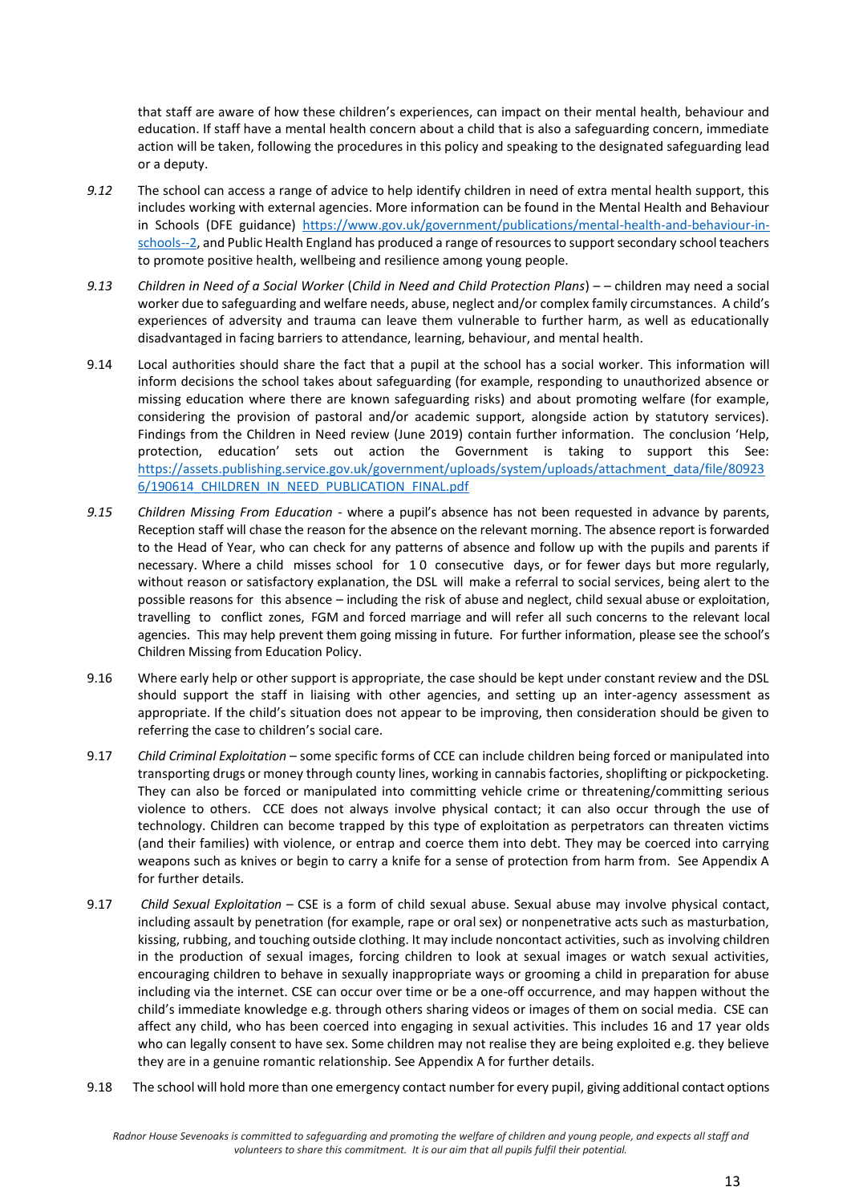that staff are aware of how these children's experiences, can impact on their mental health, behaviour and education. If staff have a mental health concern about a child that is also a safeguarding concern, immediate action will be taken, following the procedures in this policy and speaking to the designated safeguarding lead or a deputy.

*9.12* The school can access a range of advice to help identify children in need of extra mental health support, this includes working with external agencies. More information can be found in the Mental Health and Behaviour in Schools (DFE guidance) https://www.gov.uk/government/publications/mental-health-and-behaviour-in-schools--2, and Public Health England has produced a range of resources to support secondary school teachers to promote positive health, wellbeing and resilience among young people.

*9.13* *Children in Need of a Social Worker* (*Child in Need and Child Protection Plans*) – – children may need a social worker due to safeguarding and welfare needs, abuse, neglect and/or complex family circumstances. A child's experiences of adversity and trauma can leave them vulnerable to further harm, as well as educationally disadvantaged in facing barriers to attendance, learning, behaviour, and mental health.

9.14 Local authorities should share the fact that a pupil at the school has a social worker. This information will inform decisions the school takes about safeguarding (for example, responding to unauthorized absence or missing education where there are known safeguarding risks) and about promoting welfare (for example, considering the provision of pastoral and/or academic support, alongside action by statutory services). Findings from the Children in Need review (June 2019) contain further information. The conclusion 'Help, protection, education' sets out action the Government is taking to support this See: https://assets.publishing.service.gov.uk/government/uploads/system/uploads/attachment_data/file/809236/190614_CHILDREN_IN_NEED_PUBLICATION_FINAL.pdf

*9.15* *Children Missing From Education* - where a pupil's absence has not been requested in advance by parents, Reception staff will chase the reason for the absence on the relevant morning. The absence report is forwarded to the Head of Year, who can check for any patterns of absence and follow up with the pupils and parents if necessary. Where a child misses school for 10 consecutive days, or for fewer days but more regularly, without reason or satisfactory explanation, the DSL will make a referral to social services, being alert to the possible reasons for this absence – including the risk of abuse and neglect, child sexual abuse or exploitation, travelling to conflict zones, FGM and forced marriage and will refer all such concerns to the relevant local agencies. This may help prevent them going missing in future. For further information, please see the school's Children Missing from Education Policy.

9.16 Where early help or other support is appropriate, the case should be kept under constant review and the DSL should support the staff in liaising with other agencies, and setting up an inter-agency assessment as appropriate. If the child's situation does not appear to be improving, then consideration should be given to referring the case to children's social care.

9.17 *Child Criminal Exploitation* – some specific forms of CCE can include children being forced or manipulated into transporting drugs or money through county lines, working in cannabis factories, shoplifting or pickpocketing. They can also be forced or manipulated into committing vehicle crime or threatening/committing serious violence to others. CCE does not always involve physical contact; it can also occur through the use of technology. Children can become trapped by this type of exploitation as perpetrators can threaten victims (and their families) with violence, or entrap and coerce them into debt. They may be coerced into carrying weapons such as knives or begin to carry a knife for a sense of protection from harm from. See Appendix A for further details.

9.17 *Child Sexual Exploitation* – CSE is a form of child sexual abuse. Sexual abuse may involve physical contact, including assault by penetration (for example, rape or oral sex) or nonpenetrative acts such as masturbation, kissing, rubbing, and touching outside clothing. It may include noncontact activities, such as involving children in the production of sexual images, forcing children to look at sexual images or watch sexual activities, encouraging children to behave in sexually inappropriate ways or grooming a child in preparation for abuse including via the internet. CSE can occur over time or be a one-off occurrence, and may happen without the child's immediate knowledge e.g. through others sharing videos or images of them on social media. CSE can affect any child, who has been coerced into engaging in sexual activities. This includes 16 and 17 year olds who can legally consent to have sex. Some children may not realise they are being exploited e.g. they believe they are in a genuine romantic relationship. See Appendix A for further details.

9.18 The school will hold more than one emergency contact number for every pupil, giving additional contact options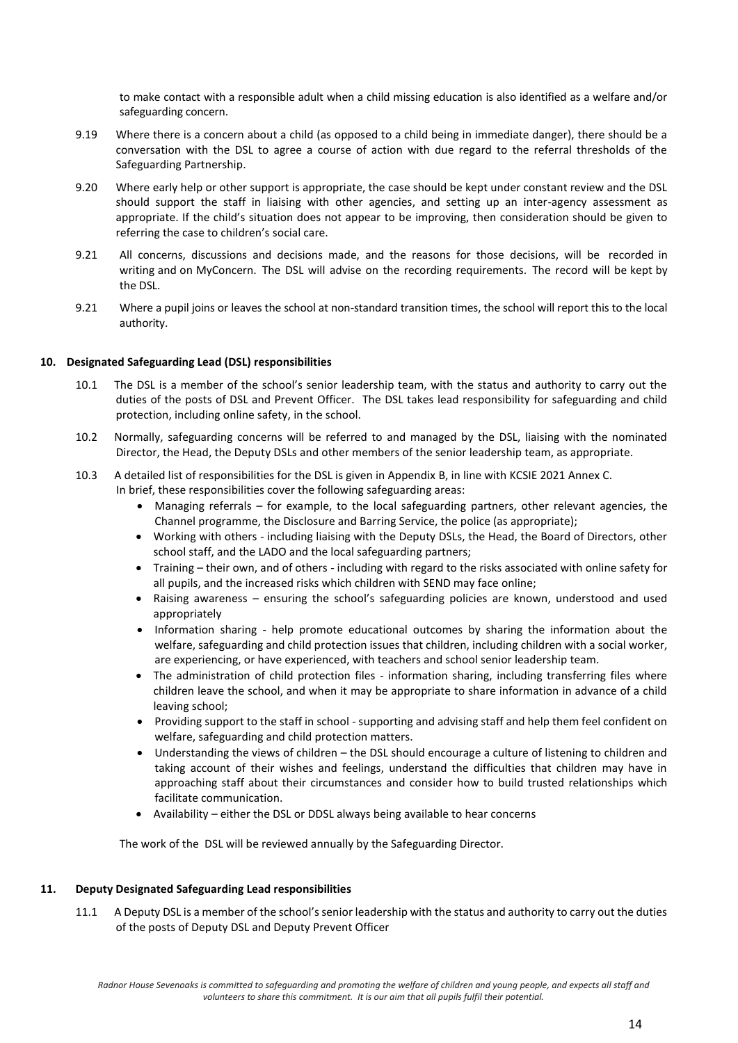to make contact with a responsible adult when a child missing education is also identified as a welfare and/or safeguarding concern.

9.19 Where there is a concern about a child (as opposed to a child being in immediate danger), there should be a conversation with the DSL to agree a course of action with due regard to the referral thresholds of the Safeguarding Partnership.

9.20 Where early help or other support is appropriate, the case should be kept under constant review and the DSL should support the staff in liaising with other agencies, and setting up an inter-agency assessment as appropriate. If the child's situation does not appear to be improving, then consideration should be given to referring the case to children's social care.

9.21 All concerns, discussions and decisions made, and the reasons for those decisions, will be recorded in writing and on MyConcern. The DSL will advise on the recording requirements. The record will be kept by the DSL.

9.21 Where a pupil joins or leaves the school at non-standard transition times, the school will report this to the local authority.

## 10. Designated Safeguarding Lead (DSL) responsibilities

10.1 The DSL is a member of the school's senior leadership team, with the status and authority to carry out the duties of the posts of DSL and Prevent Officer. The DSL takes lead responsibility for safeguarding and child protection, including online safety, in the school.

10.2 Normally, safeguarding concerns will be referred to and managed by the DSL, liaising with the nominated Director, the Head, the Deputy DSLs and other members of the senior leadership team, as appropriate.

10.3 A detailed list of responsibilities for the DSL is given in Appendix B, in line with KCSIE 2021 Annex C. In brief, these responsibilities cover the following safeguarding areas:

- Managing referrals – for example, to the local safeguarding partners, other relevant agencies, the Channel programme, the Disclosure and Barring Service, the police (as appropriate);
- Working with others - including liaising with the Deputy DSLs, the Head, the Board of Directors, other school staff, and the LADO and the local safeguarding partners;
- Training – their own, and of others - including with regard to the risks associated with online safety for all pupils, and the increased risks which children with SEND may face online;
- Raising awareness – ensuring the school's safeguarding policies are known, understood and used appropriately
- Information sharing - help promote educational outcomes by sharing the information about the welfare, safeguarding and child protection issues that children, including children with a social worker, are experiencing, or have experienced, with teachers and school senior leadership team.
- The administration of child protection files - information sharing, including transferring files where children leave the school, and when it may be appropriate to share information in advance of a child leaving school;
- Providing support to the staff in school - supporting and advising staff and help them feel confident on welfare, safeguarding and child protection matters.
- Understanding the views of children – the DSL should encourage a culture of listening to children and taking account of their wishes and feelings, understand the difficulties that children may have in approaching staff about their circumstances and consider how to build trusted relationships which facilitate communication.
- Availability – either the DSL or DDSL always being available to hear concerns

The work of the DSL will be reviewed annually by the Safeguarding Director.

## 11. Deputy Designated Safeguarding Lead responsibilities

11.1 A Deputy DSL is a member of the school's senior leadership with the status and authority to carry out the duties of the posts of Deputy DSL and Deputy Prevent Officer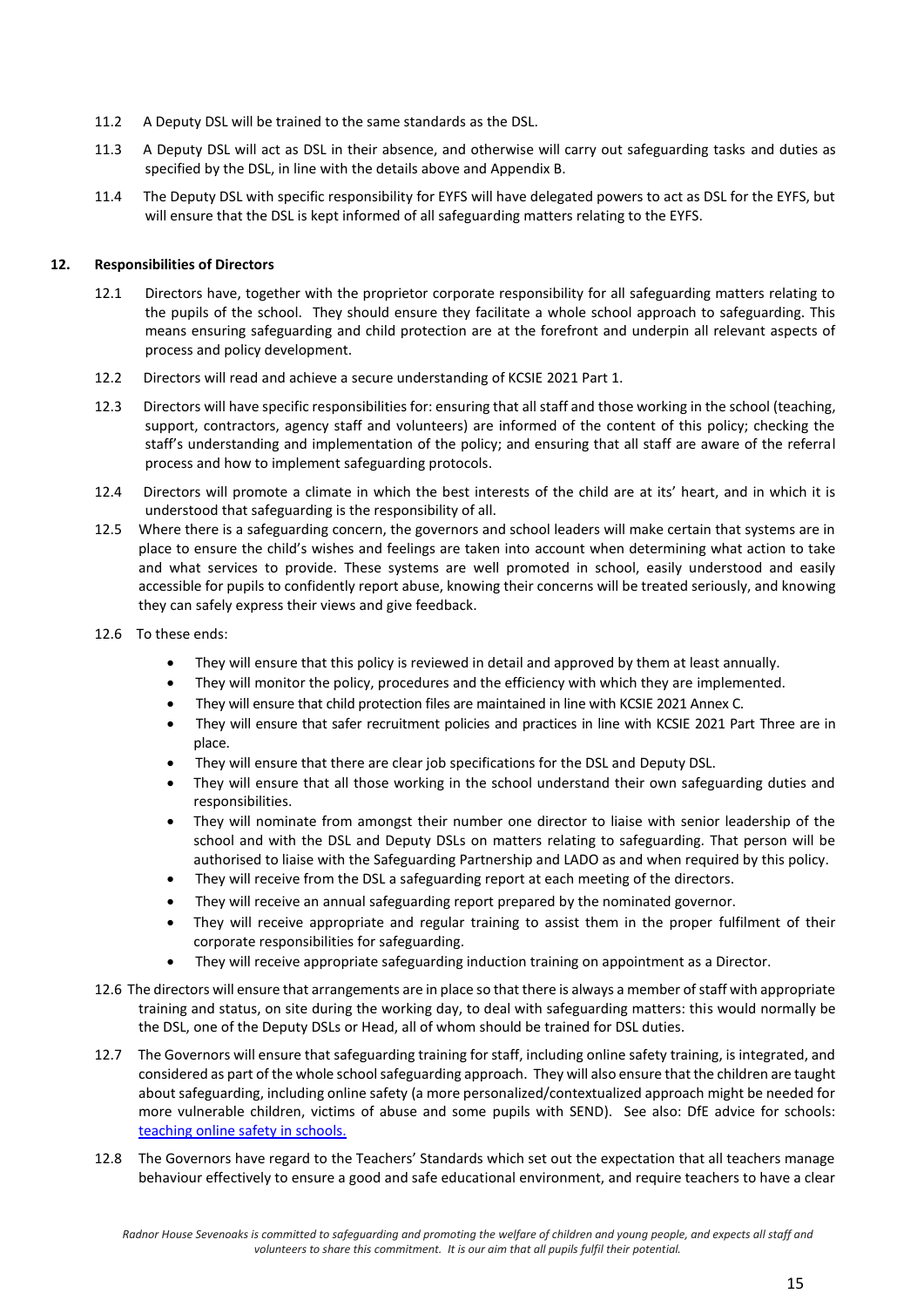11.2 A Deputy DSL will be trained to the same standards as the DSL.

11.3 A Deputy DSL will act as DSL in their absence, and otherwise will carry out safeguarding tasks and duties as specified by the DSL, in line with the details above and Appendix B.

11.4 The Deputy DSL with specific responsibility for EYFS will have delegated powers to act as DSL for the EYFS, but will ensure that the DSL is kept informed of all safeguarding matters relating to the EYFS.

## 12. Responsibilities of Directors

12.1 Directors have, together with the proprietor corporate responsibility for all safeguarding matters relating to the pupils of the school. They should ensure they facilitate a whole school approach to safeguarding. This means ensuring safeguarding and child protection are at the forefront and underpin all relevant aspects of process and policy development.

12.2 Directors will read and achieve a secure understanding of KCSIE 2021 Part 1.

12.3 Directors will have specific responsibilities for: ensuring that all staff and those working in the school (teaching, support, contractors, agency staff and volunteers) are informed of the content of this policy; checking the staff's understanding and implementation of the policy; and ensuring that all staff are aware of the referral process and how to implement safeguarding protocols.

12.4 Directors will promote a climate in which the best interests of the child are at its' heart, and in which it is understood that safeguarding is the responsibility of all.

12.5 Where there is a safeguarding concern, the governors and school leaders will make certain that systems are in place to ensure the child's wishes and feelings are taken into account when determining what action to take and what services to provide. These systems are well promoted in school, easily understood and easily accessible for pupils to confidently report abuse, knowing their concerns will be treated seriously, and knowing they can safely express their views and give feedback.

12.6 To these ends:

- They will ensure that this policy is reviewed in detail and approved by them at least annually.
- They will monitor the policy, procedures and the efficiency with which they are implemented.
- They will ensure that child protection files are maintained in line with KCSIE 2021 Annex C.
- They will ensure that safer recruitment policies and practices in line with KCSIE 2021 Part Three are in place.
- They will ensure that there are clear job specifications for the DSL and Deputy DSL.
- They will ensure that all those working in the school understand their own safeguarding duties and responsibilities.
- They will nominate from amongst their number one director to liaise with senior leadership of the school and with the DSL and Deputy DSLs on matters relating to safeguarding. That person will be authorised to liaise with the Safeguarding Partnership and LADO as and when required by this policy.
- They will receive from the DSL a safeguarding report at each meeting of the directors.
- They will receive an annual safeguarding report prepared by the nominated governor.
- They will receive appropriate and regular training to assist them in the proper fulfilment of their corporate responsibilities for safeguarding.
- They will receive appropriate safeguarding induction training on appointment as a Director.

12.6 The directors will ensure that arrangements are in place so that there is always a member of staff with appropriate training and status, on site during the working day, to deal with safeguarding matters: this would normally be the DSL, one of the Deputy DSLs or Head, all of whom should be trained for DSL duties.

12.7 The Governors will ensure that safeguarding training for staff, including online safety training, is integrated, and considered as part of the whole school safeguarding approach. They will also ensure that the children are taught about safeguarding, including online safety (a more personalized/contextualized approach might be needed for more vulnerable children, victims of abuse and some pupils with SEND). See also: DfE advice for schools: [teaching online safety in schools.]

12.8 The Governors have regard to the Teachers' Standards which set out the expectation that all teachers manage behaviour effectively to ensure a good and safe educational environment, and require teachers to have a clear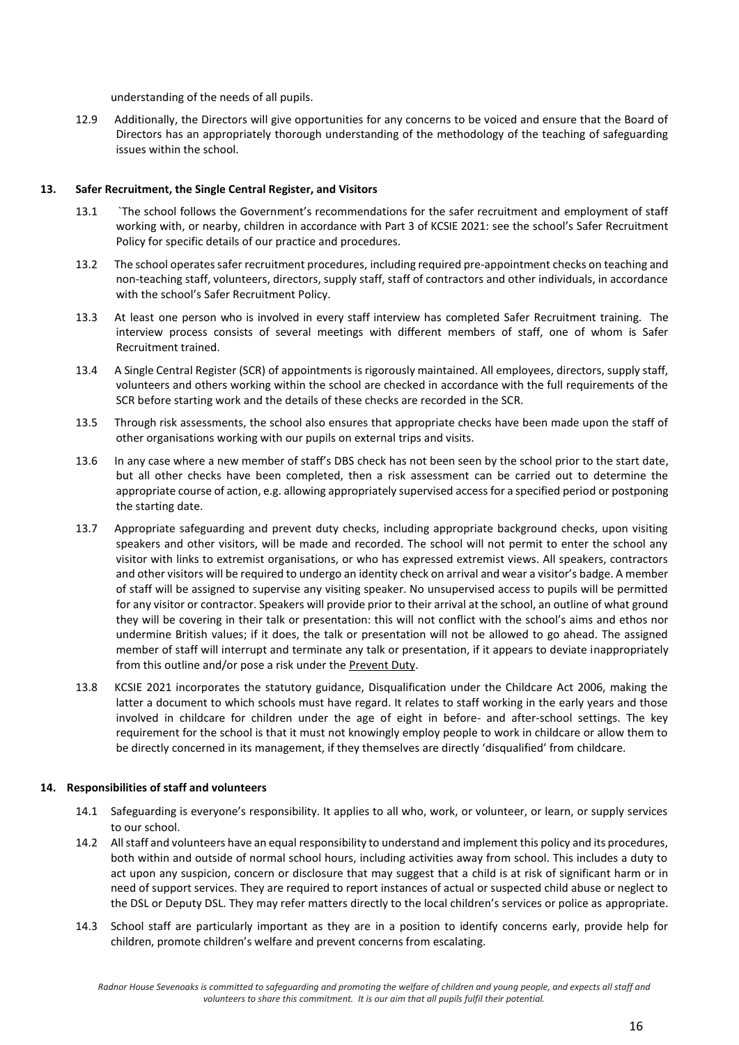understanding of the needs of all pupils.

12.9 Additionally, the Directors will give opportunities for any concerns to be voiced and ensure that the Board of Directors has an appropriately thorough understanding of the methodology of the teaching of safeguarding issues within the school.

## 13. Safer Recruitment, the Single Central Register, and Visitors

13.1 `The school follows the Government's recommendations for the safer recruitment and employment of staff working with, or nearby, children in accordance with Part 3 of KCSIE 2021: see the school's Safer Recruitment Policy for specific details of our practice and procedures.

13.2 The school operates safer recruitment procedures, including required pre-appointment checks on teaching and non-teaching staff, volunteers, directors, supply staff, staff of contractors and other individuals, in accordance with the school's Safer Recruitment Policy.

13.3 At least one person who is involved in every staff interview has completed Safer Recruitment training. The interview process consists of several meetings with different members of staff, one of whom is Safer Recruitment trained.

13.4 A Single Central Register (SCR) of appointments is rigorously maintained. All employees, directors, supply staff, volunteers and others working within the school are checked in accordance with the full requirements of the SCR before starting work and the details of these checks are recorded in the SCR.

13.5 Through risk assessments, the school also ensures that appropriate checks have been made upon the staff of other organisations working with our pupils on external trips and visits.

13.6 In any case where a new member of staff's DBS check has not been seen by the school prior to the start date, but all other checks have been completed, then a risk assessment can be carried out to determine the appropriate course of action, e.g. allowing appropriately supervised access for a specified period or postponing the starting date.

13.7 Appropriate safeguarding and prevent duty checks, including appropriate background checks, upon visiting speakers and other visitors, will be made and recorded. The school will not permit to enter the school any visitor with links to extremist organisations, or who has expressed extremist views. All speakers, contractors and other visitors will be required to undergo an identity check on arrival and wear a visitor's badge. A member of staff will be assigned to supervise any visiting speaker. No unsupervised access to pupils will be permitted for any visitor or contractor. Speakers will provide prior to their arrival at the school, an outline of what ground they will be covering in their talk or presentation: this will not conflict with the school's aims and ethos nor undermine British values; if it does, the talk or presentation will not be allowed to go ahead. The assigned member of staff will interrupt and terminate any talk or presentation, if it appears to deviate inappropriately from this outline and/or pose a risk under the Prevent Duty.

13.8 KCSIE 2021 incorporates the statutory guidance, Disqualification under the Childcare Act 2006, making the latter a document to which schools must have regard. It relates to staff working in the early years and those involved in childcare for children under the age of eight in before- and after-school settings. The key requirement for the school is that it must not knowingly employ people to work in childcare or allow them to be directly concerned in its management, if they themselves are directly 'disqualified' from childcare.

## 14. Responsibilities of staff and volunteers

14.1 Safeguarding is everyone's responsibility. It applies to all who, work, or volunteer, or learn, or supply services to our school.

14.2 All staff and volunteers have an equal responsibility to understand and implement this policy and its procedures, both within and outside of normal school hours, including activities away from school. This includes a duty to act upon any suspicion, concern or disclosure that may suggest that a child is at risk of significant harm or in need of support services. They are required to report instances of actual or suspected child abuse or neglect to the DSL or Deputy DSL. They may refer matters directly to the local children's services or police as appropriate.

14.3 School staff are particularly important as they are in a position to identify concerns early, provide help for children, promote children's welfare and prevent concerns from escalating.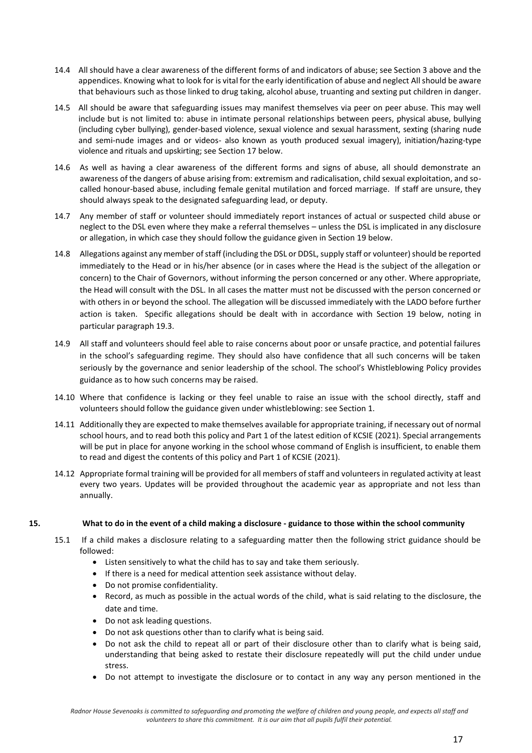14.4 All should have a clear awareness of the different forms of and indicators of abuse; see Section 3 above and the appendices. Knowing what to look for is vital for the early identification of abuse and neglect All should be aware that behaviours such as those linked to drug taking, alcohol abuse, truanting and sexting put children in danger.

14.5 All should be aware that safeguarding issues may manifest themselves via peer on peer abuse. This may well include but is not limited to: abuse in intimate personal relationships between peers, physical abuse, bullying (including cyber bullying), gender-based violence, sexual violence and sexual harassment, sexting (sharing nude and semi-nude images and or videos- also known as youth produced sexual imagery), initiation/hazing-type violence and rituals and upskirting; see Section 17 below.

14.6 As well as having a clear awareness of the different forms and signs of abuse, all should demonstrate an awareness of the dangers of abuse arising from: extremism and radicalisation, child sexual exploitation, and so-called honour-based abuse, including female genital mutilation and forced marriage. If staff are unsure, they should always speak to the designated safeguarding lead, or deputy.

14.7 Any member of staff or volunteer should immediately report instances of actual or suspected child abuse or neglect to the DSL even where they make a referral themselves – unless the DSL is implicated in any disclosure or allegation, in which case they should follow the guidance given in Section 19 below.

14.8 Allegations against any member of staff (including the DSL or DDSL, supply staff or volunteer) should be reported immediately to the Head or in his/her absence (or in cases where the Head is the subject of the allegation or concern) to the Chair of Governors, without informing the person concerned or any other. Where appropriate, the Head will consult with the DSL. In all cases the matter must not be discussed with the person concerned or with others in or beyond the school. The allegation will be discussed immediately with the LADO before further action is taken. Specific allegations should be dealt with in accordance with Section 19 below, noting in particular paragraph 19.3.

14.9 All staff and volunteers should feel able to raise concerns about poor or unsafe practice, and potential failures in the school's safeguarding regime. They should also have confidence that all such concerns will be taken seriously by the governance and senior leadership of the school. The school's Whistleblowing Policy provides guidance as to how such concerns may be raised.

14.10 Where that confidence is lacking or they feel unable to raise an issue with the school directly, staff and volunteers should follow the guidance given under whistleblowing: see Section 1.

14.11 Additionally they are expected to make themselves available for appropriate training, if necessary out of normal school hours, and to read both this policy and Part 1 of the latest edition of KCSIE (2021). Special arrangements will be put in place for anyone working in the school whose command of English is insufficient, to enable them to read and digest the contents of this policy and Part 1 of KCSIE (2021).

14.12 Appropriate formal training will be provided for all members of staff and volunteers in regulated activity at least every two years. Updates will be provided throughout the academic year as appropriate and not less than annually.

## 15. What to do in the event of a child making a disclosure - guidance to those within the school community

15.1 If a child makes a disclosure relating to a safeguarding matter then the following strict guidance should be followed:

- Listen sensitively to what the child has to say and take them seriously.
- If there is a need for medical attention seek assistance without delay.
- Do not promise confidentiality.
- Record, as much as possible in the actual words of the child, what is said relating to the disclosure, the date and time.
- Do not ask leading questions.
- Do not ask questions other than to clarify what is being said.
- Do not ask the child to repeat all or part of their disclosure other than to clarify what is being said, understanding that being asked to restate their disclosure repeatedly will put the child under undue stress.
- Do not attempt to investigate the disclosure or to contact in any way any person mentioned in the

*Radnor House Sevenoaks is committed to safeguarding and promoting the welfare of children and young people, and expects all staff and volunteers to share this commitment. It is our aim that all pupils fulfil their potential.*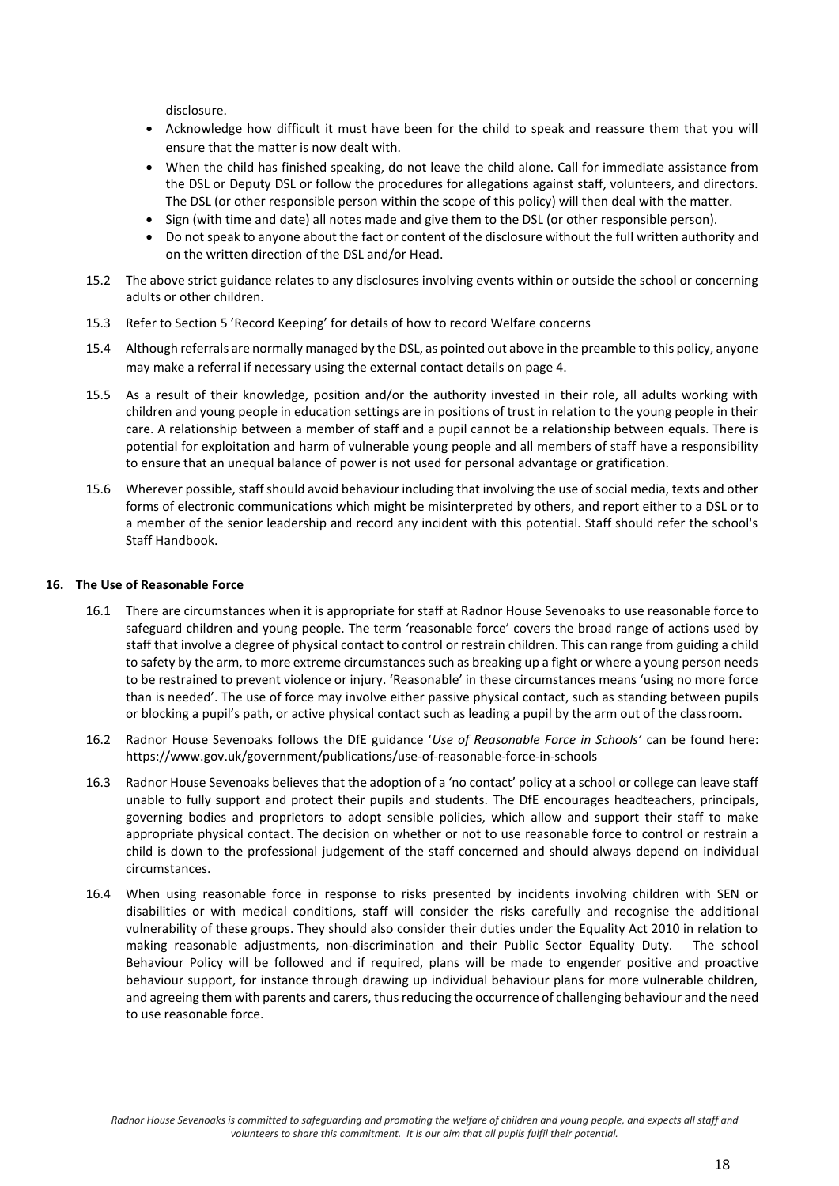disclosure.

- Acknowledge how difficult it must have been for the child to speak and reassure them that you will ensure that the matter is now dealt with.
- When the child has finished speaking, do not leave the child alone. Call for immediate assistance from the DSL or Deputy DSL or follow the procedures for allegations against staff, volunteers, and directors. The DSL (or other responsible person within the scope of this policy) will then deal with the matter.
- Sign (with time and date) all notes made and give them to the DSL (or other responsible person).
- Do not speak to anyone about the fact or content of the disclosure without the full written authority and on the written direction of the DSL and/or Head.

15.2 The above strict guidance relates to any disclosures involving events within or outside the school or concerning adults or other children.

15.3 Refer to Section 5 'Record Keeping' for details of how to record Welfare concerns

15.4 Although referrals are normally managed by the DSL, as pointed out above in the preamble to this policy, anyone may make a referral if necessary using the external contact details on page 4.

15.5 As a result of their knowledge, position and/or the authority invested in their role, all adults working with children and young people in education settings are in positions of trust in relation to the young people in their care. A relationship between a member of staff and a pupil cannot be a relationship between equals. There is potential for exploitation and harm of vulnerable young people and all members of staff have a responsibility to ensure that an unequal balance of power is not used for personal advantage or gratification.

15.6 Wherever possible, staff should avoid behaviour including that involving the use of social media, texts and other forms of electronic communications which might be misinterpreted by others, and report either to a DSL or to a member of the senior leadership and record any incident with this potential. Staff should refer the school's Staff Handbook.

## 16. The Use of Reasonable Force

16.1 There are circumstances when it is appropriate for staff at Radnor House Sevenoaks to use reasonable force to safeguard children and young people. The term 'reasonable force' covers the broad range of actions used by staff that involve a degree of physical contact to control or restrain children. This can range from guiding a child to safety by the arm, to more extreme circumstances such as breaking up a fight or where a young person needs to be restrained to prevent violence or injury. 'Reasonable' in these circumstances means 'using no more force than is needed'. The use of force may involve either passive physical contact, such as standing between pupils or blocking a pupil's path, or active physical contact such as leading a pupil by the arm out of the classroom.

16.2 Radnor House Sevenoaks follows the DfE guidance '*Use of Reasonable Force in Schools'* can be found here: https://www.gov.uk/government/publications/use-of-reasonable-force-in-schools

16.3 Radnor House Sevenoaks believes that the adoption of a 'no contact' policy at a school or college can leave staff unable to fully support and protect their pupils and students. The DfE encourages headteachers, principals, governing bodies and proprietors to adopt sensible policies, which allow and support their staff to make appropriate physical contact. The decision on whether or not to use reasonable force to control or restrain a child is down to the professional judgement of the staff concerned and should always depend on individual circumstances.

16.4 When using reasonable force in response to risks presented by incidents involving children with SEN or disabilities or with medical conditions, staff will consider the risks carefully and recognise the additional vulnerability of these groups. They should also consider their duties under the Equality Act 2010 in relation to making reasonable adjustments, non-discrimination and their Public Sector Equality Duty. The school Behaviour Policy will be followed and if required, plans will be made to engender positive and proactive behaviour support, for instance through drawing up individual behaviour plans for more vulnerable children, and agreeing them with parents and carers, thus reducing the occurrence of challenging behaviour and the need to use reasonable force.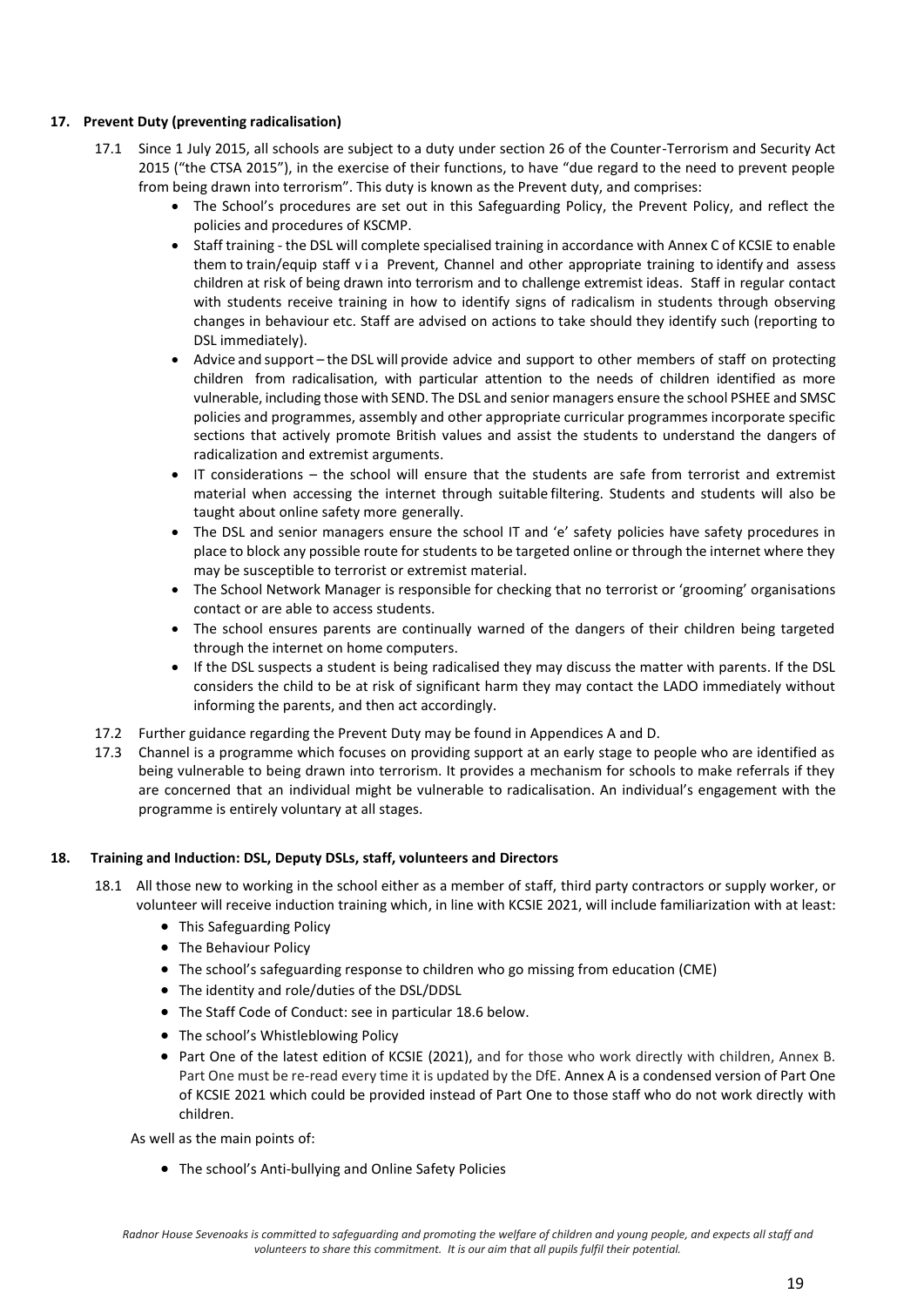## 17. Prevent Duty (preventing radicalisation)

17.1 Since 1 July 2015, all schools are subject to a duty under section 26 of the Counter-Terrorism and Security Act 2015 ("the CTSA 2015"), in the exercise of their functions, to have "due regard to the need to prevent people from being drawn into terrorism". This duty is known as the Prevent duty, and comprises:

- The School's procedures are set out in this Safeguarding Policy, the Prevent Policy, and reflect the policies and procedures of KSCMP.
- Staff training - the DSL will complete specialised training in accordance with Annex C of KCSIE to enable them to train/equip staff v i a Prevent, Channel and other appropriate training to identify and assess children at risk of being drawn into terrorism and to challenge extremist ideas. Staff in regular contact with students receive training in how to identify signs of radicalism in students through observing changes in behaviour etc. Staff are advised on actions to take should they identify such (reporting to DSL immediately).
- Advice and support – the DSL will provide advice and support to other members of staff on protecting children from radicalisation, with particular attention to the needs of children identified as more vulnerable, including those with SEND. The DSL and senior managers ensure the school PSHEE and SMSC policies and programmes, assembly and other appropriate curricular programmes incorporate specific sections that actively promote British values and assist the students to understand the dangers of radicalization and extremist arguments.
- IT considerations – the school will ensure that the students are safe from terrorist and extremist material when accessing the internet through suitable filtering. Students and students will also be taught about online safety more generally.
- The DSL and senior managers ensure the school IT and 'e' safety policies have safety procedures in place to block any possible route for students to be targeted online or through the internet where they may be susceptible to terrorist or extremist material.
- The School Network Manager is responsible for checking that no terrorist or 'grooming' organisations contact or are able to access students.
- The school ensures parents are continually warned of the dangers of their children being targeted through the internet on home computers.
- If the DSL suspects a student is being radicalised they may discuss the matter with parents. If the DSL considers the child to be at risk of significant harm they may contact the LADO immediately without informing the parents, and then act accordingly.

17.2 Further guidance regarding the Prevent Duty may be found in Appendices A and D.

17.3 Channel is a programme which focuses on providing support at an early stage to people who are identified as being vulnerable to being drawn into terrorism. It provides a mechanism for schools to make referrals if they are concerned that an individual might be vulnerable to radicalisation. An individual's engagement with the programme is entirely voluntary at all stages.

## 18. Training and Induction: DSL, Deputy DSLs, staff, volunteers and Directors

18.1 All those new to working in the school either as a member of staff, third party contractors or supply worker, or volunteer will receive induction training which, in line with KCSIE 2021, will include familiarization with at least:

- This Safeguarding Policy
- The Behaviour Policy
- The school's safeguarding response to children who go missing from education (CME)
- The identity and role/duties of the DSL/DDSL
- The Staff Code of Conduct: see in particular 18.6 below.
- The school's Whistleblowing Policy
- Part One of the latest edition of KCSIE (2021), and for those who work directly with children, Annex B. Part One must be re-read every time it is updated by the DfE. Annex A is a condensed version of Part One of KCSIE 2021 which could be provided instead of Part One to those staff who do not work directly with children.

As well as the main points of:

- The school's Anti-bullying and Online Safety Policies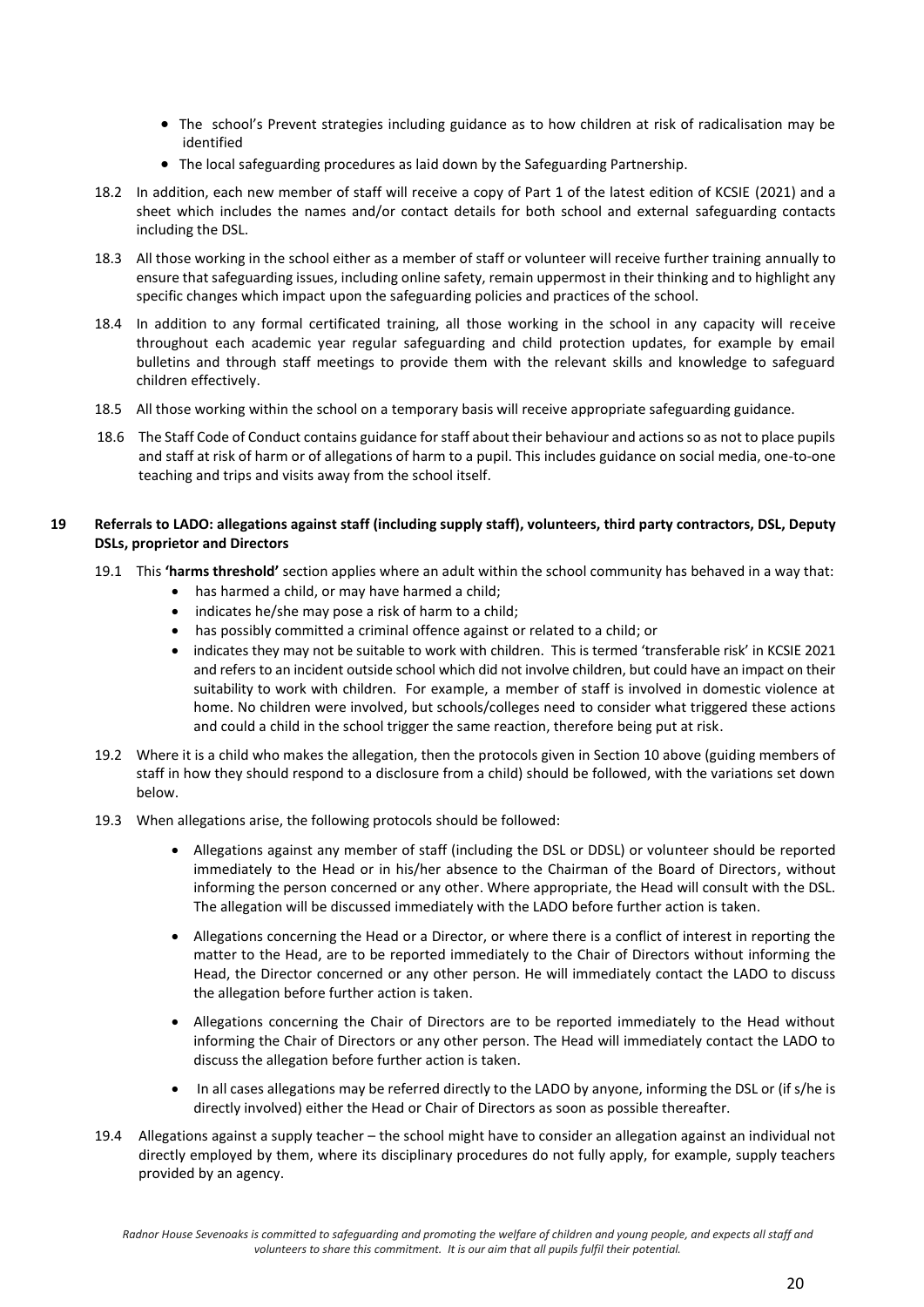- The school's Prevent strategies including guidance as to how children at risk of radicalisation may be identified
- The local safeguarding procedures as laid down by the Safeguarding Partnership.

18.2 In addition, each new member of staff will receive a copy of Part 1 of the latest edition of KCSIE (2021) and a sheet which includes the names and/or contact details for both school and external safeguarding contacts including the DSL.

18.3 All those working in the school either as a member of staff or volunteer will receive further training annually to ensure that safeguarding issues, including online safety, remain uppermost in their thinking and to highlight any specific changes which impact upon the safeguarding policies and practices of the school.

18.4 In addition to any formal certificated training, all those working in the school in any capacity will receive throughout each academic year regular safeguarding and child protection updates, for example by email bulletins and through staff meetings to provide them with the relevant skills and knowledge to safeguard children effectively.

18.5 All those working within the school on a temporary basis will receive appropriate safeguarding guidance.

18.6 The Staff Code of Conduct contains guidance for staff about their behaviour and actions so as not to place pupils and staff at risk of harm or of allegations of harm to a pupil. This includes guidance on social media, one-to-one teaching and trips and visits away from the school itself.

## 19 Referrals to LADO: allegations against staff (including supply staff), volunteers, third party contractors, DSL, Deputy DSLs, proprietor and Directors

19.1 This **'harms threshold'** section applies where an adult within the school community has behaved in a way that:

- has harmed a child, or may have harmed a child;
- indicates he/she may pose a risk of harm to a child;
- has possibly committed a criminal offence against or related to a child; or
- indicates they may not be suitable to work with children. This is termed 'transferable risk' in KCSIE 2021 and refers to an incident outside school which did not involve children, but could have an impact on their suitability to work with children. For example, a member of staff is involved in domestic violence at home. No children were involved, but schools/colleges need to consider what triggered these actions and could a child in the school trigger the same reaction, therefore being put at risk.

19.2 Where it is a child who makes the allegation, then the protocols given in Section 10 above (guiding members of staff in how they should respond to a disclosure from a child) should be followed, with the variations set down below.

19.3 When allegations arise, the following protocols should be followed:

- Allegations against any member of staff (including the DSL or DDSL) or volunteer should be reported immediately to the Head or in his/her absence to the Chairman of the Board of Directors, without informing the person concerned or any other. Where appropriate, the Head will consult with the DSL. The allegation will be discussed immediately with the LADO before further action is taken.
- Allegations concerning the Head or a Director, or where there is a conflict of interest in reporting the matter to the Head, are to be reported immediately to the Chair of Directors without informing the Head, the Director concerned or any other person. He will immediately contact the LADO to discuss the allegation before further action is taken.
- Allegations concerning the Chair of Directors are to be reported immediately to the Head without informing the Chair of Directors or any other person. The Head will immediately contact the LADO to discuss the allegation before further action is taken.
- In all cases allegations may be referred directly to the LADO by anyone, informing the DSL or (if s/he is directly involved) either the Head or Chair of Directors as soon as possible thereafter.

19.4 Allegations against a supply teacher – the school might have to consider an allegation against an individual not directly employed by them, where its disciplinary procedures do not fully apply, for example, supply teachers provided by an agency.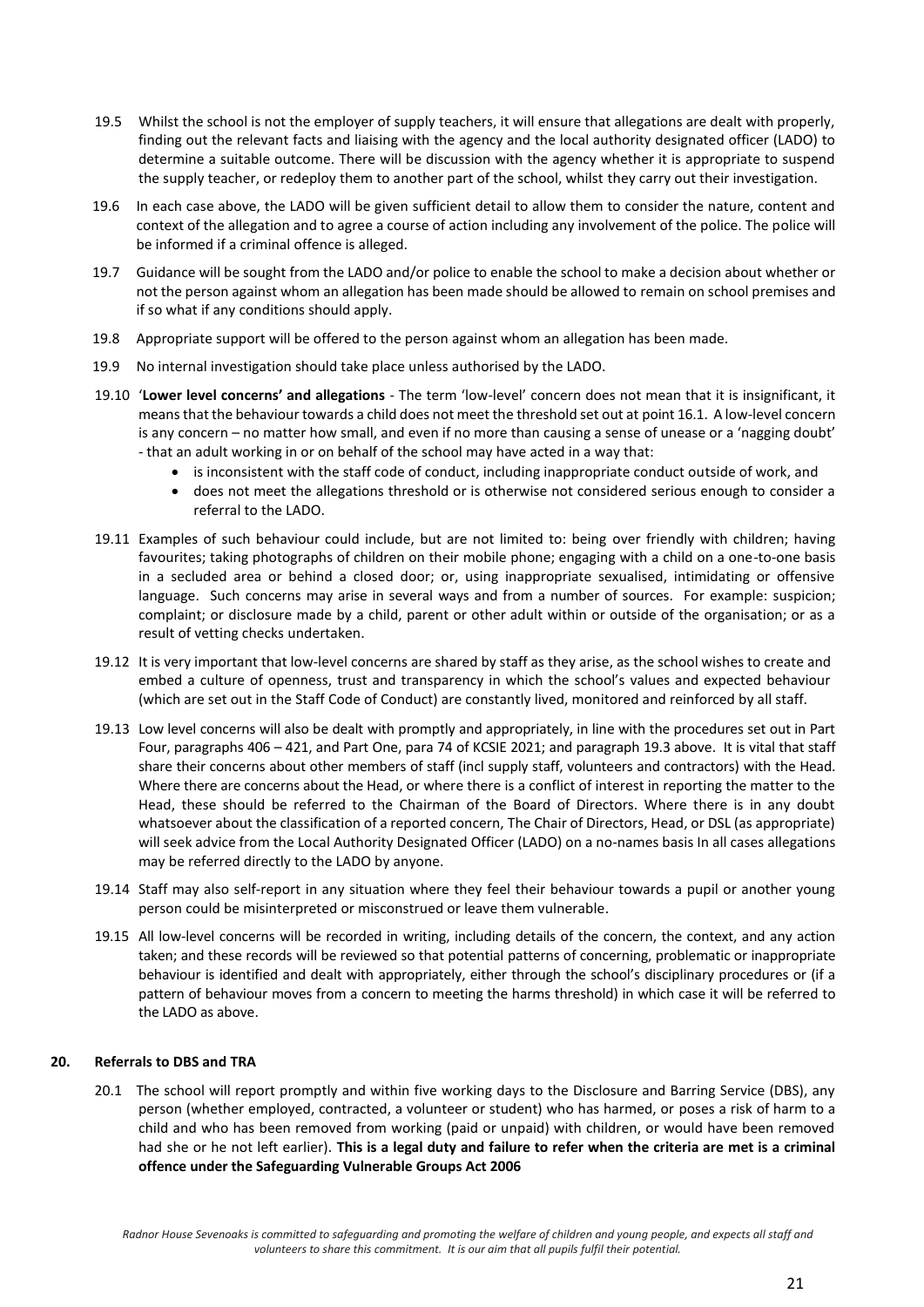19.5 Whilst the school is not the employer of supply teachers, it will ensure that allegations are dealt with properly, finding out the relevant facts and liaising with the agency and the local authority designated officer (LADO) to determine a suitable outcome. There will be discussion with the agency whether it is appropriate to suspend the supply teacher, or redeploy them to another part of the school, whilst they carry out their investigation.

19.6 In each case above, the LADO will be given sufficient detail to allow them to consider the nature, content and context of the allegation and to agree a course of action including any involvement of the police. The police will be informed if a criminal offence is alleged.

19.7 Guidance will be sought from the LADO and/or police to enable the school to make a decision about whether or not the person against whom an allegation has been made should be allowed to remain on school premises and if so what if any conditions should apply.

19.8 Appropriate support will be offered to the person against whom an allegation has been made.

19.9 No internal investigation should take place unless authorised by the LADO.

19.10 '**Lower level concerns' and allegations** - The term 'low-level' concern does not mean that it is insignificant, it means that the behaviour towards a child does not meet the threshold set out at point 16.1. A low-level concern is any concern – no matter how small, and even if no more than causing a sense of unease or a 'nagging doubt' - that an adult working in or on behalf of the school may have acted in a way that:

- is inconsistent with the staff code of conduct, including inappropriate conduct outside of work, and
- does not meet the allegations threshold or is otherwise not considered serious enough to consider a referral to the LADO.

19.11 Examples of such behaviour could include, but are not limited to: being over friendly with children; having favourites; taking photographs of children on their mobile phone; engaging with a child on a one-to-one basis in a secluded area or behind a closed door; or, using inappropriate sexualised, intimidating or offensive language. Such concerns may arise in several ways and from a number of sources. For example: suspicion; complaint; or disclosure made by a child, parent or other adult within or outside of the organisation; or as a result of vetting checks undertaken.

19.12 It is very important that low-level concerns are shared by staff as they arise, as the school wishes to create and embed a culture of openness, trust and transparency in which the school's values and expected behaviour (which are set out in the Staff Code of Conduct) are constantly lived, monitored and reinforced by all staff.

19.13 Low level concerns will also be dealt with promptly and appropriately, in line with the procedures set out in Part Four, paragraphs 406 – 421, and Part One, para 74 of KCSIE 2021; and paragraph 19.3 above. It is vital that staff share their concerns about other members of staff (incl supply staff, volunteers and contractors) with the Head. Where there are concerns about the Head, or where there is a conflict of interest in reporting the matter to the Head, these should be referred to the Chairman of the Board of Directors. Where there is in any doubt whatsoever about the classification of a reported concern, The Chair of Directors, Head, or DSL (as appropriate) will seek advice from the Local Authority Designated Officer (LADO) on a no-names basis In all cases allegations may be referred directly to the LADO by anyone.

19.14 Staff may also self-report in any situation where they feel their behaviour towards a pupil or another young person could be misinterpreted or misconstrued or leave them vulnerable.

19.15 All low-level concerns will be recorded in writing, including details of the concern, the context, and any action taken; and these records will be reviewed so that potential patterns of concerning, problematic or inappropriate behaviour is identified and dealt with appropriately, either through the school's disciplinary procedures or (if a pattern of behaviour moves from a concern to meeting the harms threshold) in which case it will be referred to the LADO as above.

## 20. Referrals to DBS and TRA

20.1 The school will report promptly and within five working days to the Disclosure and Barring Service (DBS), any person (whether employed, contracted, a volunteer or student) who has harmed, or poses a risk of harm to a child and who has been removed from working (paid or unpaid) with children, or would have been removed had she or he not left earlier). **This is a legal duty and failure to refer when the criteria are met is a criminal offence under the Safeguarding Vulnerable Groups Act 2006**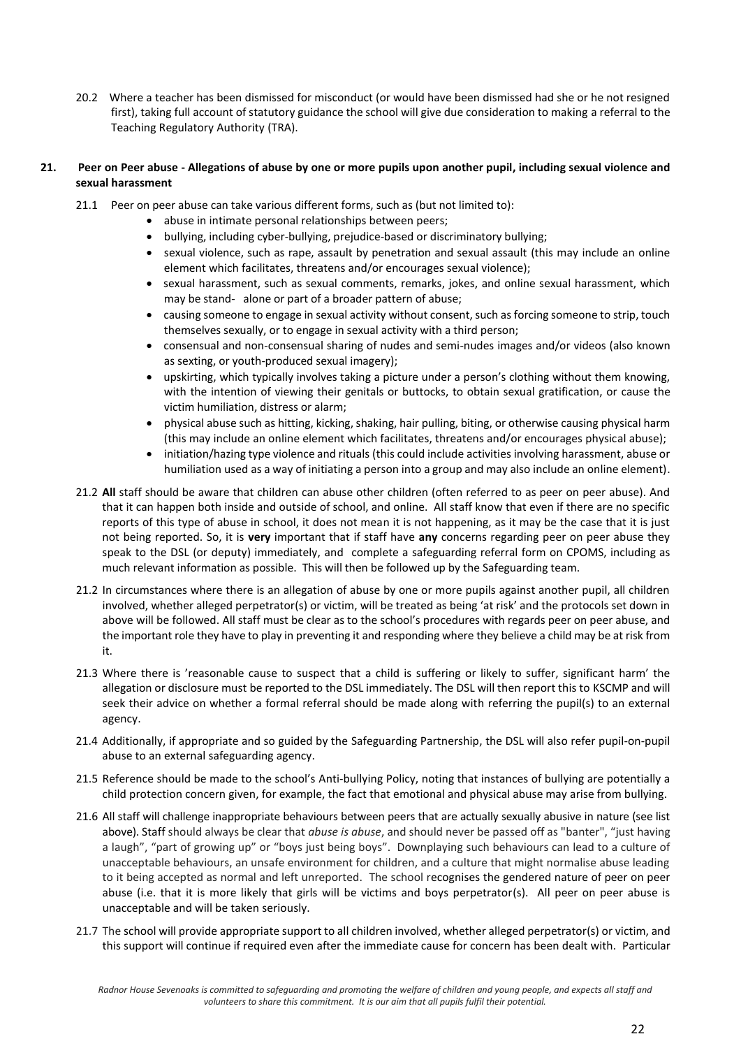20.2 Where a teacher has been dismissed for misconduct (or would have been dismissed had she or he not resigned first), taking full account of statutory guidance the school will give due consideration to making a referral to the Teaching Regulatory Authority (TRA).

## 21. Peer on Peer abuse - Allegations of abuse by one or more pupils upon another pupil, including sexual violence and sexual harassment

21.1 Peer on peer abuse can take various different forms, such as (but not limited to):

- abuse in intimate personal relationships between peers;
- bullying, including cyber-bullying, prejudice-based or discriminatory bullying;
- sexual violence, such as rape, assault by penetration and sexual assault (this may include an online element which facilitates, threatens and/or encourages sexual violence);
- sexual harassment, such as sexual comments, remarks, jokes, and online sexual harassment, which may be stand- alone or part of a broader pattern of abuse;
- causing someone to engage in sexual activity without consent, such as forcing someone to strip, touch themselves sexually, or to engage in sexual activity with a third person;
- consensual and non-consensual sharing of nudes and semi-nudes images and/or videos (also known as sexting, or youth-produced sexual imagery);
- upskirting, which typically involves taking a picture under a person's clothing without them knowing, with the intention of viewing their genitals or buttocks, to obtain sexual gratification, or cause the victim humiliation, distress or alarm;
- physical abuse such as hitting, kicking, shaking, hair pulling, biting, or otherwise causing physical harm (this may include an online element which facilitates, threatens and/or encourages physical abuse);
- initiation/hazing type violence and rituals (this could include activities involving harassment, abuse or humiliation used as a way of initiating a person into a group and may also include an online element).

21.2 **All** staff should be aware that children can abuse other children (often referred to as peer on peer abuse). And that it can happen both inside and outside of school, and online. All staff know that even if there are no specific reports of this type of abuse in school, it does not mean it is not happening, as it may be the case that it is just not being reported. So, it is **very** important that if staff have **any** concerns regarding peer on peer abuse they speak to the DSL (or deputy) immediately, and complete a safeguarding referral form on CPOMS, including as much relevant information as possible. This will then be followed up by the Safeguarding team.

21.2 In circumstances where there is an allegation of abuse by one or more pupils against another pupil, all children involved, whether alleged perpetrator(s) or victim, will be treated as being 'at risk' and the protocols set down in above will be followed. All staff must be clear as to the school's procedures with regards peer on peer abuse, and the important role they have to play in preventing it and responding where they believe a child may be at risk from it.

21.3 Where there is 'reasonable cause to suspect that a child is suffering or likely to suffer, significant harm' the allegation or disclosure must be reported to the DSL immediately. The DSL will then report this to KSCMP and will seek their advice on whether a formal referral should be made along with referring the pupil(s) to an external agency.

21.4 Additionally, if appropriate and so guided by the Safeguarding Partnership, the DSL will also refer pupil-on-pupil abuse to an external safeguarding agency.

21.5 Reference should be made to the school's Anti-bullying Policy, noting that instances of bullying are potentially a child protection concern given, for example, the fact that emotional and physical abuse may arise from bullying.

21.6 All staff will challenge inappropriate behaviours between peers that are actually sexually abusive in nature (see list above). Staff should always be clear that *abuse is abuse*, and should never be passed off as "banter", "just having a laugh", "part of growing up" or "boys just being boys". Downplaying such behaviours can lead to a culture of unacceptable behaviours, an unsafe environment for children, and a culture that might normalise abuse leading to it being accepted as normal and left unreported. The school recognises the gendered nature of peer on peer abuse (i.e. that it is more likely that girls will be victims and boys perpetrator(s). All peer on peer abuse is unacceptable and will be taken seriously.

21.7 The school will provide appropriate support to all children involved, whether alleged perpetrator(s) or victim, and this support will continue if required even after the immediate cause for concern has been dealt with. Particular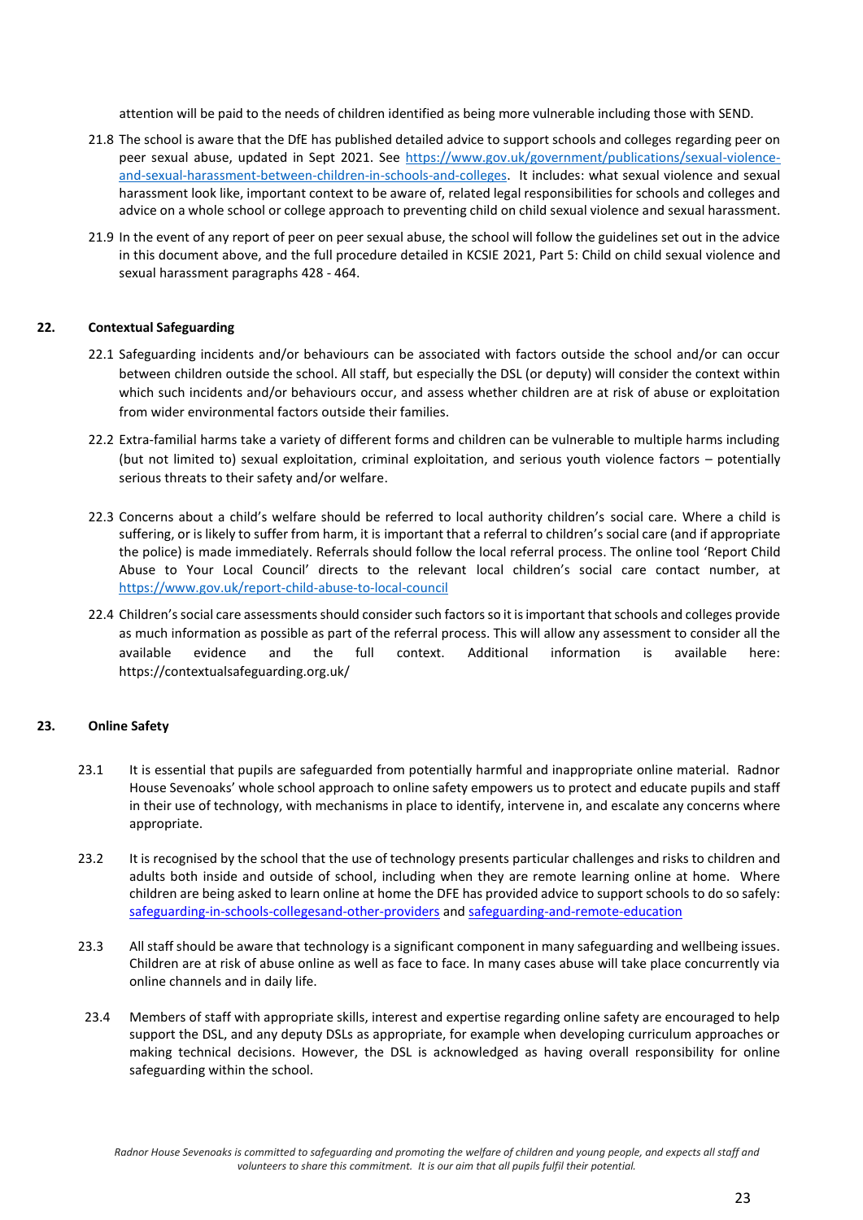attention will be paid to the needs of children identified as being more vulnerable including those with SEND.

21.8 The school is aware that the DfE has published detailed advice to support schools and colleges regarding peer on peer sexual abuse, updated in Sept 2021. See [https://www.gov.uk/government/publications/sexual-violence-and-sexual-harassment-between-children-in-schools-and-colleges](https://www.gov.uk/government/publications/sexual-violence-and-sexual-harassment-between-children-in-schools-and-colleges). It includes: what sexual violence and sexual harassment look like, important context to be aware of, related legal responsibilities for schools and colleges and advice on a whole school or college approach to preventing child on child sexual violence and sexual harassment.

21.9 In the event of any report of peer on peer sexual abuse, the school will follow the guidelines set out in the advice in this document above, and the full procedure detailed in KCSIE 2021, Part 5: Child on child sexual violence and sexual harassment paragraphs 428 - 464.

## 22. Contextual Safeguarding

22.1 Safeguarding incidents and/or behaviours can be associated with factors outside the school and/or can occur between children outside the school. All staff, but especially the DSL (or deputy) will consider the context within which such incidents and/or behaviours occur, and assess whether children are at risk of abuse or exploitation from wider environmental factors outside their families.

22.2 Extra-familial harms take a variety of different forms and children can be vulnerable to multiple harms including (but not limited to) sexual exploitation, criminal exploitation, and serious youth violence factors – potentially serious threats to their safety and/or welfare.

22.3 Concerns about a child's welfare should be referred to local authority children's social care. Where a child is suffering, or is likely to suffer from harm, it is important that a referral to children's social care (and if appropriate the police) is made immediately. Referrals should follow the local referral process. The online tool 'Report Child Abuse to Your Local Council' directs to the relevant local children's social care contact number, at [https://www.gov.uk/report-child-abuse-to-local-council](https://www.gov.uk/report-child-abuse-to-local-council)

22.4 Children's social care assessments should consider such factors so it is important that schools and colleges provide as much information as possible as part of the referral process. This will allow any assessment to consider all the available evidence and the full context. Additional information is available here: https://contextualsafeguarding.org.uk/

## 23. Online Safety

23.1 It is essential that pupils are safeguarded from potentially harmful and inappropriate online material. Radnor House Sevenoaks' whole school approach to online safety empowers us to protect and educate pupils and staff in their use of technology, with mechanisms in place to identify, intervene in, and escalate any concerns where appropriate.

23.2 It is recognised by the school that the use of technology presents particular challenges and risks to children and adults both inside and outside of school, including when they are remote learning online at home. Where children are being asked to learn online at home the DFE has provided advice to support schools to do so safely: safeguarding-in-schools-collegesand-other-providers and safeguarding-and-remote-education

23.3 All staff should be aware that technology is a significant component in many safeguarding and wellbeing issues. Children are at risk of abuse online as well as face to face. In many cases abuse will take place concurrently via online channels and in daily life.

23.4 Members of staff with appropriate skills, interest and expertise regarding online safety are encouraged to help support the DSL, and any deputy DSLs as appropriate, for example when developing curriculum approaches or making technical decisions. However, the DSL is acknowledged as having overall responsibility for online safeguarding within the school.

*Radnor House Sevenoaks is committed to safeguarding and promoting the welfare of children and young people, and expects all staff and volunteers to share this commitment. It is our aim that all pupils fulfil their potential.*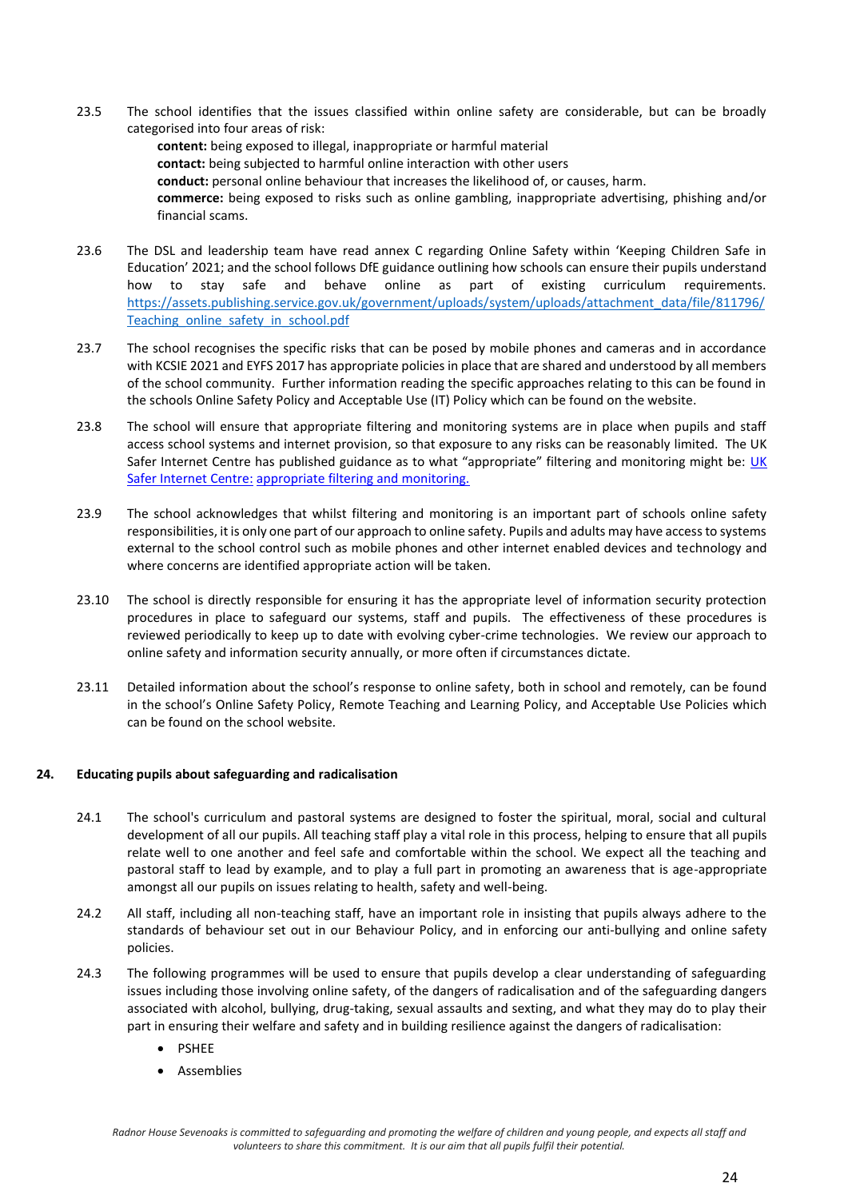23.5 The school identifies that the issues classified within online safety are considerable, but can be broadly categorised into four areas of risk:

**content:** being exposed to illegal, inappropriate or harmful material
**contact:** being subjected to harmful online interaction with other users
**conduct:** personal online behaviour that increases the likelihood of, or causes, harm.
**commerce:** being exposed to risks such as online gambling, inappropriate advertising, phishing and/or financial scams.

23.6 The DSL and leadership team have read annex C regarding Online Safety within 'Keeping Children Safe in Education' 2021; and the school follows DfE guidance outlining how schools can ensure their pupils understand how to stay safe and behave online as part of existing curriculum requirements. [https://assets.publishing.service.gov.uk/government/uploads/system/uploads/attachment_data/file/811796/Teaching_online_safety_in_school.pdf](https://assets.publishing.service.gov.uk/government/uploads/system/uploads/attachment_data/file/811796/Teaching_online_safety_in_school.pdf)

23.7 The school recognises the specific risks that can be posed by mobile phones and cameras and in accordance with KCSIE 2021 and EYFS 2017 has appropriate policies in place that are shared and understood by all members of the school community. Further information reading the specific approaches relating to this can be found in the schools Online Safety Policy and Acceptable Use (IT) Policy which can be found on the website.

23.8 The school will ensure that appropriate filtering and monitoring systems are in place when pupils and staff access school systems and internet provision, so that exposure to any risks can be reasonably limited. The UK Safer Internet Centre has published guidance as to what "appropriate" filtering and monitoring might be: UK Safer Internet Centre: appropriate filtering and monitoring.

23.9 The school acknowledges that whilst filtering and monitoring is an important part of schools online safety responsibilities, it is only one part of our approach to online safety. Pupils and adults may have access to systems external to the school control such as mobile phones and other internet enabled devices and technology and where concerns are identified appropriate action will be taken.

23.10 The school is directly responsible for ensuring it has the appropriate level of information security protection procedures in place to safeguard our systems, staff and pupils. The effectiveness of these procedures is reviewed periodically to keep up to date with evolving cyber-crime technologies. We review our approach to online safety and information security annually, or more often if circumstances dictate.

23.11 Detailed information about the school's response to online safety, both in school and remotely, can be found in the school's Online Safety Policy, Remote Teaching and Learning Policy, and Acceptable Use Policies which can be found on the school website.

## 24. Educating pupils about safeguarding and radicalisation

24.1 The school's curriculum and pastoral systems are designed to foster the spiritual, moral, social and cultural development of all our pupils. All teaching staff play a vital role in this process, helping to ensure that all pupils relate well to one another and feel safe and comfortable within the school. We expect all the teaching and pastoral staff to lead by example, and to play a full part in promoting an awareness that is age-appropriate amongst all our pupils on issues relating to health, safety and well-being.

24.2 All staff, including all non-teaching staff, have an important role in insisting that pupils always adhere to the standards of behaviour set out in our Behaviour Policy, and in enforcing our anti-bullying and online safety policies.

24.3 The following programmes will be used to ensure that pupils develop a clear understanding of safeguarding issues including those involving online safety, of the dangers of radicalisation and of the safeguarding dangers associated with alcohol, bullying, drug-taking, sexual assaults and sexting, and what they may do to play their part in ensuring their welfare and safety and in building resilience against the dangers of radicalisation:

- PSHEE
- Assemblies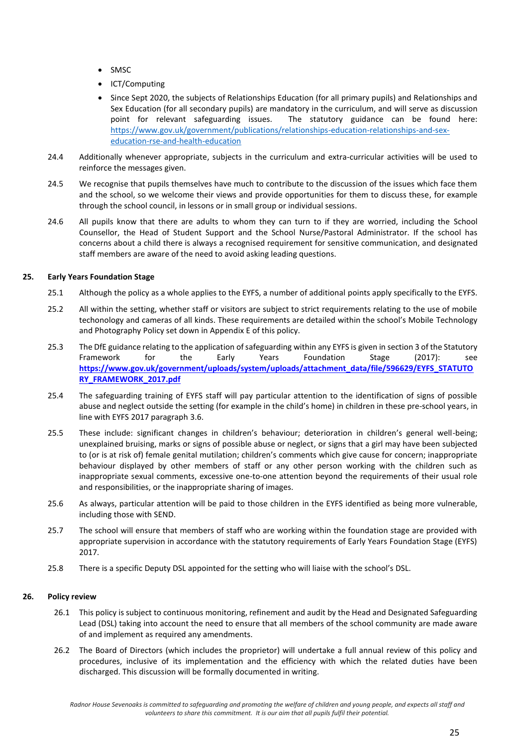- SMSC
- ICT/Computing
- Since Sept 2020, the subjects of Relationships Education (for all primary pupils) and Relationships and Sex Education (for all secondary pupils) are mandatory in the curriculum, and will serve as discussion point for relevant safeguarding issues. The statutory guidance can be found here: https://www.gov.uk/government/publications/relationships-education-relationships-and-sex-education-rse-and-health-education

24.4 Additionally whenever appropriate, subjects in the curriculum and extra-curricular activities will be used to reinforce the messages given.

24.5 We recognise that pupils themselves have much to contribute to the discussion of the issues which face them and the school, so we welcome their views and provide opportunities for them to discuss these, for example through the school council, in lessons or in small group or individual sessions.

24.6 All pupils know that there are adults to whom they can turn to if they are worried, including the School Counsellor, the Head of Student Support and the School Nurse/Pastoral Administrator. If the school has concerns about a child there is always a recognised requirement for sensitive communication, and designated staff members are aware of the need to avoid asking leading questions.

## 25. Early Years Foundation Stage

25.1 Although the policy as a whole applies to the EYFS, a number of additional points apply specifically to the EYFS.

25.2 All within the setting, whether staff or visitors are subject to strict requirements relating to the use of mobile techonology and cameras of all kinds. These requirements are detailed within the school's Mobile Technology and Photography Policy set down in Appendix E of this policy.

25.3 The DfE guidance relating to the application of safeguarding within any EYFS is given in section 3 of the Statutory Framework for the Early Years Foundation Stage (2017): see **https://www.gov.uk/government/uploads/system/uploads/attachment_data/file/596629/EYFS_STATUTORY_FRAMEWORK_2017.pdf**

25.4 The safeguarding training of EYFS staff will pay particular attention to the identification of signs of possible abuse and neglect outside the setting (for example in the child's home) in children in these pre-school years, in line with EYFS 2017 paragraph 3.6.

25.5 These include: significant changes in children's behaviour; deterioration in children's general well-being; unexplained bruising, marks or signs of possible abuse or neglect, or signs that a girl may have been subjected to (or is at risk of) female genital mutilation; children's comments which give cause for concern; inappropriate behaviour displayed by other members of staff or any other person working with the children such as inappropriate sexual comments, excessive one-to-one attention beyond the requirements of their usual role and responsibilities, or the inappropriate sharing of images.

25.6 As always, particular attention will be paid to those children in the EYFS identified as being more vulnerable, including those with SEND.

25.7 The school will ensure that members of staff who are working within the foundation stage are provided with appropriate supervision in accordance with the statutory requirements of Early Years Foundation Stage (EYFS) 2017.

25.8 There is a specific Deputy DSL appointed for the setting who will liaise with the school's DSL.

## 26. Policy review

26.1 This policy is subject to continuous monitoring, refinement and audit by the Head and Designated Safeguarding Lead (DSL) taking into account the need to ensure that all members of the school community are made aware of and implement as required any amendments.

26.2 The Board of Directors (which includes the proprietor) will undertake a full annual review of this policy and procedures, inclusive of its implementation and the efficiency with which the related duties have been discharged. This discussion will be formally documented in writing.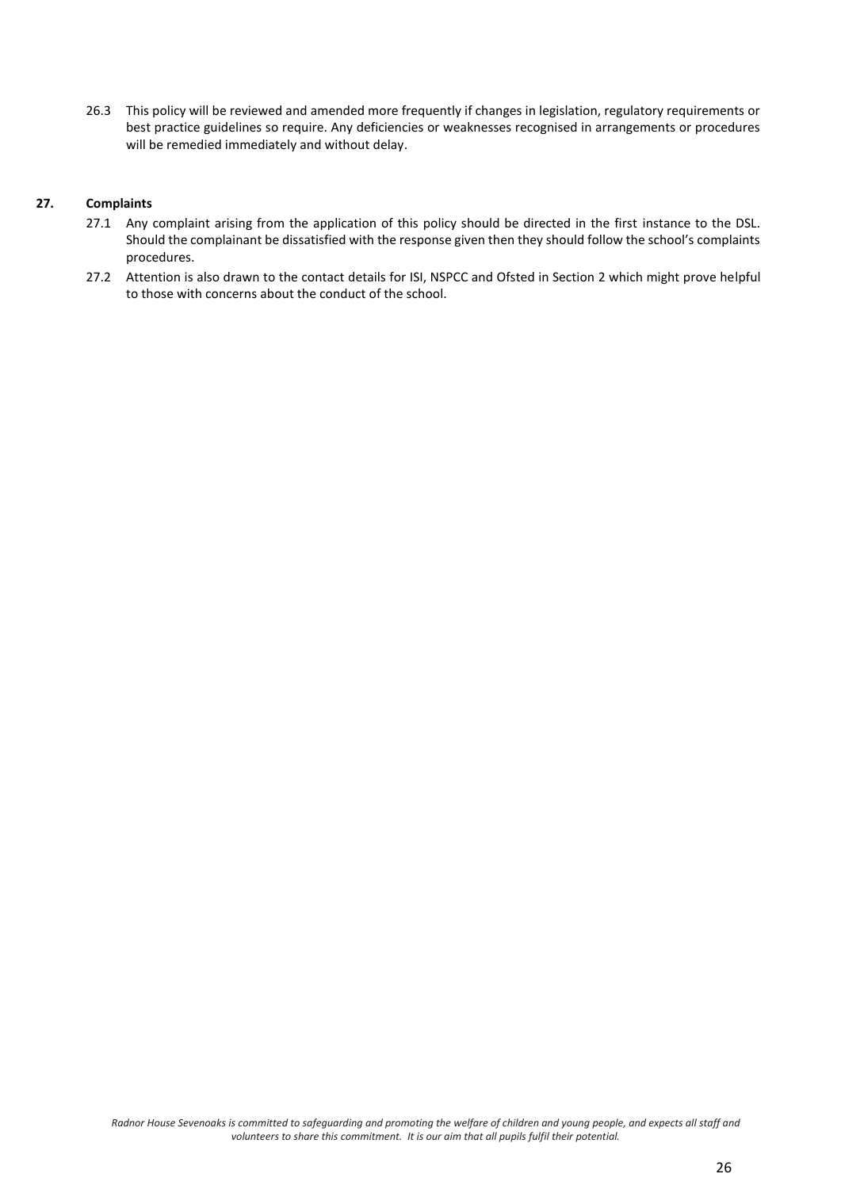26.3 This policy will be reviewed and amended more frequently if changes in legislation, regulatory requirements or best practice guidelines so require. Any deficiencies or weaknesses recognised in arrangements or procedures will be remedied immediately and without delay.

## 27. Complaints

27.1 Any complaint arising from the application of this policy should be directed in the first instance to the DSL. Should the complainant be dissatisfied with the response given then they should follow the school's complaints procedures.

27.2 Attention is also drawn to the contact details for ISI, NSPCC and Ofsted in Section 2 which might prove helpful to those with concerns about the conduct of the school.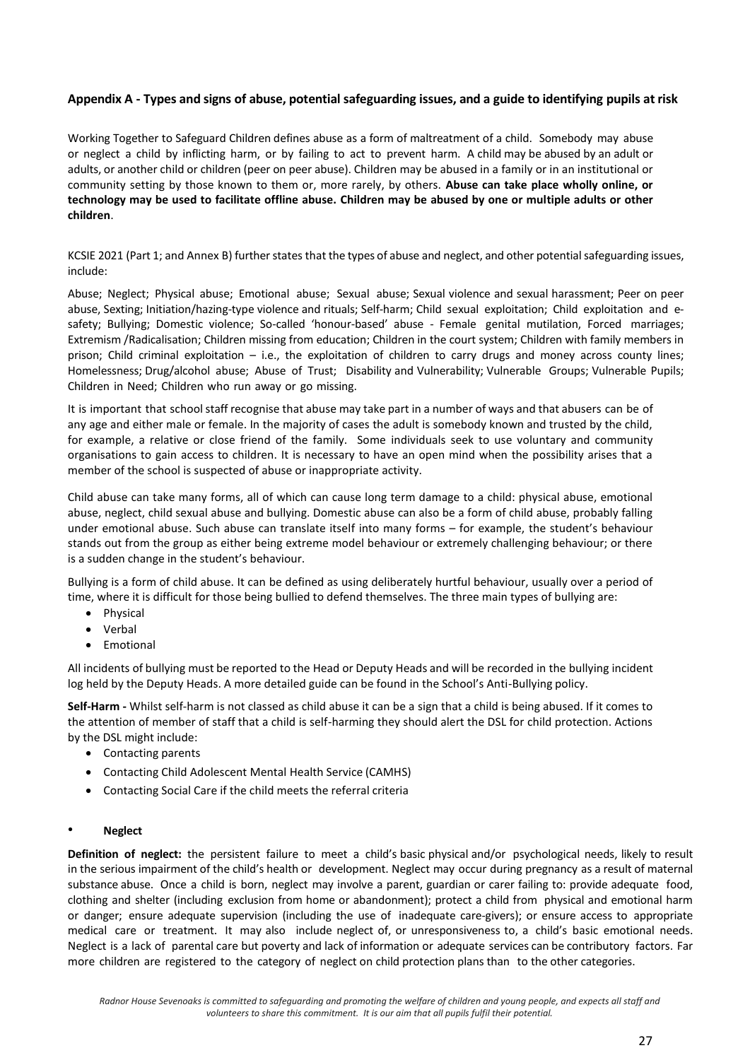### Appendix A - Types and signs of abuse, potential safeguarding issues, and a guide to identifying pupils at risk

Working Together to Safeguard Children defines abuse as a form of maltreatment of a child. Somebody may abuse or neglect a child by inflicting harm, or by failing to act to prevent harm. A child may be abused by an adult or adults, or another child or children (peer on peer abuse). Children may be abused in a family or in an institutional or community setting by those known to them or, more rarely, by others. **Abuse can take place wholly online, or technology may be used to facilitate offline abuse. Children may be abused by one or multiple adults or other children**.

KCSIE 2021 (Part 1; and Annex B) further states that the types of abuse and neglect, and other potential safeguarding issues, include:

Abuse; Neglect; Physical abuse; Emotional abuse; Sexual abuse; Sexual violence and sexual harassment; Peer on peer abuse, Sexting; Initiation/hazing-type violence and rituals; Self-harm; Child sexual exploitation; Child exploitation and e-safety; Bullying; Domestic violence; So-called 'honour-based' abuse - Female genital mutilation, Forced marriages; Extremism /Radicalisation; Children missing from education; Children in the court system; Children with family members in prison; Child criminal exploitation – i.e., the exploitation of children to carry drugs and money across county lines; Homelessness; Drug/alcohol abuse; Abuse of Trust; Disability and Vulnerability; Vulnerable Groups; Vulnerable Pupils; Children in Need; Children who run away or go missing.

It is important that school staff recognise that abuse may take part in a number of ways and that abusers can be of any age and either male or female. In the majority of cases the adult is somebody known and trusted by the child, for example, a relative or close friend of the family. Some individuals seek to use voluntary and community organisations to gain access to children. It is necessary to have an open mind when the possibility arises that a member of the school is suspected of abuse or inappropriate activity.

Child abuse can take many forms, all of which can cause long term damage to a child: physical abuse, emotional abuse, neglect, child sexual abuse and bullying. Domestic abuse can also be a form of child abuse, probably falling under emotional abuse. Such abuse can translate itself into many forms – for example, the student's behaviour stands out from the group as either being extreme model behaviour or extremely challenging behaviour; or there is a sudden change in the student's behaviour.

Bullying is a form of child abuse. It can be defined as using deliberately hurtful behaviour, usually over a period of time, where it is difficult for those being bullied to defend themselves. The three main types of bullying are:

- Physical
- Verbal
- Emotional

All incidents of bullying must be reported to the Head or Deputy Heads and will be recorded in the bullying incident log held by the Deputy Heads. A more detailed guide can be found in the School's Anti-Bullying policy.

**Self-Harm -** Whilst self-harm is not classed as child abuse it can be a sign that a child is being abused. If it comes to the attention of member of staff that a child is self-harming they should alert the DSL for child protection. Actions by the DSL might include:

- Contacting parents
- Contacting Child Adolescent Mental Health Service (CAMHS)
- Contacting Social Care if the child meets the referral criteria

- **Neglect**

**Definition of neglect:** the persistent failure to meet a child's basic physical and/or psychological needs, likely to result in the serious impairment of the child's health or development. Neglect may occur during pregnancy as a result of maternal substance abuse. Once a child is born, neglect may involve a parent, guardian or carer failing to: provide adequate food, clothing and shelter (including exclusion from home or abandonment); protect a child from physical and emotional harm or danger; ensure adequate supervision (including the use of inadequate care-givers); or ensure access to appropriate medical care or treatment. It may also include neglect of, or unresponsiveness to, a child's basic emotional needs. Neglect is a lack of parental care but poverty and lack of information or adequate services can be contributory factors. Far more children are registered to the category of neglect on child protection plans than to the other categories.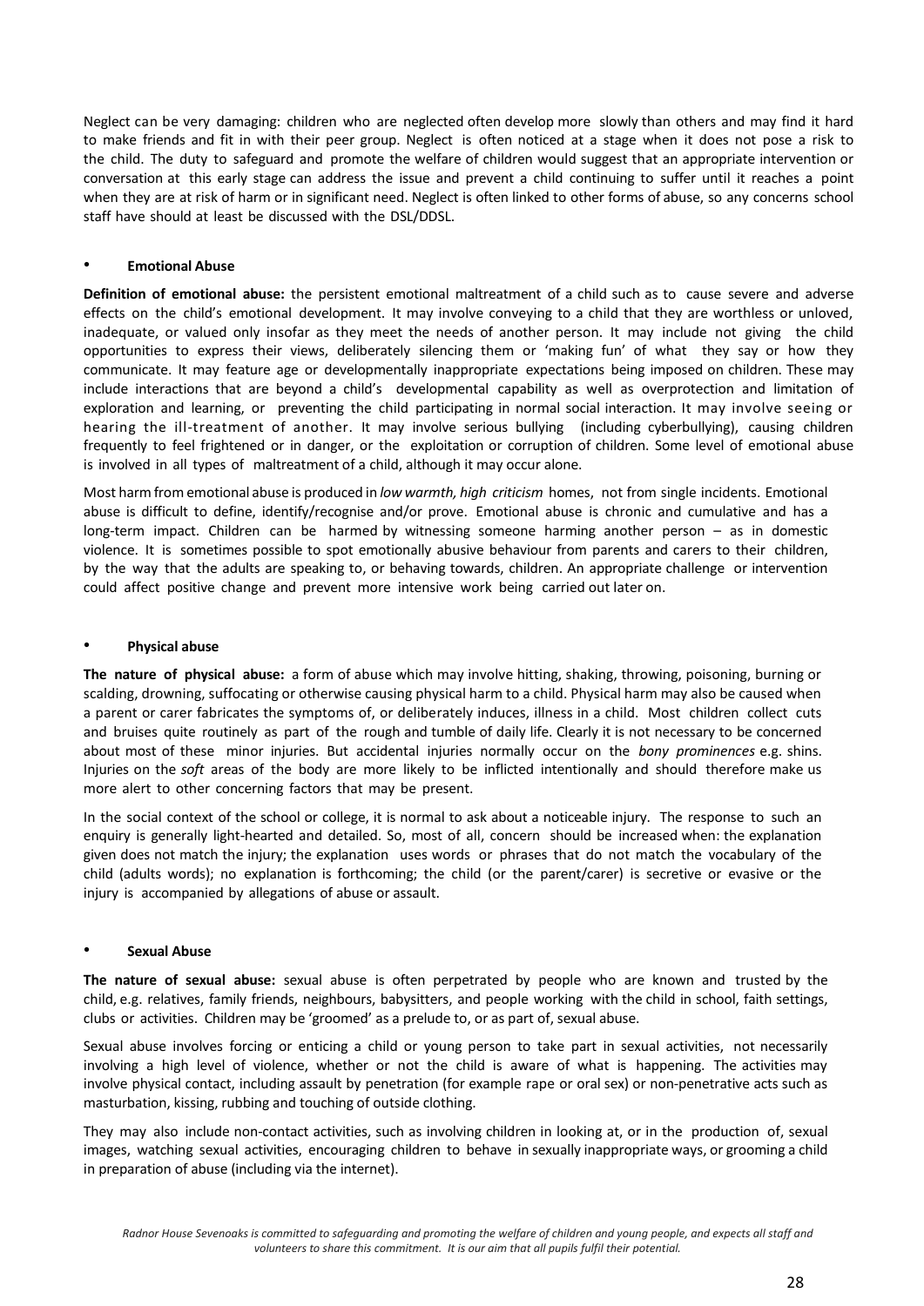Neglect can be very damaging: children who are neglected often develop more slowly than others and may find it hard to make friends and fit in with their peer group. Neglect is often noticed at a stage when it does not pose a risk to the child. The duty to safeguard and promote the welfare of children would suggest that an appropriate intervention or conversation at this early stage can address the issue and prevent a child continuing to suffer until it reaches a point when they are at risk of harm or in significant need. Neglect is often linked to other forms of abuse, so any concerns school staff have should at least be discussed with the DSL/DDSL.

- **Emotional Abuse**

**Definition of emotional abuse:** the persistent emotional maltreatment of a child such as to cause severe and adverse effects on the child's emotional development. It may involve conveying to a child that they are worthless or unloved, inadequate, or valued only insofar as they meet the needs of another person. It may include not giving the child opportunities to express their views, deliberately silencing them or 'making fun' of what they say or how they communicate. It may feature age or developmentally inappropriate expectations being imposed on children. These may include interactions that are beyond a child's developmental capability as well as overprotection and limitation of exploration and learning, or preventing the child participating in normal social interaction. It may involve seeing or hearing the ill-treatment of another. It may involve serious bullying (including cyberbullying), causing children frequently to feel frightened or in danger, or the exploitation or corruption of children. Some level of emotional abuse is involved in all types of maltreatment of a child, although it may occur alone.

Most harm from emotional abuse is produced in *low warmth, high criticism* homes, not from single incidents. Emotional abuse is difficult to define, identify/recognise and/or prove. Emotional abuse is chronic and cumulative and has a long-term impact. Children can be harmed by witnessing someone harming another person – as in domestic violence. It is sometimes possible to spot emotionally abusive behaviour from parents and carers to their children, by the way that the adults are speaking to, or behaving towards, children. An appropriate challenge or intervention could affect positive change and prevent more intensive work being carried out later on.

- **Physical abuse**

**The nature of physical abuse:** a form of abuse which may involve hitting, shaking, throwing, poisoning, burning or scalding, drowning, suffocating or otherwise causing physical harm to a child. Physical harm may also be caused when a parent or carer fabricates the symptoms of, or deliberately induces, illness in a child. Most children collect cuts and bruises quite routinely as part of the rough and tumble of daily life. Clearly it is not necessary to be concerned about most of these minor injuries. But accidental injuries normally occur on the *bony prominences* e.g. shins. Injuries on the *soft* areas of the body are more likely to be inflicted intentionally and should therefore make us more alert to other concerning factors that may be present.

In the social context of the school or college, it is normal to ask about a noticeable injury. The response to such an enquiry is generally light-hearted and detailed. So, most of all, concern should be increased when: the explanation given does not match the injury; the explanation uses words or phrases that do not match the vocabulary of the child (adults words); no explanation is forthcoming; the child (or the parent/carer) is secretive or evasive or the injury is accompanied by allegations of abuse or assault.

- **Sexual Abuse**

**The nature of sexual abuse:** sexual abuse is often perpetrated by people who are known and trusted by the child, e.g. relatives, family friends, neighbours, babysitters, and people working with the child in school, faith settings, clubs or activities. Children may be 'groomed' as a prelude to, or as part of, sexual abuse.

Sexual abuse involves forcing or enticing a child or young person to take part in sexual activities, not necessarily involving a high level of violence, whether or not the child is aware of what is happening. The activities may involve physical contact, including assault by penetration (for example rape or oral sex) or non-penetrative acts such as masturbation, kissing, rubbing and touching of outside clothing.

They may also include non-contact activities, such as involving children in looking at, or in the production of, sexual images, watching sexual activities, encouraging children to behave in sexually inappropriate ways, or grooming a child in preparation of abuse (including via the internet).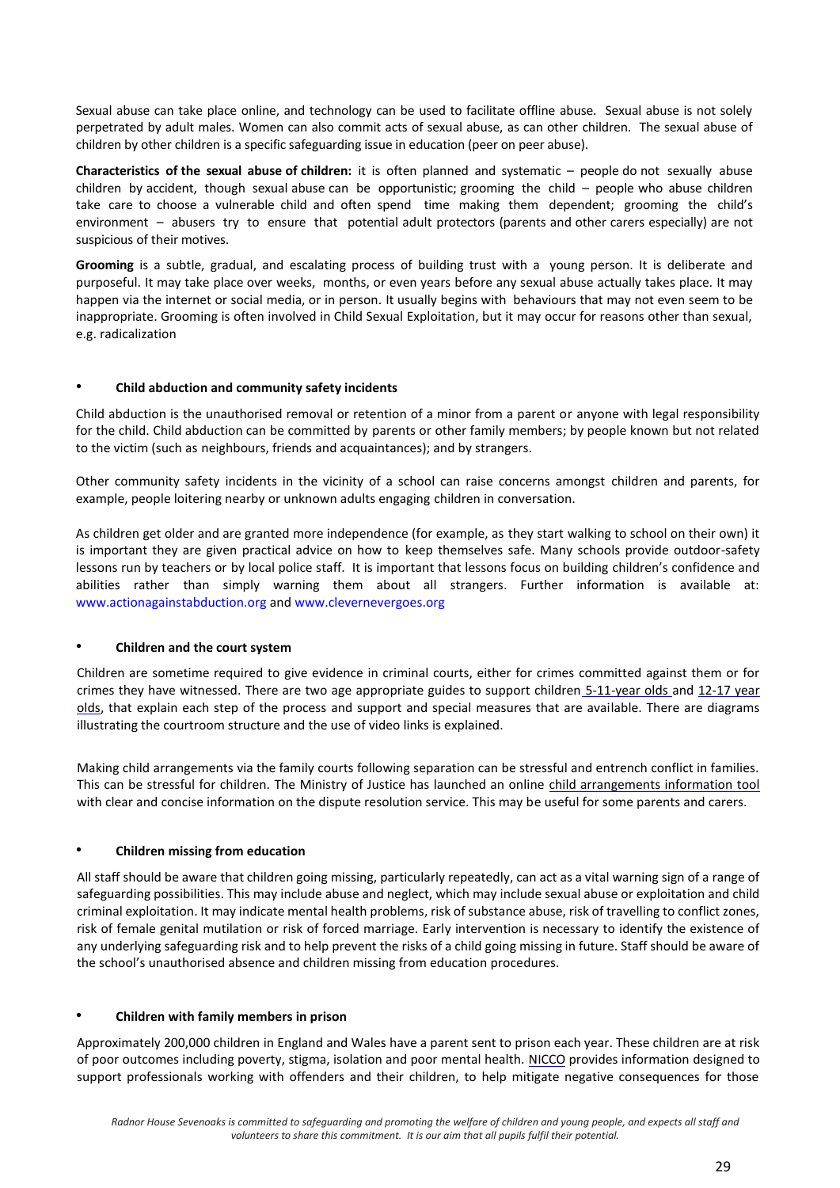Sexual abuse can take place online, and technology can be used to facilitate offline abuse. Sexual abuse is not solely perpetrated by adult males. Women can also commit acts of sexual abuse, as can other children. The sexual abuse of children by other children is a specific safeguarding issue in education (peer on peer abuse).

**Characteristics of the sexual abuse of children:** it is often planned and systematic – people do not sexually abuse children by accident, though sexual abuse can be opportunistic; grooming the child – people who abuse children take care to choose a vulnerable child and often spend time making them dependent; grooming the child's environment – abusers try to ensure that potential adult protectors (parents and other carers especially) are not suspicious of their motives.

**Grooming** is a subtle, gradual, and escalating process of building trust with a young person. It is deliberate and purposeful. It may take place over weeks, months, or even years before any sexual abuse actually takes place. It may happen via the internet or social media, or in person. It usually begins with behaviours that may not even seem to be inappropriate. Grooming is often involved in Child Sexual Exploitation, but it may occur for reasons other than sexual, e.g. radicalization

- **Child abduction and community safety incidents**

Child abduction is the unauthorised removal or retention of a minor from a parent or anyone with legal responsibility for the child. Child abduction can be committed by parents or other family members; by people known but not related to the victim (such as neighbours, friends and acquaintances); and by strangers.

Other community safety incidents in the vicinity of a school can raise concerns amongst children and parents, for example, people loitering nearby or unknown adults engaging children in conversation.

As children get older and are granted more independence (for example, as they start walking to school on their own) it is important they are given practical advice on how to keep themselves safe. Many schools provide outdoor-safety lessons run by teachers or by local police staff. It is important that lessons focus on building children's confidence and abilities rather than simply warning them about all strangers. Further information is available at: www.actionagainstabduction.org and www.clevernevergoes.org

- **Children and the court system**

Children are sometime required to give evidence in criminal courts, either for crimes committed against them or for crimes they have witnessed. There are two age appropriate guides to support children 5-11-year olds and 12-17 year olds, that explain each step of the process and support and special measures that are available. There are diagrams illustrating the courtroom structure and the use of video links is explained.

Making child arrangements via the family courts following separation can be stressful and entrench conflict in families. This can be stressful for children. The Ministry of Justice has launched an online child arrangements information tool with clear and concise information on the dispute resolution service. This may be useful for some parents and carers.

- **Children missing from education**

All staff should be aware that children going missing, particularly repeatedly, can act as a vital warning sign of a range of safeguarding possibilities. This may include abuse and neglect, which may include sexual abuse or exploitation and child criminal exploitation. It may indicate mental health problems, risk of substance abuse, risk of travelling to conflict zones, risk of female genital mutilation or risk of forced marriage. Early intervention is necessary to identify the existence of any underlying safeguarding risk and to help prevent the risks of a child going missing in future. Staff should be aware of the school's unauthorised absence and children missing from education procedures.

- **Children with family members in prison**

Approximately 200,000 children in England and Wales have a parent sent to prison each year. These children are at risk of poor outcomes including poverty, stigma, isolation and poor mental health. NICCO provides information designed to support professionals working with offenders and their children, to help mitigate negative consequences for those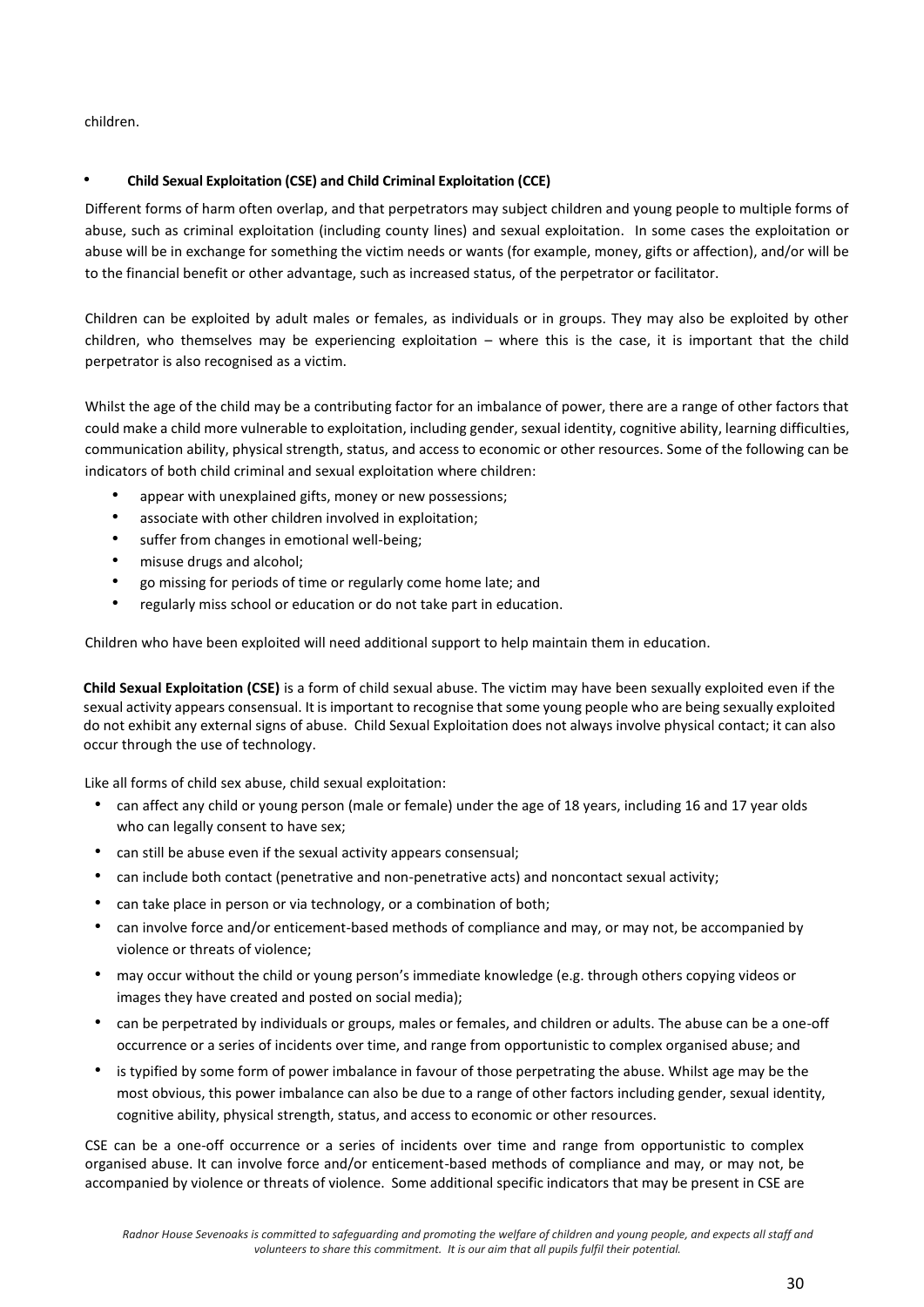children.

- **Child Sexual Exploitation (CSE) and Child Criminal Exploitation (CCE)**

Different forms of harm often overlap, and that perpetrators may subject children and young people to multiple forms of abuse, such as criminal exploitation (including county lines) and sexual exploitation. In some cases the exploitation or abuse will be in exchange for something the victim needs or wants (for example, money, gifts or affection), and/or will be to the financial benefit or other advantage, such as increased status, of the perpetrator or facilitator.

Children can be exploited by adult males or females, as individuals or in groups. They may also be exploited by other children, who themselves may be experiencing exploitation – where this is the case, it is important that the child perpetrator is also recognised as a victim.

Whilst the age of the child may be a contributing factor for an imbalance of power, there are a range of other factors that could make a child more vulnerable to exploitation, including gender, sexual identity, cognitive ability, learning difficulties, communication ability, physical strength, status, and access to economic or other resources. Some of the following can be indicators of both child criminal and sexual exploitation where children:

- appear with unexplained gifts, money or new possessions;
- associate with other children involved in exploitation;
- suffer from changes in emotional well-being;
- misuse drugs and alcohol;
- go missing for periods of time or regularly come home late; and
- regularly miss school or education or do not take part in education.

Children who have been exploited will need additional support to help maintain them in education.

**Child Sexual Exploitation (CSE)** is a form of child sexual abuse. The victim may have been sexually exploited even if the sexual activity appears consensual. It is important to recognise that some young people who are being sexually exploited do not exhibit any external signs of abuse. Child Sexual Exploitation does not always involve physical contact; it can also occur through the use of technology.

Like all forms of child sex abuse, child sexual exploitation:

- can affect any child or young person (male or female) under the age of 18 years, including 16 and 17 year olds who can legally consent to have sex;
- can still be abuse even if the sexual activity appears consensual;
- can include both contact (penetrative and non-penetrative acts) and noncontact sexual activity;
- can take place in person or via technology, or a combination of both;
- can involve force and/or enticement-based methods of compliance and may, or may not, be accompanied by violence or threats of violence;
- may occur without the child or young person's immediate knowledge (e.g. through others copying videos or images they have created and posted on social media);
- can be perpetrated by individuals or groups, males or females, and children or adults. The abuse can be a one-off occurrence or a series of incidents over time, and range from opportunistic to complex organised abuse; and
- is typified by some form of power imbalance in favour of those perpetrating the abuse. Whilst age may be the most obvious, this power imbalance can also be due to a range of other factors including gender, sexual identity, cognitive ability, physical strength, status, and access to economic or other resources.

CSE can be a one-off occurrence or a series of incidents over time and range from opportunistic to complex organised abuse. It can involve force and/or enticement-based methods of compliance and may, or may not, be accompanied by violence or threats of violence. Some additional specific indicators that may be present in CSE are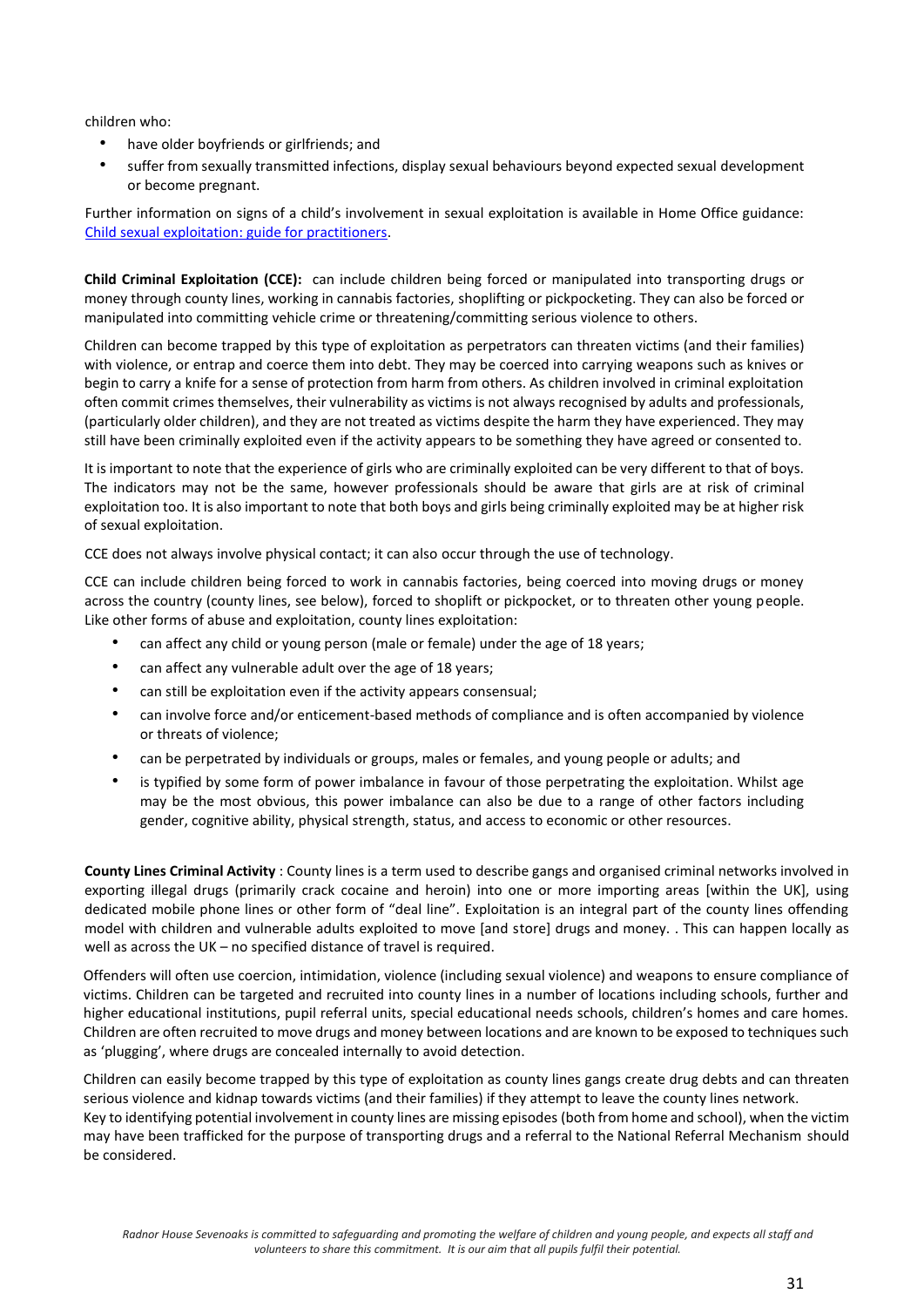children who:

- have older boyfriends or girlfriends; and
- suffer from sexually transmitted infections, display sexual behaviours beyond expected sexual development or become pregnant.

Further information on signs of a child's involvement in sexual exploitation is available in Home Office guidance: [Child sexual exploitation: guide for practitioners](#).

**Child Criminal Exploitation (CCE):** can include children being forced or manipulated into transporting drugs or money through county lines, working in cannabis factories, shoplifting or pickpocketing. They can also be forced or manipulated into committing vehicle crime or threatening/committing serious violence to others.

Children can become trapped by this type of exploitation as perpetrators can threaten victims (and their families) with violence, or entrap and coerce them into debt. They may be coerced into carrying weapons such as knives or begin to carry a knife for a sense of protection from harm from others. As children involved in criminal exploitation often commit crimes themselves, their vulnerability as victims is not always recognised by adults and professionals, (particularly older children), and they are not treated as victims despite the harm they have experienced. They may still have been criminally exploited even if the activity appears to be something they have agreed or consented to.

It is important to note that the experience of girls who are criminally exploited can be very different to that of boys. The indicators may not be the same, however professionals should be aware that girls are at risk of criminal exploitation too. It is also important to note that both boys and girls being criminally exploited may be at higher risk of sexual exploitation.

CCE does not always involve physical contact; it can also occur through the use of technology.

CCE can include children being forced to work in cannabis factories, being coerced into moving drugs or money across the country (county lines, see below), forced to shoplift or pickpocket, or to threaten other young people. Like other forms of abuse and exploitation, county lines exploitation:

- can affect any child or young person (male or female) under the age of 18 years;
- can affect any vulnerable adult over the age of 18 years;
- can still be exploitation even if the activity appears consensual;
- can involve force and/or enticement-based methods of compliance and is often accompanied by violence or threats of violence;
- can be perpetrated by individuals or groups, males or females, and young people or adults; and
- is typified by some form of power imbalance in favour of those perpetrating the exploitation. Whilst age may be the most obvious, this power imbalance can also be due to a range of other factors including gender, cognitive ability, physical strength, status, and access to economic or other resources.

**County Lines Criminal Activity** : County lines is a term used to describe gangs and organised criminal networks involved in exporting illegal drugs (primarily crack cocaine and heroin) into one or more importing areas [within the UK], using dedicated mobile phone lines or other form of "deal line". Exploitation is an integral part of the county lines offending model with children and vulnerable adults exploited to move [and store] drugs and money. . This can happen locally as well as across the UK – no specified distance of travel is required.

Offenders will often use coercion, intimidation, violence (including sexual violence) and weapons to ensure compliance of victims. Children can be targeted and recruited into county lines in a number of locations including schools, further and higher educational institutions, pupil referral units, special educational needs schools, children's homes and care homes. Children are often recruited to move drugs and money between locations and are known to be exposed to techniques such as 'plugging', where drugs are concealed internally to avoid detection.

Children can easily become trapped by this type of exploitation as county lines gangs create drug debts and can threaten serious violence and kidnap towards victims (and their families) if they attempt to leave the county lines network.
Key to identifying potential involvement in county lines are missing episodes (both from home and school), when the victim may have been trafficked for the purpose of transporting drugs and a referral to the National Referral Mechanism should be considered.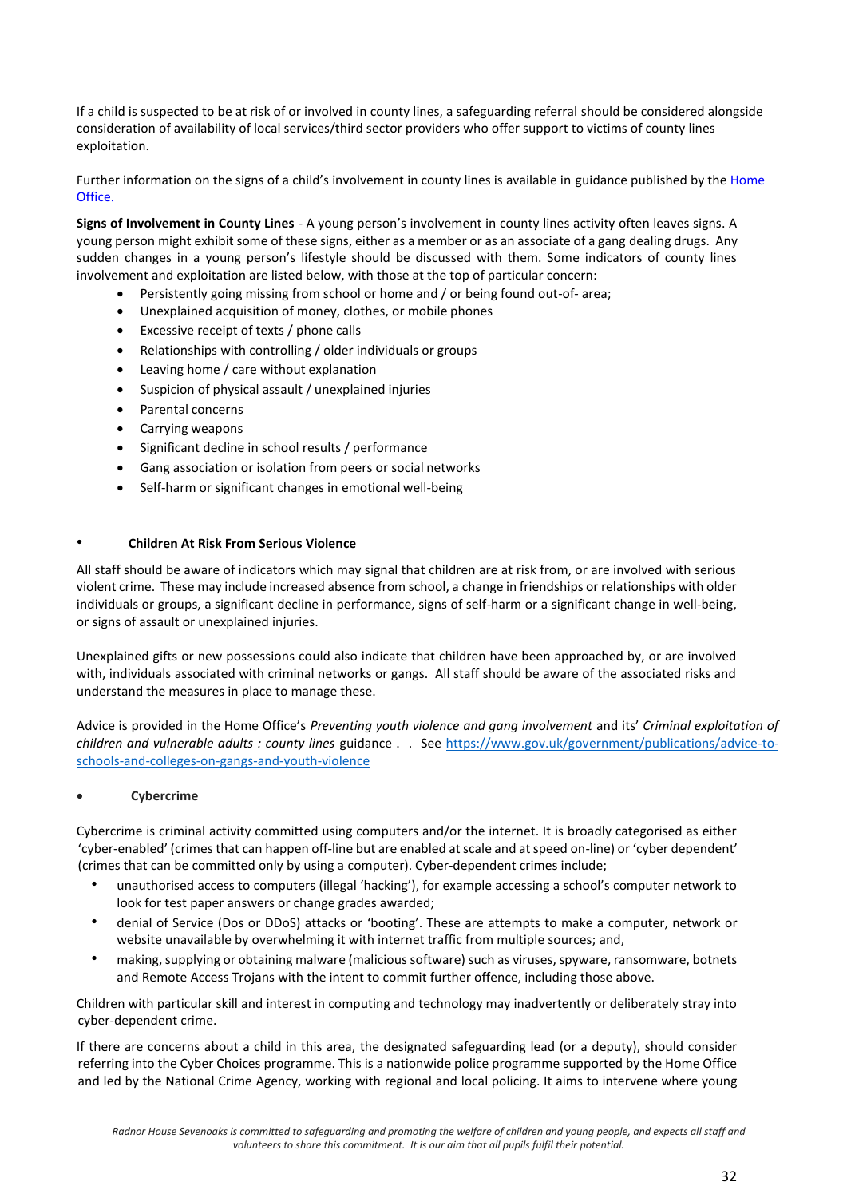If a child is suspected to be at risk of or involved in county lines, a safeguarding referral should be considered alongside consideration of availability of local services/third sector providers who offer support to victims of county lines exploitation.

Further information on the signs of a child's involvement in county lines is available in guidance published by the Home Office.

**Signs of Involvement in County Lines** - A young person's involvement in county lines activity often leaves signs. A young person might exhibit some of these signs, either as a member or as an associate of a gang dealing drugs. Any sudden changes in a young person's lifestyle should be discussed with them. Some indicators of county lines involvement and exploitation are listed below, with those at the top of particular concern:

- Persistently going missing from school or home and / or being found out-of- area;
- Unexplained acquisition of money, clothes, or mobile phones
- Excessive receipt of texts / phone calls
- Relationships with controlling / older individuals or groups
- Leaving home / care without explanation
- Suspicion of physical assault / unexplained injuries
- Parental concerns
- Carrying weapons
- Significant decline in school results / performance
- Gang association or isolation from peers or social networks
- Self-harm or significant changes in emotional well-being

- **Children At Risk From Serious Violence**

All staff should be aware of indicators which may signal that children are at risk from, or are involved with serious violent crime. These may include increased absence from school, a change in friendships or relationships with older individuals or groups, a significant decline in performance, signs of self-harm or a significant change in well-being, or signs of assault or unexplained injuries.

Unexplained gifts or new possessions could also indicate that children have been approached by, or are involved with, individuals associated with criminal networks or gangs. All staff should be aware of the associated risks and understand the measures in place to manage these.

Advice is provided in the Home Office's *Preventing youth violence and gang involvement* and its' *Criminal exploitation of children and vulnerable adults : county lines* guidance . . See https://www.gov.uk/government/publications/advice-to-schools-and-colleges-on-gangs-and-youth-violence

- **Cybercrime**

Cybercrime is criminal activity committed using computers and/or the internet. It is broadly categorised as either 'cyber-enabled' (crimes that can happen off-line but are enabled at scale and at speed on-line) or 'cyber dependent' (crimes that can be committed only by using a computer). Cyber-dependent crimes include;

- unauthorised access to computers (illegal 'hacking'), for example accessing a school's computer network to look for test paper answers or change grades awarded;
- denial of Service (Dos or DDoS) attacks or 'booting'. These are attempts to make a computer, network or website unavailable by overwhelming it with internet traffic from multiple sources; and,
- making, supplying or obtaining malware (malicious software) such as viruses, spyware, ransomware, botnets and Remote Access Trojans with the intent to commit further offence, including those above.

Children with particular skill and interest in computing and technology may inadvertently or deliberately stray into cyber-dependent crime.

If there are concerns about a child in this area, the designated safeguarding lead (or a deputy), should consider referring into the Cyber Choices programme. This is a nationwide police programme supported by the Home Office and led by the National Crime Agency, working with regional and local policing. It aims to intervene where young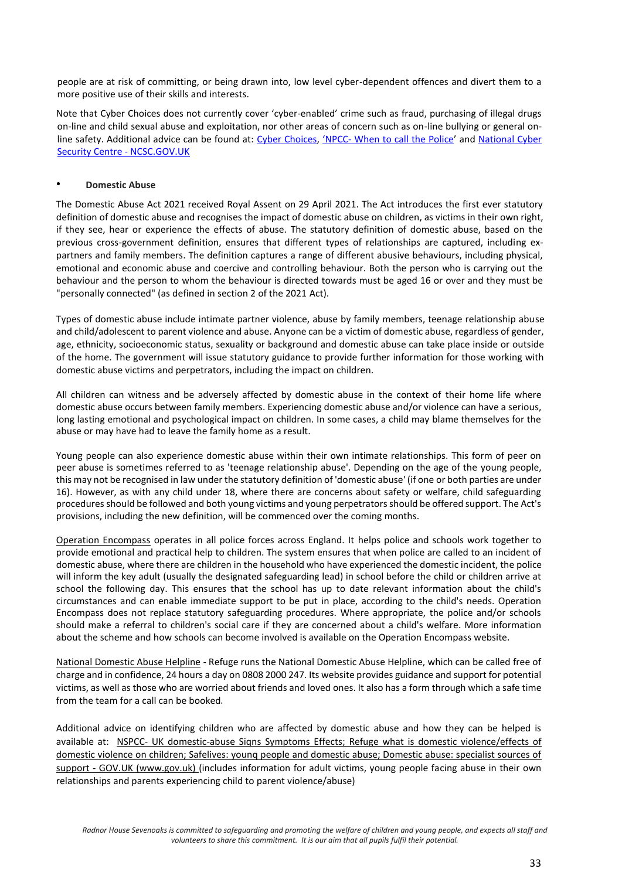people are at risk of committing, or being drawn into, low level cyber-dependent offences and divert them to a more positive use of their skills and interests.

Note that Cyber Choices does not currently cover 'cyber-enabled' crime such as fraud, purchasing of illegal drugs on-line and child sexual abuse and exploitation, nor other areas of concern such as on-line bullying or general on-line safety. Additional advice can be found at: Cyber Choices, 'NPCC- When to call the Police' and National Cyber Security Centre - NCSC.GOV.UK

- **Domestic Abuse**

The Domestic Abuse Act 2021 received Royal Assent on 29 April 2021. The Act introduces the first ever statutory definition of domestic abuse and recognises the impact of domestic abuse on children, as victims in their own right, if they see, hear or experience the effects of abuse. The statutory definition of domestic abuse, based on the previous cross-government definition, ensures that different types of relationships are captured, including ex-partners and family members. The definition captures a range of different abusive behaviours, including physical, emotional and economic abuse and coercive and controlling behaviour. Both the person who is carrying out the behaviour and the person to whom the behaviour is directed towards must be aged 16 or over and they must be "personally connected" (as defined in section 2 of the 2021 Act).

Types of domestic abuse include intimate partner violence, abuse by family members, teenage relationship abuse and child/adolescent to parent violence and abuse. Anyone can be a victim of domestic abuse, regardless of gender, age, ethnicity, socioeconomic status, sexuality or background and domestic abuse can take place inside or outside of the home. The government will issue statutory guidance to provide further information for those working with domestic abuse victims and perpetrators, including the impact on children.

All children can witness and be adversely affected by domestic abuse in the context of their home life where domestic abuse occurs between family members. Experiencing domestic abuse and/or violence can have a serious, long lasting emotional and psychological impact on children. In some cases, a child may blame themselves for the abuse or may have had to leave the family home as a result.

Young people can also experience domestic abuse within their own intimate relationships. This form of peer on peer abuse is sometimes referred to as 'teenage relationship abuse'. Depending on the age of the young people, this may not be recognised in law under the statutory definition of 'domestic abuse' (if one or both parties are under 16). However, as with any child under 18, where there are concerns about safety or welfare, child safeguarding procedures should be followed and both young victims and young perpetrators should be offered support. The Act's provisions, including the new definition, will be commenced over the coming months.

Operation Encompass operates in all police forces across England. It helps police and schools work together to provide emotional and practical help to children. The system ensures that when police are called to an incident of domestic abuse, where there are children in the household who have experienced the domestic incident, the police will inform the key adult (usually the designated safeguarding lead) in school before the child or children arrive at school the following day. This ensures that the school has up to date relevant information about the child's circumstances and can enable immediate support to be put in place, according to the child's needs. Operation Encompass does not replace statutory safeguarding procedures. Where appropriate, the police and/or schools should make a referral to children's social care if they are concerned about a child's welfare. More information about the scheme and how schools can become involved is available on the Operation Encompass website.

National Domestic Abuse Helpline - Refuge runs the National Domestic Abuse Helpline, which can be called free of charge and in confidence, 24 hours a day on 0808 2000 247. Its website provides guidance and support for potential victims, as well as those who are worried about friends and loved ones. It also has a form through which a safe time from the team for a call can be booked.

Additional advice on identifying children who are affected by domestic abuse and how they can be helped is available at: NSPCC- UK domestic-abuse Signs Symptoms Effects; Refuge what is domestic violence/effects of domestic violence on children; Safelives: young people and domestic abuse; Domestic abuse: specialist sources of support - GOV.UK (www.gov.uk) (includes information for adult victims, young people facing abuse in their own relationships and parents experiencing child to parent violence/abuse)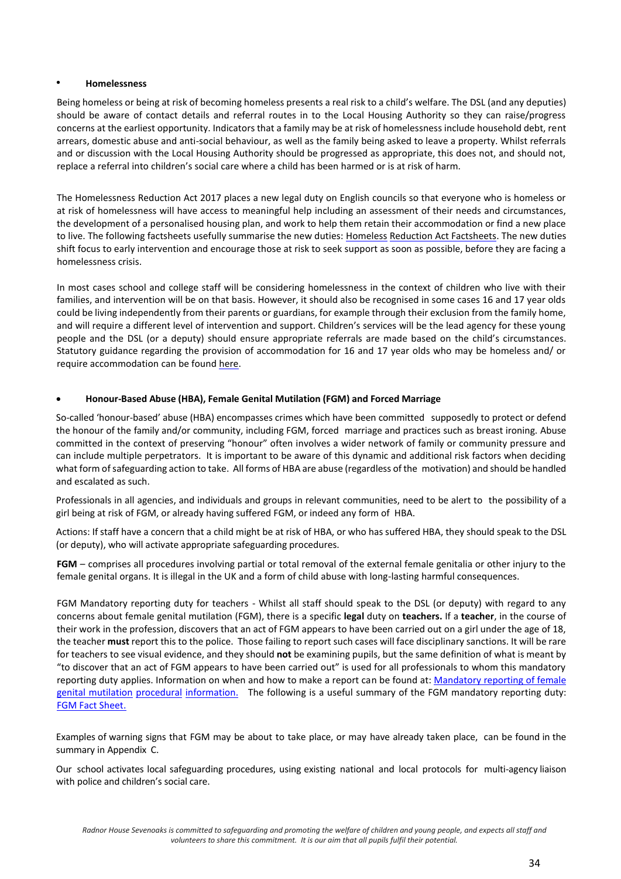- **Homelessness**

Being homeless or being at risk of becoming homeless presents a real risk to a child's welfare. The DSL (and any deputies) should be aware of contact details and referral routes in to the Local Housing Authority so they can raise/progress concerns at the earliest opportunity. Indicators that a family may be at risk of homelessness include household debt, rent arrears, domestic abuse and anti-social behaviour, as well as the family being asked to leave a property. Whilst referrals and or discussion with the Local Housing Authority should be progressed as appropriate, this does not, and should not, replace a referral into children's social care where a child has been harmed or is at risk of harm.

The Homelessness Reduction Act 2017 places a new legal duty on English councils so that everyone who is homeless or at risk of homelessness will have access to meaningful help including an assessment of their needs and circumstances, the development of a personalised housing plan, and work to help them retain their accommodation or find a new place to live. The following factsheets usefully summarise the new duties: Homeless Reduction Act Factsheets. The new duties shift focus to early intervention and encourage those at risk to seek support as soon as possible, before they are facing a homelessness crisis.

In most cases school and college staff will be considering homelessness in the context of children who live with their families, and intervention will be on that basis. However, it should also be recognised in some cases 16 and 17 year olds could be living independently from their parents or guardians, for example through their exclusion from the family home, and will require a different level of intervention and support. Children's services will be the lead agency for these young people and the DSL (or a deputy) should ensure appropriate referrals are made based on the child's circumstances. Statutory guidance regarding the provision of accommodation for 16 and 17 year olds who may be homeless and/ or require accommodation can be found here.

- **Honour-Based Abuse (HBA), Female Genital Mutilation (FGM) and Forced Marriage**

So-called 'honour-based' abuse (HBA) encompasses crimes which have been committed supposedly to protect or defend the honour of the family and/or community, including FGM, forced marriage and practices such as breast ironing. Abuse committed in the context of preserving "honour" often involves a wider network of family or community pressure and can include multiple perpetrators. It is important to be aware of this dynamic and additional risk factors when deciding what form of safeguarding action to take. All forms of HBA are abuse (regardless of the motivation) and should be handled and escalated as such.

Professionals in all agencies, and individuals and groups in relevant communities, need to be alert to the possibility of a girl being at risk of FGM, or already having suffered FGM, or indeed any form of HBA.

Actions: If staff have a concern that a child might be at risk of HBA, or who has suffered HBA, they should speak to the DSL (or deputy), who will activate appropriate safeguarding procedures.

**FGM** – comprises all procedures involving partial or total removal of the external female genitalia or other injury to the female genital organs. It is illegal in the UK and a form of child abuse with long-lasting harmful consequences.

FGM Mandatory reporting duty for teachers - Whilst all staff should speak to the DSL (or deputy) with regard to any concerns about female genital mutilation (FGM), there is a specific **legal** duty on **teachers.** If a **teacher**, in the course of their work in the profession, discovers that an act of FGM appears to have been carried out on a girl under the age of 18, the teacher **must** report this to the police. Those failing to report such cases will face disciplinary sanctions. It will be rare for teachers to see visual evidence, and they should **not** be examining pupils, but the same definition of what is meant by "to discover that an act of FGM appears to have been carried out" is used for all professionals to whom this mandatory reporting duty applies. Information on when and how to make a report can be found at: Mandatory reporting of female genital mutilation procedural information. The following is a useful summary of the FGM mandatory reporting duty: FGM Fact Sheet.

Examples of warning signs that FGM may be about to take place, or may have already taken place, can be found in the summary in Appendix C.

Our school activates local safeguarding procedures, using existing national and local protocols for multi-agency liaison with police and children's social care.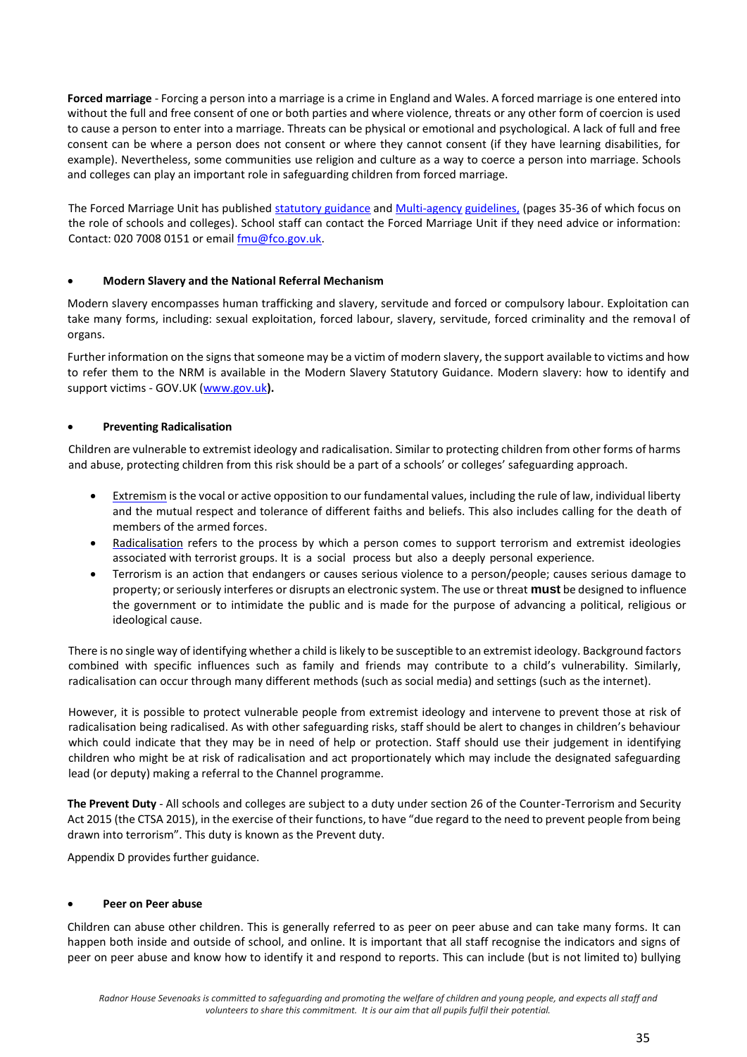**Forced marriage** - Forcing a person into a marriage is a crime in England and Wales. A forced marriage is one entered into without the full and free consent of one or both parties and where violence, threats or any other form of coercion is used to cause a person to enter into a marriage. Threats can be physical or emotional and psychological. A lack of full and free consent can be where a person does not consent or where they cannot consent (if they have learning disabilities, for example). Nevertheless, some communities use religion and culture as a way to coerce a person into marriage. Schools and colleges can play an important role in safeguarding children from forced marriage.

The Forced Marriage Unit has published statutory guidance and Multi-agency guidelines, (pages 35-36 of which focus on the role of schools and colleges). School staff can contact the Forced Marriage Unit if they need advice or information: Contact: 020 7008 0151 or email fmu@fco.gov.uk.

- **Modern Slavery and the National Referral Mechanism**

Modern slavery encompasses human trafficking and slavery, servitude and forced or compulsory labour. Exploitation can take many forms, including: sexual exploitation, forced labour, slavery, servitude, forced criminality and the removal of organs.

Further information on the signs that someone may be a victim of modern slavery, the support available to victims and how to refer them to the NRM is available in the Modern Slavery Statutory Guidance. Modern slavery: how to identify and support victims - GOV.UK (www.gov.uk**).**

- **Preventing Radicalisation**

Children are vulnerable to extremist ideology and radicalisation. Similar to protecting children from other forms of harms and abuse, protecting children from this risk should be a part of a schools' or colleges' safeguarding approach.

- Extremism is the vocal or active opposition to our fundamental values, including the rule of law, individual liberty and the mutual respect and tolerance of different faiths and beliefs. This also includes calling for the death of members of the armed forces.
- Radicalisation refers to the process by which a person comes to support terrorism and extremist ideologies associated with terrorist groups. It is a social process but also a deeply personal experience.
- Terrorism is an action that endangers or causes serious violence to a person/people; causes serious damage to property; or seriously interferes or disrupts an electronic system. The use or threat **must** be designed to influence the government or to intimidate the public and is made for the purpose of advancing a political, religious or ideological cause.

There is no single way of identifying whether a child is likely to be susceptible to an extremist ideology. Background factors combined with specific influences such as family and friends may contribute to a child's vulnerability. Similarly, radicalisation can occur through many different methods (such as social media) and settings (such as the internet).

However, it is possible to protect vulnerable people from extremist ideology and intervene to prevent those at risk of radicalisation being radicalised. As with other safeguarding risks, staff should be alert to changes in children's behaviour which could indicate that they may be in need of help or protection. Staff should use their judgement in identifying children who might be at risk of radicalisation and act proportionately which may include the designated safeguarding lead (or deputy) making a referral to the Channel programme.

**The Prevent Duty** - All schools and colleges are subject to a duty under section 26 of the Counter-Terrorism and Security Act 2015 (the CTSA 2015), in the exercise of their functions, to have "due regard to the need to prevent people from being drawn into terrorism". This duty is known as the Prevent duty.

Appendix D provides further guidance.

- **Peer on Peer abuse**

Children can abuse other children. This is generally referred to as peer on peer abuse and can take many forms. It can happen both inside and outside of school, and online. It is important that all staff recognise the indicators and signs of peer on peer abuse and know how to identify it and respond to reports. This can include (but is not limited to) bullying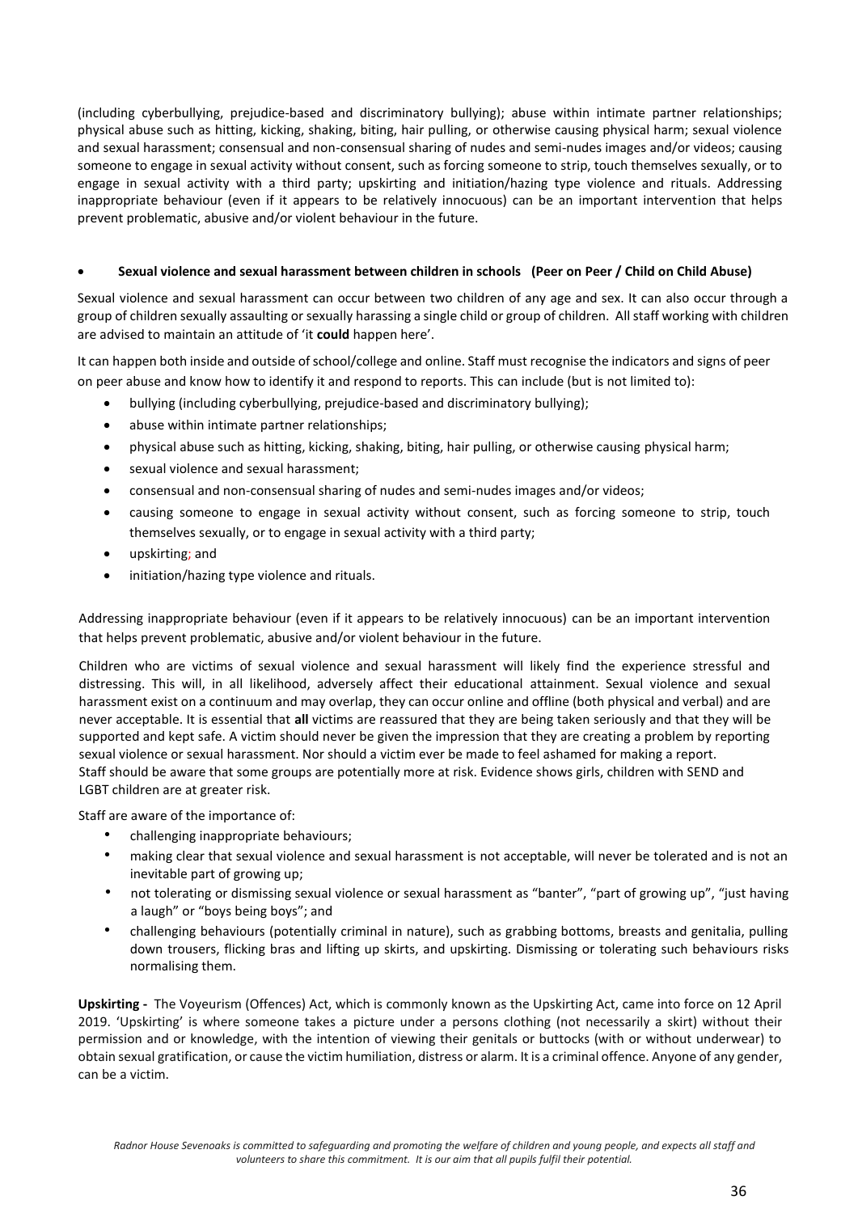(including cyberbullying, prejudice-based and discriminatory bullying); abuse within intimate partner relationships; physical abuse such as hitting, kicking, shaking, biting, hair pulling, or otherwise causing physical harm; sexual violence and sexual harassment; consensual and non-consensual sharing of nudes and semi-nudes images and/or videos; causing someone to engage in sexual activity without consent, such as forcing someone to strip, touch themselves sexually, or to engage in sexual activity with a third party; upskirting and initiation/hazing type violence and rituals. Addressing inappropriate behaviour (even if it appears to be relatively innocuous) can be an important intervention that helps prevent problematic, abusive and/or violent behaviour in the future.

- **Sexual violence and sexual harassment between children in schools (Peer on Peer / Child on Child Abuse)**

Sexual violence and sexual harassment can occur between two children of any age and sex. It can also occur through a group of children sexually assaulting or sexually harassing a single child or group of children. All staff working with children are advised to maintain an attitude of 'it **could** happen here'.

It can happen both inside and outside of school/college and online. Staff must recognise the indicators and signs of peer on peer abuse and know how to identify it and respond to reports. This can include (but is not limited to):

- bullying (including cyberbullying, prejudice-based and discriminatory bullying);
- abuse within intimate partner relationships;
- physical abuse such as hitting, kicking, shaking, biting, hair pulling, or otherwise causing physical harm;
- sexual violence and sexual harassment;
- consensual and non-consensual sharing of nudes and semi-nudes images and/or videos;
- causing someone to engage in sexual activity without consent, such as forcing someone to strip, touch themselves sexually, or to engage in sexual activity with a third party;
- upskirting; and
- initiation/hazing type violence and rituals.

Addressing inappropriate behaviour (even if it appears to be relatively innocuous) can be an important intervention that helps prevent problematic, abusive and/or violent behaviour in the future.

Children who are victims of sexual violence and sexual harassment will likely find the experience stressful and distressing. This will, in all likelihood, adversely affect their educational attainment. Sexual violence and sexual harassment exist on a continuum and may overlap, they can occur online and offline (both physical and verbal) and are never acceptable. It is essential that **all** victims are reassured that they are being taken seriously and that they will be supported and kept safe. A victim should never be given the impression that they are creating a problem by reporting sexual violence or sexual harassment. Nor should a victim ever be made to feel ashamed for making a report.
Staff should be aware that some groups are potentially more at risk. Evidence shows girls, children with SEND and LGBT children are at greater risk.

Staff are aware of the importance of:

- challenging inappropriate behaviours;
- making clear that sexual violence and sexual harassment is not acceptable, will never be tolerated and is not an inevitable part of growing up;
- not tolerating or dismissing sexual violence or sexual harassment as "banter", "part of growing up", "just having a laugh" or "boys being boys"; and
- challenging behaviours (potentially criminal in nature), such as grabbing bottoms, breasts and genitalia, pulling down trousers, flicking bras and lifting up skirts, and upskirting. Dismissing or tolerating such behaviours risks normalising them.

**Upskirting -** The Voyeurism (Offences) Act, which is commonly known as the Upskirting Act, came into force on 12 April 2019. 'Upskirting' is where someone takes a picture under a persons clothing (not necessarily a skirt) without their permission and or knowledge, with the intention of viewing their genitals or buttocks (with or without underwear) to obtain sexual gratification, or cause the victim humiliation, distress or alarm. It is a criminal offence. Anyone of any gender, can be a victim.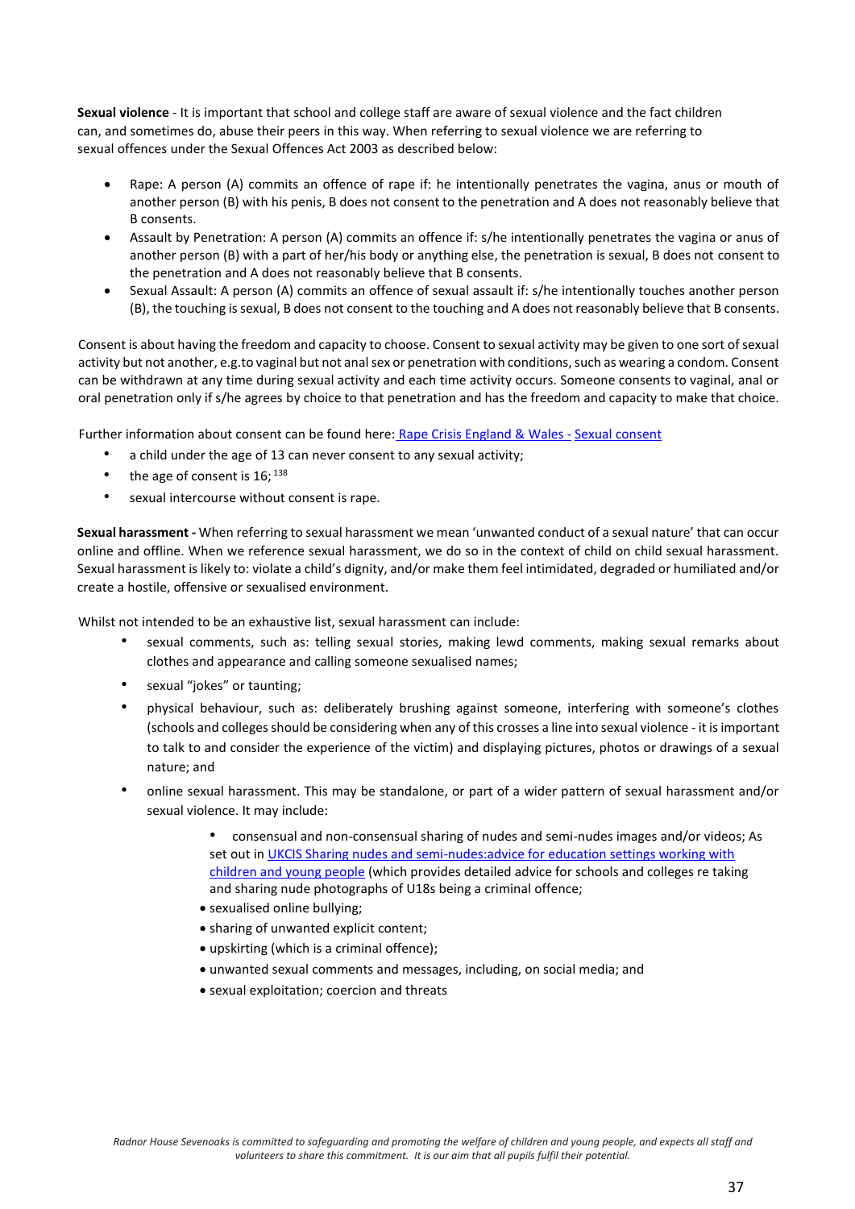**Sexual violence** - It is important that school and college staff are aware of sexual violence and the fact children can, and sometimes do, abuse their peers in this way. When referring to sexual violence we are referring to sexual offences under the Sexual Offences Act 2003 as described below:

- Rape: A person (A) commits an offence of rape if: he intentionally penetrates the vagina, anus or mouth of another person (B) with his penis, B does not consent to the penetration and A does not reasonably believe that B consents.
- Assault by Penetration: A person (A) commits an offence if: s/he intentionally penetrates the vagina or anus of another person (B) with a part of her/his body or anything else, the penetration is sexual, B does not consent to the penetration and A does not reasonably believe that B consents.
- Sexual Assault: A person (A) commits an offence of sexual assault if: s/he intentionally touches another person (B), the touching is sexual, B does not consent to the touching and A does not reasonably believe that B consents.

Consent is about having the freedom and capacity to choose. Consent to sexual activity may be given to one sort of sexual activity but not another, e.g.to vaginal but not anal sex or penetration with conditions, such as wearing a condom. Consent can be withdrawn at any time during sexual activity and each time activity occurs. Someone consents to vaginal, anal or oral penetration only if s/he agrees by choice to that penetration and has the freedom and capacity to make that choice.

Further information about consent can be found here: Rape Crisis England & Wales - Sexual consent

- a child under the age of 13 can never consent to any sexual activity;
- the age of consent is 16; [138]
- sexual intercourse without consent is rape.

**Sexual harassment -** When referring to sexual harassment we mean 'unwanted conduct of a sexual nature' that can occur online and offline. When we reference sexual harassment, we do so in the context of child on child sexual harassment. Sexual harassment is likely to: violate a child's dignity, and/or make them feel intimidated, degraded or humiliated and/or create a hostile, offensive or sexualised environment.

Whilst not intended to be an exhaustive list, sexual harassment can include:

- sexual comments, such as: telling sexual stories, making lewd comments, making sexual remarks about clothes and appearance and calling someone sexualised names;
- sexual "jokes" or taunting;
- physical behaviour, such as: deliberately brushing against someone, interfering with someone's clothes (schools and colleges should be considering when any of this crosses a line into sexual violence - it is important to talk to and consider the experience of the victim) and displaying pictures, photos or drawings of a sexual nature; and
- online sexual harassment. This may be standalone, or part of a wider pattern of sexual harassment and/or sexual violence. It may include:
    - consensual and non-consensual sharing of nudes and semi-nudes images and/or videos; As set out in UKCIS Sharing nudes and semi-nudes:advice for education settings working with children and young people (which provides detailed advice for schools and colleges re taking and sharing nude photographs of U18s being a criminal offence;
    - sexualised online bullying;
    - sharing of unwanted explicit content;
    - upskirting (which is a criminal offence);
    - unwanted sexual comments and messages, including, on social media; and
    - sexual exploitation; coercion and threats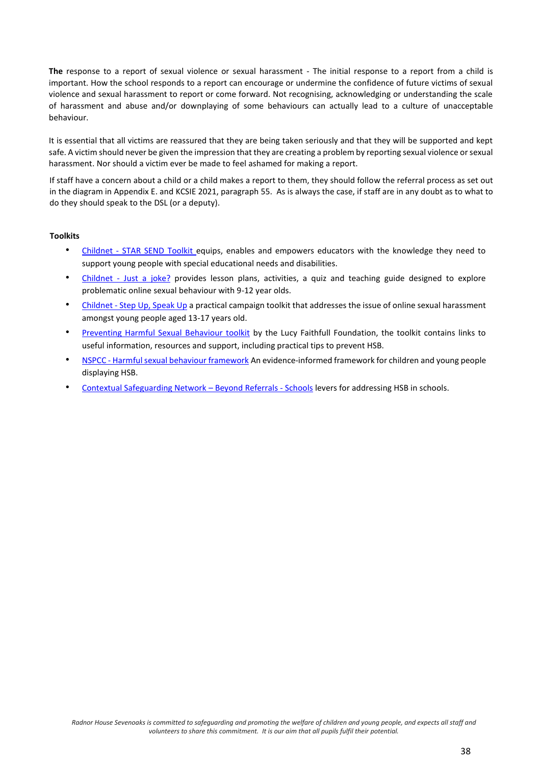**The** response to a report of sexual violence or sexual harassment - The initial response to a report from a child is important. How the school responds to a report can encourage or undermine the confidence of future victims of sexual violence and sexual harassment to report or come forward. Not recognising, acknowledging or understanding the scale of harassment and abuse and/or downplaying of some behaviours can actually lead to a culture of unacceptable behaviour.

It is essential that all victims are reassured that they are being taken seriously and that they will be supported and kept safe. A victim should never be given the impression that they are creating a problem by reporting sexual violence or sexual harassment. Nor should a victim ever be made to feel ashamed for making a report.

If staff have a concern about a child or a child makes a report to them, they should follow the referral process as set out in the diagram in Appendix E. and KCSIE 2021, paragraph 55. As is always the case, if staff are in any doubt as to what to do they should speak to the DSL (or a deputy).

**Toolkits**

- Childnet - STAR SEND Toolkit equips, enables and empowers educators with the knowledge they need to support young people with special educational needs and disabilities.
- Childnet - Just a joke? provides lesson plans, activities, a quiz and teaching guide designed to explore problematic online sexual behaviour with 9-12 year olds.
- Childnet - Step Up, Speak Up a practical campaign toolkit that addresses the issue of online sexual harassment amongst young people aged 13-17 years old.
- Preventing Harmful Sexual Behaviour toolkit by the Lucy Faithfull Foundation, the toolkit contains links to useful information, resources and support, including practical tips to prevent HSB.
- NSPCC - Harmful sexual behaviour framework An evidence-informed framework for children and young people displaying HSB.
- Contextual Safeguarding Network – Beyond Referrals - Schools levers for addressing HSB in schools.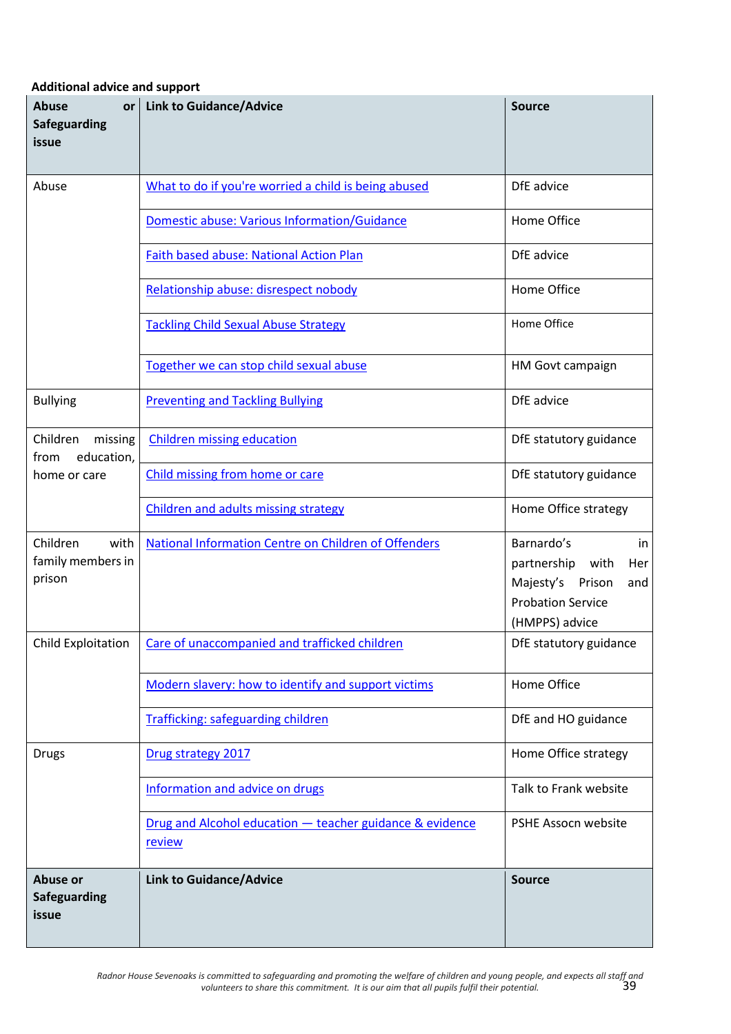**Additional advice and support**

| Abuse or Safeguarding issue | Link to Guidance/Advice | Source |
|---|---|---|
| Abuse | What to do if you're worried a child is being abused | DfE advice |
| | Domestic abuse: Various Information/Guidance | Home Office |
| | Faith based abuse: National Action Plan | DfE advice |
| | Relationship abuse: disrespect nobody | Home Office |
| | Tackling Child Sexual Abuse Strategy | Home Office |
| | Together we can stop child sexual abuse | HM Govt campaign |
| Bullying | Preventing and Tackling Bullying | DfE advice |
| Children missing from education, home or care | Children missing education | DfE statutory guidance |
| | Child missing from home or care | DfE statutory guidance |
| | Children and adults missing strategy | Home Office strategy |
| Children with family members in prison | National Information Centre on Children of Offenders | Barnardo's in partnership with Her Majesty's Prison and Probation Service (HMPPS) advice |
| Child Exploitation | Care of unaccompanied and trafficked children | DfE statutory guidance |
| | Modern slavery: how to identify and support victims | Home Office |
| | Trafficking: safeguarding children | DfE and HO guidance |
| Drugs | Drug strategy 2017 | Home Office strategy |
| | Information and advice on drugs | Talk to Frank website |
| | Drug and Alcohol education — teacher guidance & evidence review | PSHE Assocn website |
| **Abuse or Safeguarding issue** | **Link to Guidance/Advice** | **Source** |

*Radnor House Sevenoaks is committed to safeguarding and promoting the welfare of children and young people, and expects all staff and volunteers to share this commitment. It is our aim that all pupils fulfil their potential.*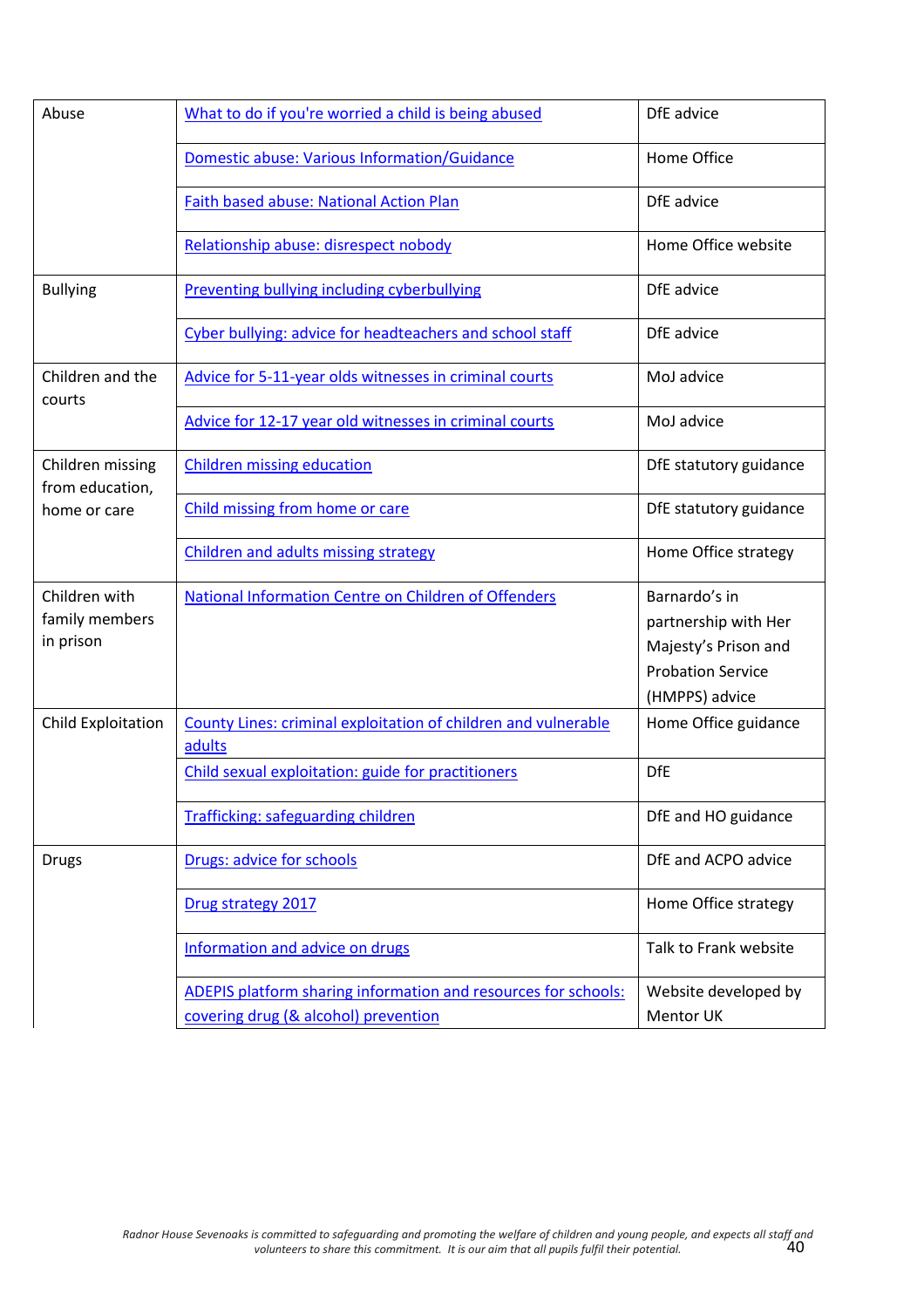| | | |
|---|---|---|
| Abuse | What to do if you're worried a child is being abused | DfE advice |
| | Domestic abuse: Various Information/Guidance | Home Office |
| | Faith based abuse: National Action Plan | DfE advice |
| | Relationship abuse: disrespect nobody | Home Office website |
| Bullying | Preventing bullying including cyberbullying | DfE advice |
| | Cyber bullying: advice for headteachers and school staff | DfE advice |
| Children and the courts | Advice for 5-11-year olds witnesses in criminal courts | MoJ advice |
| | Advice for 12-17 year old witnesses in criminal courts | MoJ advice |
| Children missing from education, home or care | Children missing education | DfE statutory guidance |
| | Child missing from home or care | DfE statutory guidance |
| | Children and adults missing strategy | Home Office strategy |
| Children with family members in prison | National Information Centre on Children of Offenders | Barnardo's in partnership with Her Majesty's Prison and Probation Service (HMPPS) advice |
| Child Exploitation | County Lines: criminal exploitation of children and vulnerable adults | Home Office guidance |
| | Child sexual exploitation: guide for practitioners | DfE |
| | Trafficking: safeguarding children | DfE and HO guidance |
| Drugs | Drugs: advice for schools | DfE and ACPO advice |
| | Drug strategy 2017 | Home Office strategy |
| | Information and advice on drugs | Talk to Frank website |
| | ADEPIS platform sharing information and resources for schools: covering drug (& alcohol) prevention | Website developed by Mentor UK |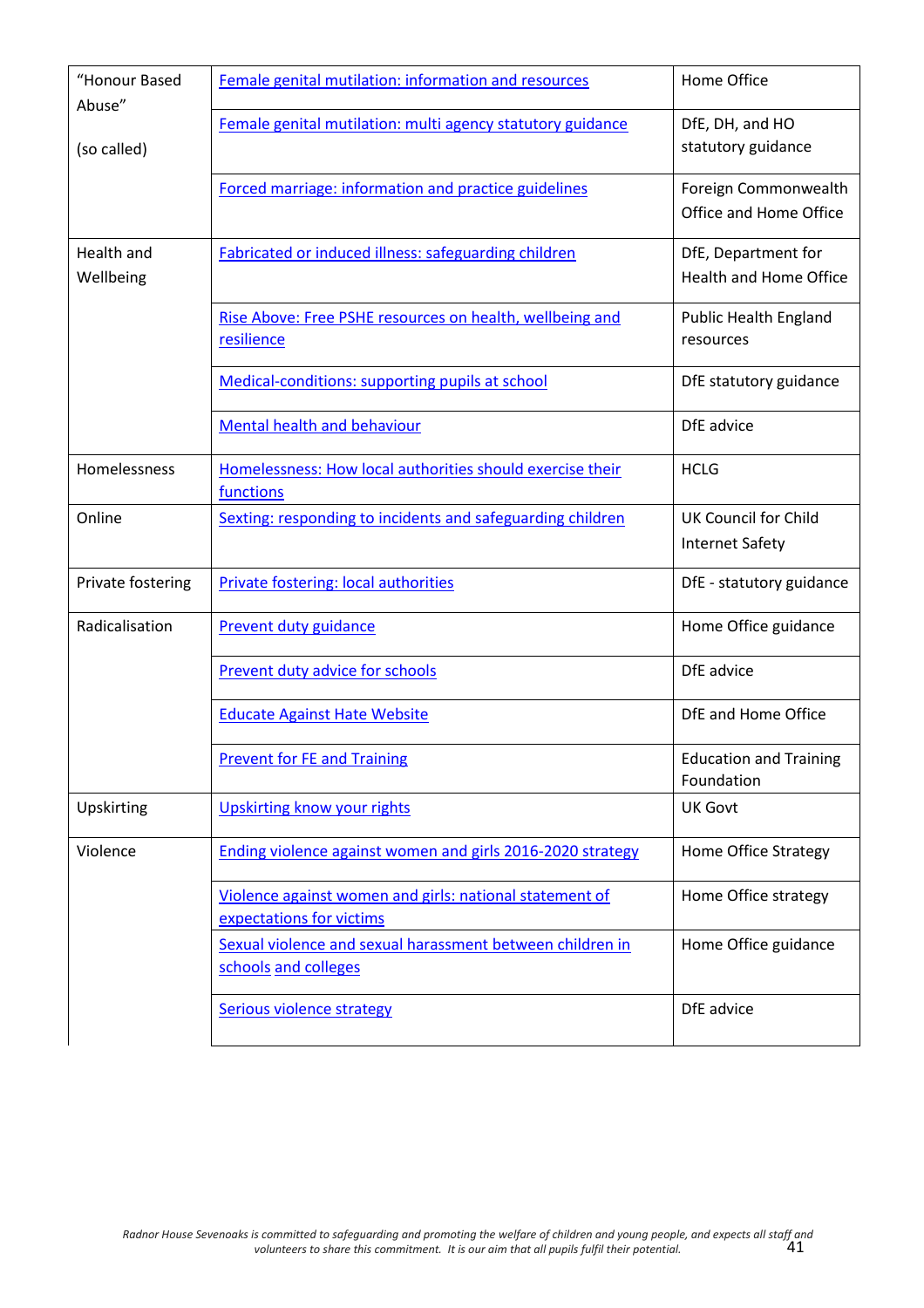| | | |
|---|---|---|
| "Honour Based Abuse" (so called) | Female genital mutilation: information and resources | Home Office |
| | Female genital mutilation: multi agency statutory guidance | DfE, DH, and HO statutory guidance |
| | Forced marriage: information and practice guidelines | Foreign Commonwealth Office and Home Office |
| Health and Wellbeing | Fabricated or induced illness: safeguarding children | DfE, Department for Health and Home Office |
| | Rise Above: Free PSHE resources on health, wellbeing and resilience | Public Health England resources |
| | Medical-conditions: supporting pupils at school | DfE statutory guidance |
| | Mental health and behaviour | DfE advice |
| Homelessness | Homelessness: How local authorities should exercise their functions | HCLG |
| Online | Sexting: responding to incidents and safeguarding children | UK Council for Child Internet Safety |
| Private fostering | Private fostering: local authorities | DfE - statutory guidance |
| Radicalisation | Prevent duty guidance | Home Office guidance |
| | Prevent duty advice for schools | DfE advice |
| | Educate Against Hate Website | DfE and Home Office |
| | Prevent for FE and Training | Education and Training Foundation |
| Upskirting | Upskirting know your rights | UK Govt |
| Violence | Ending violence against women and girls 2016-2020 strategy | Home Office Strategy |
| | Violence against women and girls: national statement of expectations for victims | Home Office strategy |
| | Sexual violence and sexual harassment between children in schools and colleges | Home Office guidance |
| | Serious violence strategy | DfE advice |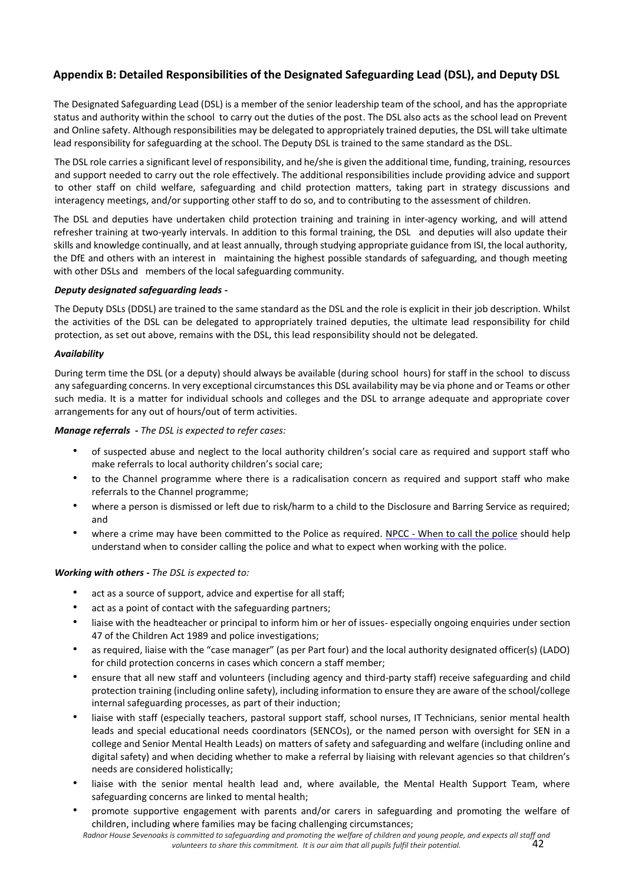## Appendix B: Detailed Responsibilities of the Designated Safeguarding Lead (DSL), and Deputy DSL

The Designated Safeguarding Lead (DSL) is a member of the senior leadership team of the school, and has the appropriate status and authority within the school to carry out the duties of the post. The DSL also acts as the school lead on Prevent and Online safety. Although responsibilities may be delegated to appropriately trained deputies, the DSL will take ultimate lead responsibility for safeguarding at the school. The Deputy DSL is trained to the same standard as the DSL.

The DSL role carries a significant level of responsibility, and he/she is given the additional time, funding, training, resources and support needed to carry out the role effectively. The additional responsibilities include providing advice and support to other staff on child welfare, safeguarding and child protection matters, taking part in strategy discussions and interagency meetings, and/or supporting other staff to do so, and to contributing to the assessment of children.

The DSL and deputies have undertaken child protection training and training in inter-agency working, and will attend refresher training at two-yearly intervals. In addition to this formal training, the DSL and deputies will also update their skills and knowledge continually, and at least annually, through studying appropriate guidance from ISI, the local authority, the DfE and others with an interest in maintaining the highest possible standards of safeguarding, and though meeting with other DSLs and members of the local safeguarding community.

***Deputy designated safeguarding leads -***

The Deputy DSLs (DDSL) are trained to the same standard as the DSL and the role is explicit in their job description. Whilst the activities of the DSL can be delegated to appropriately trained deputies, the ultimate lead responsibility for child protection, as set out above, remains with the DSL, this lead responsibility should not be delegated.

***Availability***

During term time the DSL (or a deputy) should always be available (during school hours) for staff in the school to discuss any safeguarding concerns. In very exceptional circumstances this DSL availability may be via phone and or Teams or other such media. It is a matter for individual schools and colleges and the DSL to arrange adequate and appropriate cover arrangements for any out of hours/out of term activities.

***Manage referrals*** *- The DSL is expected to refer cases:*

- of suspected abuse and neglect to the local authority children's social care as required and support staff who make referrals to local authority children's social care;
- to the Channel programme where there is a radicalisation concern as required and support staff who make referrals to the Channel programme;
- where a person is dismissed or left due to risk/harm to a child to the Disclosure and Barring Service as required; and
- where a crime may have been committed to the Police as required. NPCC - When to call the police should help understand when to consider calling the police and what to expect when working with the police.

***Working with others*** *- The DSL is expected to:*

- act as a source of support, advice and expertise for all staff;
- act as a point of contact with the safeguarding partners;
- liaise with the headteacher or principal to inform him or her of issues- especially ongoing enquiries under section 47 of the Children Act 1989 and police investigations;
- as required, liaise with the "case manager" (as per Part four) and the local authority designated officer(s) (LADO) for child protection concerns in cases which concern a staff member;
- ensure that all new staff and volunteers (including agency and third-party staff) receive safeguarding and child protection training (including online safety), including information to ensure they are aware of the school/college internal safeguarding processes, as part of their induction;
- liaise with staff (especially teachers, pastoral support staff, school nurses, IT Technicians, senior mental health leads and special educational needs coordinators (SENCOs), or the named person with oversight for SEN in a college and Senior Mental Health Leads) on matters of safety and safeguarding and welfare (including online and digital safety) and when deciding whether to make a referral by liaising with relevant agencies so that children's needs are considered holistically;
- liaise with the senior mental health lead and, where available, the Mental Health Support Team, where safeguarding concerns are linked to mental health;
- promote supportive engagement with parents and/or carers in safeguarding and promoting the welfare of children, including where families may be facing challenging circumstances;

*Radnor House Sevenoaks is committed to safeguarding and promoting the welfare of children and young people, and expects all staff and volunteers to share this commitment. It is our aim that all pupils fulfil their potential.*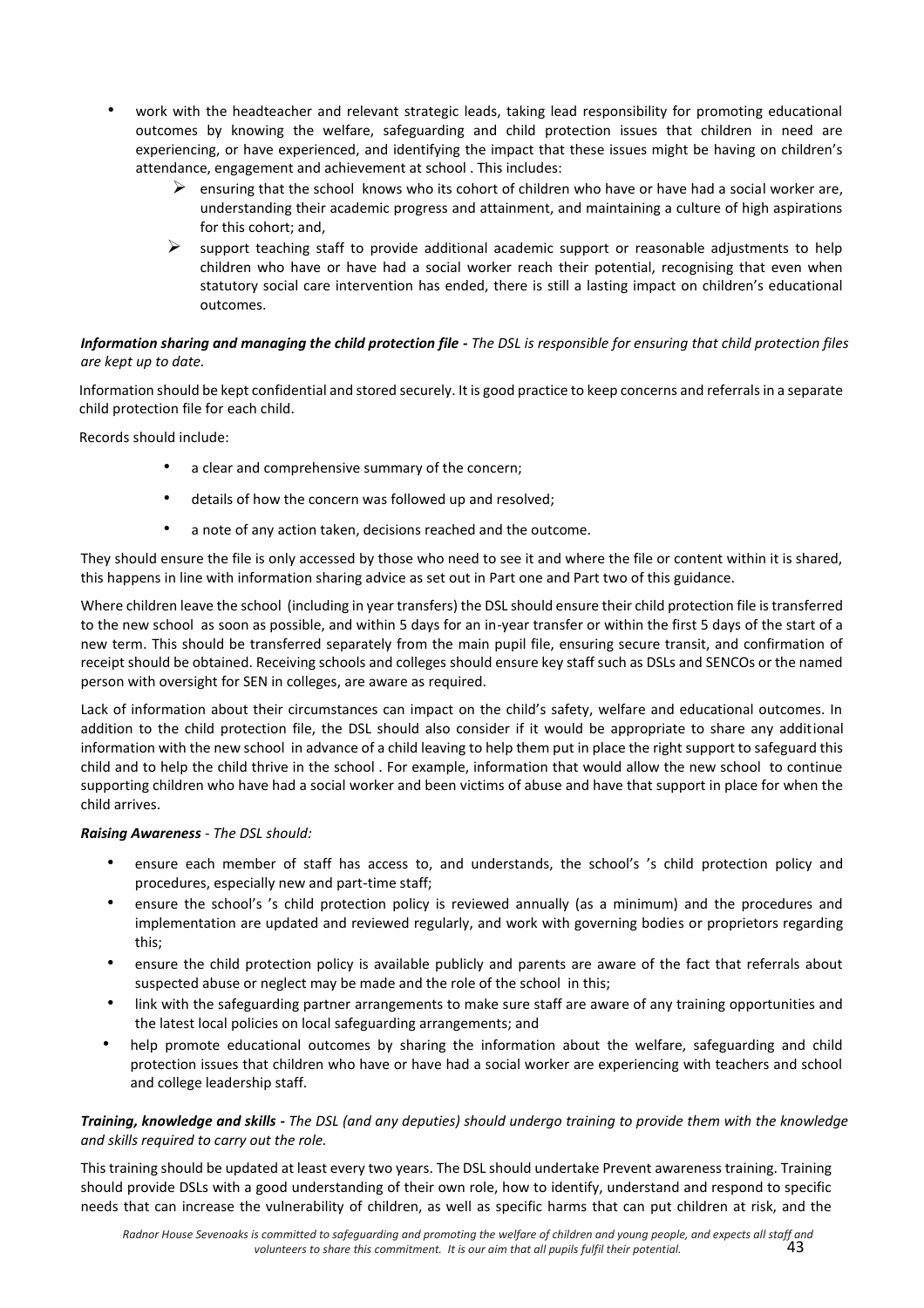- work with the headteacher and relevant strategic leads, taking lead responsibility for promoting educational outcomes by knowing the welfare, safeguarding and child protection issues that children in need are experiencing, or have experienced, and identifying the impact that these issues might be having on children's attendance, engagement and achievement at school . This includes:
  - ensuring that the school knows who its cohort of children who have or have had a social worker are, understanding their academic progress and attainment, and maintaining a culture of high aspirations for this cohort; and,
  - support teaching staff to provide additional academic support or reasonable adjustments to help children who have or have had a social worker reach their potential, recognising that even when statutory social care intervention has ended, there is still a lasting impact on children's educational outcomes.

***Information sharing and managing the child protection file*** *- The DSL is responsible for ensuring that child protection files are kept up to date.*

Information should be kept confidential and stored securely. It is good practice to keep concerns and referrals in a separate child protection file for each child.

Records should include:

- a clear and comprehensive summary of the concern;
- details of how the concern was followed up and resolved;
- a note of any action taken, decisions reached and the outcome.

They should ensure the file is only accessed by those who need to see it and where the file or content within it is shared, this happens in line with information sharing advice as set out in Part one and Part two of this guidance.

Where children leave the school (including in year transfers) the DSL should ensure their child protection file is transferred to the new school as soon as possible, and within 5 days for an in-year transfer or within the first 5 days of the start of a new term. This should be transferred separately from the main pupil file, ensuring secure transit, and confirmation of receipt should be obtained. Receiving schools and colleges should ensure key staff such as DSLs and SENCOs or the named person with oversight for SEN in colleges, are aware as required.

Lack of information about their circumstances can impact on the child's safety, welfare and educational outcomes. In addition to the child protection file, the DSL should also consider if it would be appropriate to share any additional information with the new school in advance of a child leaving to help them put in place the right support to safeguard this child and to help the child thrive in the school . For example, information that would allow the new school to continue supporting children who have had a social worker and been victims of abuse and have that support in place for when the child arrives.

***Raising Awareness*** *- The DSL should:*

- ensure each member of staff has access to, and understands, the school's 's child protection policy and procedures, especially new and part-time staff;
- ensure the school's 's child protection policy is reviewed annually (as a minimum) and the procedures and implementation are updated and reviewed regularly, and work with governing bodies or proprietors regarding this;
- ensure the child protection policy is available publicly and parents are aware of the fact that referrals about suspected abuse or neglect may be made and the role of the school in this;
- link with the safeguarding partner arrangements to make sure staff are aware of any training opportunities and the latest local policies on local safeguarding arrangements; and
- help promote educational outcomes by sharing the information about the welfare, safeguarding and child protection issues that children who have or have had a social worker are experiencing with teachers and school and college leadership staff.

***Training, knowledge and skills*** *- The DSL (and any deputies) should undergo training to provide them with the knowledge and skills required to carry out the role.*

This training should be updated at least every two years. The DSL should undertake Prevent awareness training. Training should provide DSLs with a good understanding of their own role, how to identify, understand and respond to specific needs that can increase the vulnerability of children, as well as specific harms that can put children at risk, and the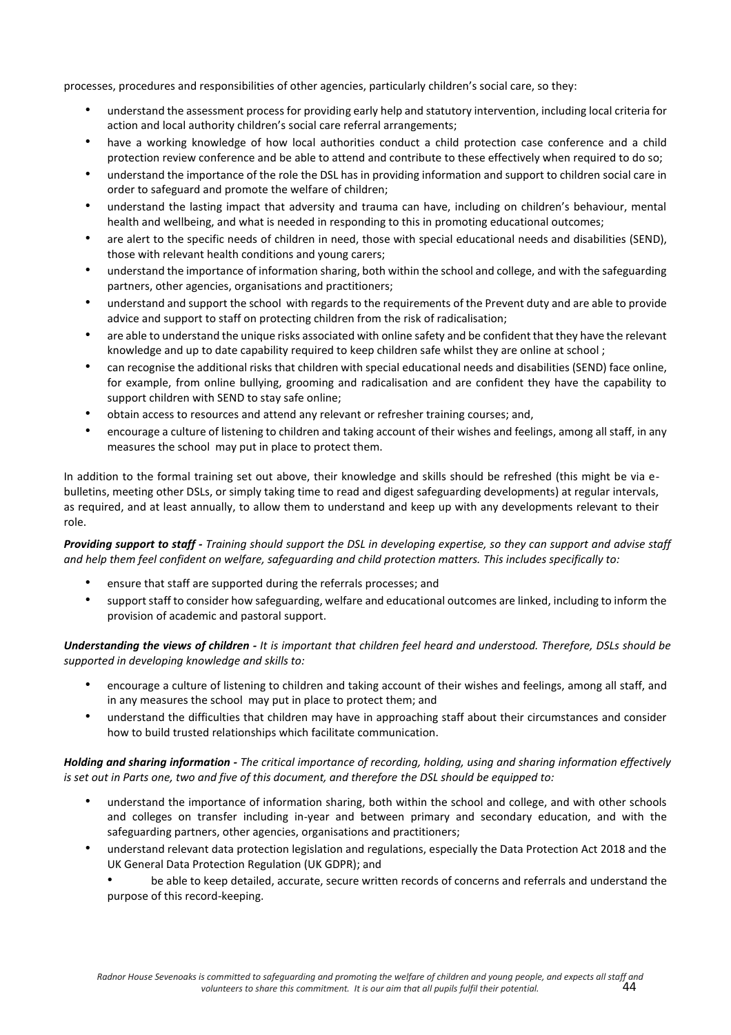processes, procedures and responsibilities of other agencies, particularly children's social care, so they:

- understand the assessment process for providing early help and statutory intervention, including local criteria for action and local authority children's social care referral arrangements;
- have a working knowledge of how local authorities conduct a child protection case conference and a child protection review conference and be able to attend and contribute to these effectively when required to do so;
- understand the importance of the role the DSL has in providing information and support to children social care in order to safeguard and promote the welfare of children;
- understand the lasting impact that adversity and trauma can have, including on children's behaviour, mental health and wellbeing, and what is needed in responding to this in promoting educational outcomes;
- are alert to the specific needs of children in need, those with special educational needs and disabilities (SEND), those with relevant health conditions and young carers;
- understand the importance of information sharing, both within the school and college, and with the safeguarding partners, other agencies, organisations and practitioners;
- understand and support the school with regards to the requirements of the Prevent duty and are able to provide advice and support to staff on protecting children from the risk of radicalisation;
- are able to understand the unique risks associated with online safety and be confident that they have the relevant knowledge and up to date capability required to keep children safe whilst they are online at school ;
- can recognise the additional risks that children with special educational needs and disabilities (SEND) face online, for example, from online bullying, grooming and radicalisation and are confident they have the capability to support children with SEND to stay safe online;
- obtain access to resources and attend any relevant or refresher training courses; and,
- encourage a culture of listening to children and taking account of their wishes and feelings, among all staff, in any measures the school may put in place to protect them.

In addition to the formal training set out above, their knowledge and skills should be refreshed (this might be via e-bulletins, meeting other DSLs, or simply taking time to read and digest safeguarding developments) at regular intervals, as required, and at least annually, to allow them to understand and keep up with any developments relevant to their role.

***Providing support to staff -*** *Training should support the DSL in developing expertise, so they can support and advise staff and help them feel confident on welfare, safeguarding and child protection matters. This includes specifically to:*

- ensure that staff are supported during the referrals processes; and
- support staff to consider how safeguarding, welfare and educational outcomes are linked, including to inform the provision of academic and pastoral support.

***Understanding the views of children -*** *It is important that children feel heard and understood. Therefore, DSLs should be supported in developing knowledge and skills to:*

- encourage a culture of listening to children and taking account of their wishes and feelings, among all staff, and in any measures the school may put in place to protect them; and
- understand the difficulties that children may have in approaching staff about their circumstances and consider how to build trusted relationships which facilitate communication.

***Holding and sharing information -*** *The critical importance of recording, holding, using and sharing information effectively is set out in Parts one, two and five of this document, and therefore the DSL should be equipped to:*

- understand the importance of information sharing, both within the school and college, and with other schools and colleges on transfer including in-year and between primary and secondary education, and with the safeguarding partners, other agencies, organisations and practitioners;
- understand relevant data protection legislation and regulations, especially the Data Protection Act 2018 and the UK General Data Protection Regulation (UK GDPR); and
- be able to keep detailed, accurate, secure written records of concerns and referrals and understand the purpose of this record-keeping.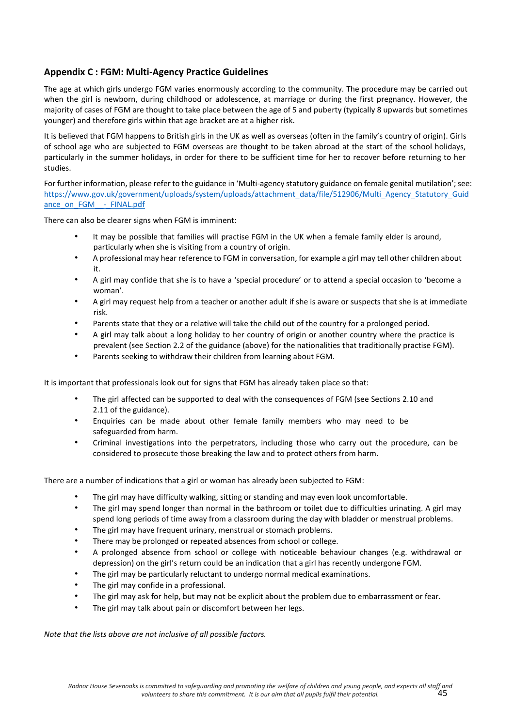## Appendix C : FGM: Multi-Agency Practice Guidelines

The age at which girls undergo FGM varies enormously according to the community. The procedure may be carried out when the girl is newborn, during childhood or adolescence, at marriage or during the first pregnancy. However, the majority of cases of FGM are thought to take place between the age of 5 and puberty (typically 8 upwards but sometimes younger) and therefore girls within that age bracket are at a higher risk.

It is believed that FGM happens to British girls in the UK as well as overseas (often in the family's country of origin). Girls of school age who are subjected to FGM overseas are thought to be taken abroad at the start of the school holidays, particularly in the summer holidays, in order for there to be sufficient time for her to recover before returning to her studies.

For further information, please refer to the guidance in 'Multi-agency statutory guidance on female genital mutilation'; see: https://www.gov.uk/government/uploads/system/uploads/attachment_data/file/512906/Multi_Agency_Statutory_Guidance_on_FGM__-_FINAL.pdf

There can also be clearer signs when FGM is imminent:

- It may be possible that families will practise FGM in the UK when a female family elder is around, particularly when she is visiting from a country of origin.
- A professional may hear reference to FGM in conversation, for example a girl may tell other children about it.
- A girl may confide that she is to have a 'special procedure' or to attend a special occasion to 'become a woman'.
- A girl may request help from a teacher or another adult if she is aware or suspects that she is at immediate risk.
- Parents state that they or a relative will take the child out of the country for a prolonged period.
- A girl may talk about a long holiday to her country of origin or another country where the practice is prevalent (see Section 2.2 of the guidance (above) for the nationalities that traditionally practise FGM).
- Parents seeking to withdraw their children from learning about FGM.

It is important that professionals look out for signs that FGM has already taken place so that:

- The girl affected can be supported to deal with the consequences of FGM (see Sections 2.10 and 2.11 of the guidance).
- Enquiries can be made about other female family members who may need to be safeguarded from harm.
- Criminal investigations into the perpetrators, including those who carry out the procedure, can be considered to prosecute those breaking the law and to protect others from harm.

There are a number of indications that a girl or woman has already been subjected to FGM:

- The girl may have difficulty walking, sitting or standing and may even look uncomfortable.
- The girl may spend longer than normal in the bathroom or toilet due to difficulties urinating. A girl may spend long periods of time away from a classroom during the day with bladder or menstrual problems.
- The girl may have frequent urinary, menstrual or stomach problems.
- There may be prolonged or repeated absences from school or college.
- A prolonged absence from school or college with noticeable behaviour changes (e.g. withdrawal or depression) on the girl's return could be an indication that a girl has recently undergone FGM.
- The girl may be particularly reluctant to undergo normal medical examinations.
- The girl may confide in a professional.
- The girl may ask for help, but may not be explicit about the problem due to embarrassment or fear.
- The girl may talk about pain or discomfort between her legs.

*Note that the lists above are not inclusive of all possible factors.*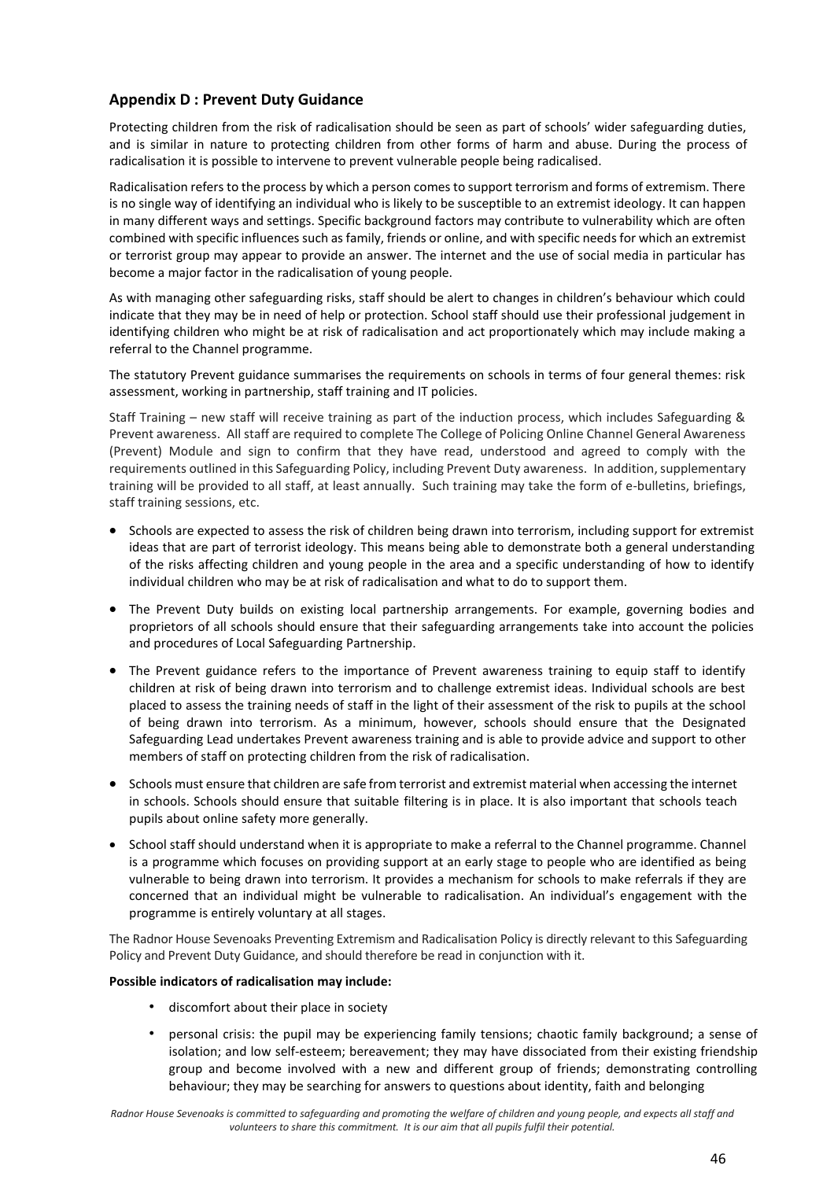## Appendix D : Prevent Duty Guidance

Protecting children from the risk of radicalisation should be seen as part of schools' wider safeguarding duties, and is similar in nature to protecting children from other forms of harm and abuse. During the process of radicalisation it is possible to intervene to prevent vulnerable people being radicalised.

Radicalisation refers to the process by which a person comes to support terrorism and forms of extremism. There is no single way of identifying an individual who is likely to be susceptible to an extremist ideology. It can happen in many different ways and settings. Specific background factors may contribute to vulnerability which are often combined with specific influences such as family, friends or online, and with specific needs for which an extremist or terrorist group may appear to provide an answer. The internet and the use of social media in particular has become a major factor in the radicalisation of young people.

As with managing other safeguarding risks, staff should be alert to changes in children's behaviour which could indicate that they may be in need of help or protection. School staff should use their professional judgement in identifying children who might be at risk of radicalisation and act proportionately which may include making a referral to the Channel programme.

The statutory Prevent guidance summarises the requirements on schools in terms of four general themes: risk assessment, working in partnership, staff training and IT policies.

Staff Training – new staff will receive training as part of the induction process, which includes Safeguarding & Prevent awareness. All staff are required to complete The College of Policing Online Channel General Awareness (Prevent) Module and sign to confirm that they have read, understood and agreed to comply with the requirements outlined in this Safeguarding Policy, including Prevent Duty awareness. In addition, supplementary training will be provided to all staff, at least annually. Such training may take the form of e-bulletins, briefings, staff training sessions, etc.

- Schools are expected to assess the risk of children being drawn into terrorism, including support for extremist ideas that are part of terrorist ideology. This means being able to demonstrate both a general understanding of the risks affecting children and young people in the area and a specific understanding of how to identify individual children who may be at risk of radicalisation and what to do to support them.
- The Prevent Duty builds on existing local partnership arrangements. For example, governing bodies and proprietors of all schools should ensure that their safeguarding arrangements take into account the policies and procedures of Local Safeguarding Partnership.
- The Prevent guidance refers to the importance of Prevent awareness training to equip staff to identify children at risk of being drawn into terrorism and to challenge extremist ideas. Individual schools are best placed to assess the training needs of staff in the light of their assessment of the risk to pupils at the school of being drawn into terrorism. As a minimum, however, schools should ensure that the Designated Safeguarding Lead undertakes Prevent awareness training and is able to provide advice and support to other members of staff on protecting children from the risk of radicalisation.
- Schools must ensure that children are safe from terrorist and extremist material when accessing the internet in schools. Schools should ensure that suitable filtering is in place. It is also important that schools teach pupils about online safety more generally.
- School staff should understand when it is appropriate to make a referral to the Channel programme. Channel is a programme which focuses on providing support at an early stage to people who are identified as being vulnerable to being drawn into terrorism. It provides a mechanism for schools to make referrals if they are concerned that an individual might be vulnerable to radicalisation. An individual's engagement with the programme is entirely voluntary at all stages.

The Radnor House Sevenoaks Preventing Extremism and Radicalisation Policy is directly relevant to this Safeguarding Policy and Prevent Duty Guidance, and should therefore be read in conjunction with it.

**Possible indicators of radicalisation may include:**

- discomfort about their place in society
- personal crisis: the pupil may be experiencing family tensions; chaotic family background; a sense of isolation; and low self-esteem; bereavement; they may have dissociated from their existing friendship group and become involved with a new and different group of friends; demonstrating controlling behaviour; they may be searching for answers to questions about identity, faith and belonging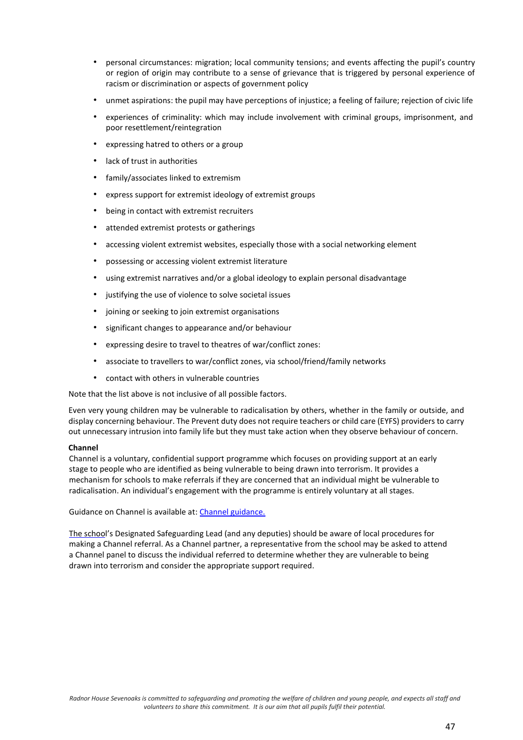- personal circumstances: migration; local community tensions; and events affecting the pupil's country or region of origin may contribute to a sense of grievance that is triggered by personal experience of racism or discrimination or aspects of government policy
- unmet aspirations: the pupil may have perceptions of injustice; a feeling of failure; rejection of civic life
- experiences of criminality: which may include involvement with criminal groups, imprisonment, and poor resettlement/reintegration
- expressing hatred to others or a group
- lack of trust in authorities
- family/associates linked to extremism
- express support for extremist ideology of extremist groups
- being in contact with extremist recruiters
- attended extremist protests or gatherings
- accessing violent extremist websites, especially those with a social networking element
- possessing or accessing violent extremist literature
- using extremist narratives and/or a global ideology to explain personal disadvantage
- justifying the use of violence to solve societal issues
- joining or seeking to join extremist organisations
- significant changes to appearance and/or behaviour
- expressing desire to travel to theatres of war/conflict zones:
- associate to travellers to war/conflict zones, via school/friend/family networks
- contact with others in vulnerable countries

Note that the list above is not inclusive of all possible factors.

Even very young children may be vulnerable to radicalisation by others, whether in the family or outside, and display concerning behaviour. The Prevent duty does not require teachers or child care (EYFS) providers to carry out unnecessary intrusion into family life but they must take action when they observe behaviour of concern.

**Channel**

Channel is a voluntary, confidential support programme which focuses on providing support at an early stage to people who are identified as being vulnerable to being drawn into terrorism. It provides a mechanism for schools to make referrals if they are concerned that an individual might be vulnerable to radicalisation. An individual's engagement with the programme is entirely voluntary at all stages.

Guidance on Channel is available at: [Channel guidance.](Channel guidance.)

The school's Designated Safeguarding Lead (and any deputies) should be aware of local procedures for making a Channel referral. As a Channel partner, a representative from the school may be asked to attend a Channel panel to discuss the individual referred to determine whether they are vulnerable to being drawn into terrorism and consider the appropriate support required.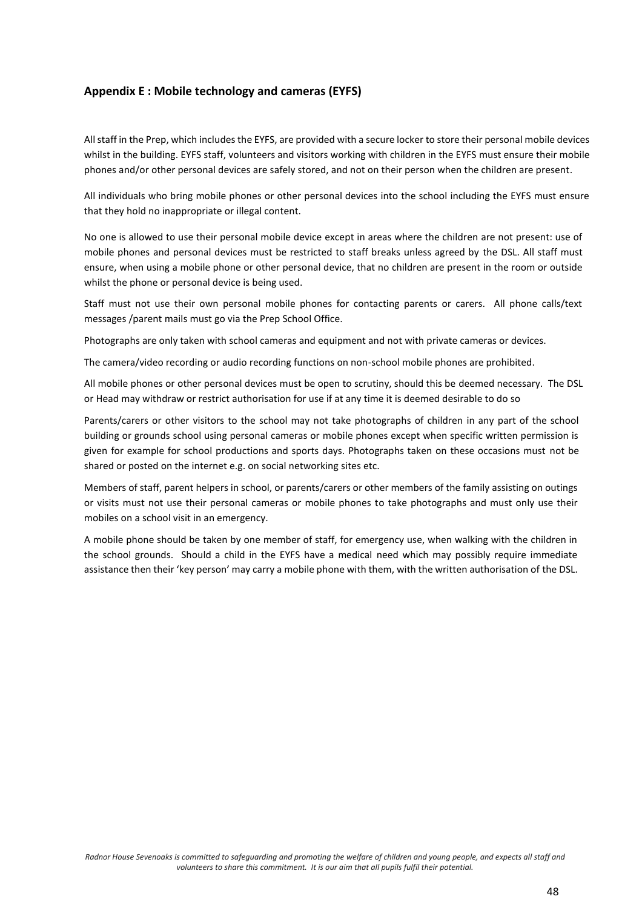## Appendix E : Mobile technology and cameras (EYFS)

All staff in the Prep, which includes the EYFS, are provided with a secure locker to store their personal mobile devices whilst in the building. EYFS staff, volunteers and visitors working with children in the EYFS must ensure their mobile phones and/or other personal devices are safely stored, and not on their person when the children are present.

All individuals who bring mobile phones or other personal devices into the school including the EYFS must ensure that they hold no inappropriate or illegal content.

No one is allowed to use their personal mobile device except in areas where the children are not present: use of mobile phones and personal devices must be restricted to staff breaks unless agreed by the DSL. All staff must ensure, when using a mobile phone or other personal device, that no children are present in the room or outside whilst the phone or personal device is being used.

Staff must not use their own personal mobile phones for contacting parents or carers. All phone calls/text messages /parent mails must go via the Prep School Office.

Photographs are only taken with school cameras and equipment and not with private cameras or devices.

The camera/video recording or audio recording functions on non-school mobile phones are prohibited.

All mobile phones or other personal devices must be open to scrutiny, should this be deemed necessary. The DSL or Head may withdraw or restrict authorisation for use if at any time it is deemed desirable to do so

Parents/carers or other visitors to the school may not take photographs of children in any part of the school building or grounds school using personal cameras or mobile phones except when specific written permission is given for example for school productions and sports days. Photographs taken on these occasions must not be shared or posted on the internet e.g. on social networking sites etc.

Members of staff, parent helpers in school, or parents/carers or other members of the family assisting on outings or visits must not use their personal cameras or mobile phones to take photographs and must only use their mobiles on a school visit in an emergency.

A mobile phone should be taken by one member of staff, for emergency use, when walking with the children in the school grounds. Should a child in the EYFS have a medical need which may possibly require immediate assistance then their 'key person' may carry a mobile phone with them, with the written authorisation of the DSL.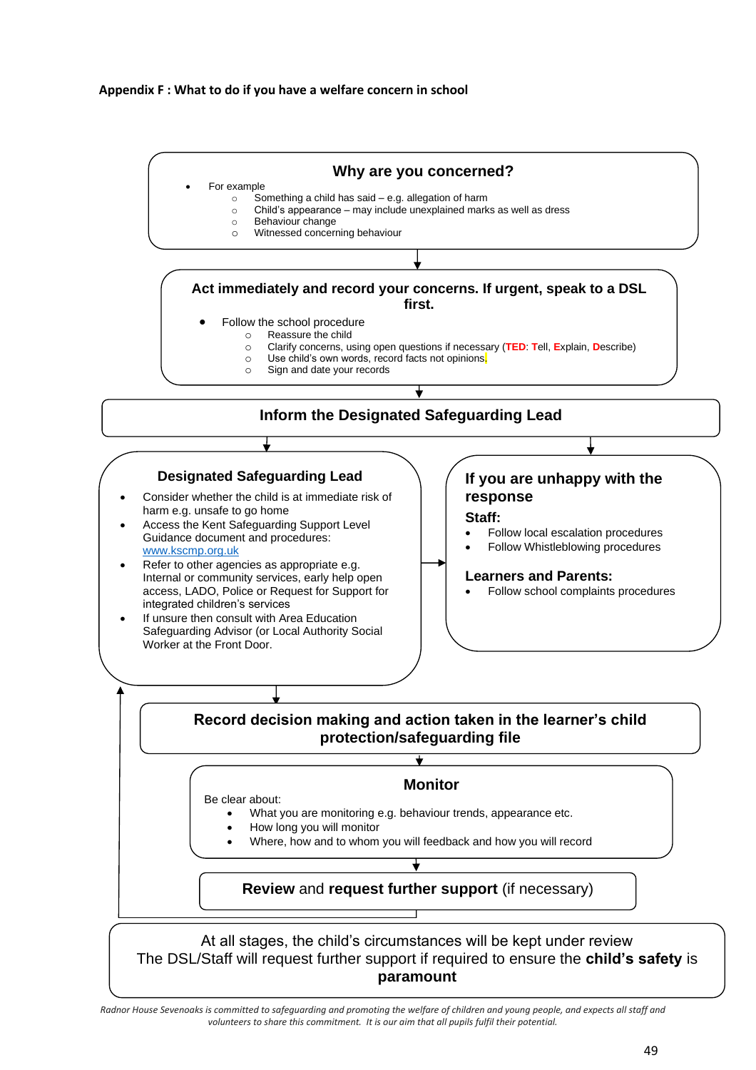**Appendix F : What to do if you have a welfare concern in school**

### Why are you concerned?

- For example
  - Something a child has said – e.g. allegation of harm
  - Child's appearance – may include unexplained marks as well as dress
  - Behaviour change
  - Witnessed concerning behaviour

### Act immediately and record your concerns. If urgent, speak to a DSL first.

- Follow the school procedure
  - Reassure the child
  - Clarify concerns, using open questions if necessary (**TED**: **T**ell, **E**xplain, **D**escribe)
  - Use child's own words, record facts not opinions.
  - Sign and date your records

### Inform the Designated Safeguarding Lead

### Designated Safeguarding Lead

- Consider whether the child is at immediate risk of harm e.g. unsafe to go home
- Access the Kent Safeguarding Support Level Guidance document and procedures: www.kscmp.org.uk
- Refer to other agencies as appropriate e.g. Internal or community services, early help open access, LADO, Police or Request for Support for integrated children's services
- If unsure then consult with Area Education Safeguarding Advisor (or Local Authority Social Worker at the Front Door.

### If you are unhappy with the response

**Staff:**

- Follow local escalation procedures
- Follow Whistleblowing procedures

**Learners and Parents:**

- Follow school complaints procedures

### Record decision making and action taken in the learner's child protection/safeguarding file

### Monitor

Be clear about:

- What you are monitoring e.g. behaviour trends, appearance etc.
- How long you will monitor
- Where, how and to whom you will feedback and how you will record

**Review** and **request further support** (if necessary)

At all stages, the child's circumstances will be kept under review
The DSL/Staff will request further support if required to ensure the **child's safety** is **paramount**

*Radnor House Sevenoaks is committed to safeguarding and promoting the welfare of children and young people, and expects all staff and volunteers to share this commitment. It is our aim that all pupils fulfil their potential.*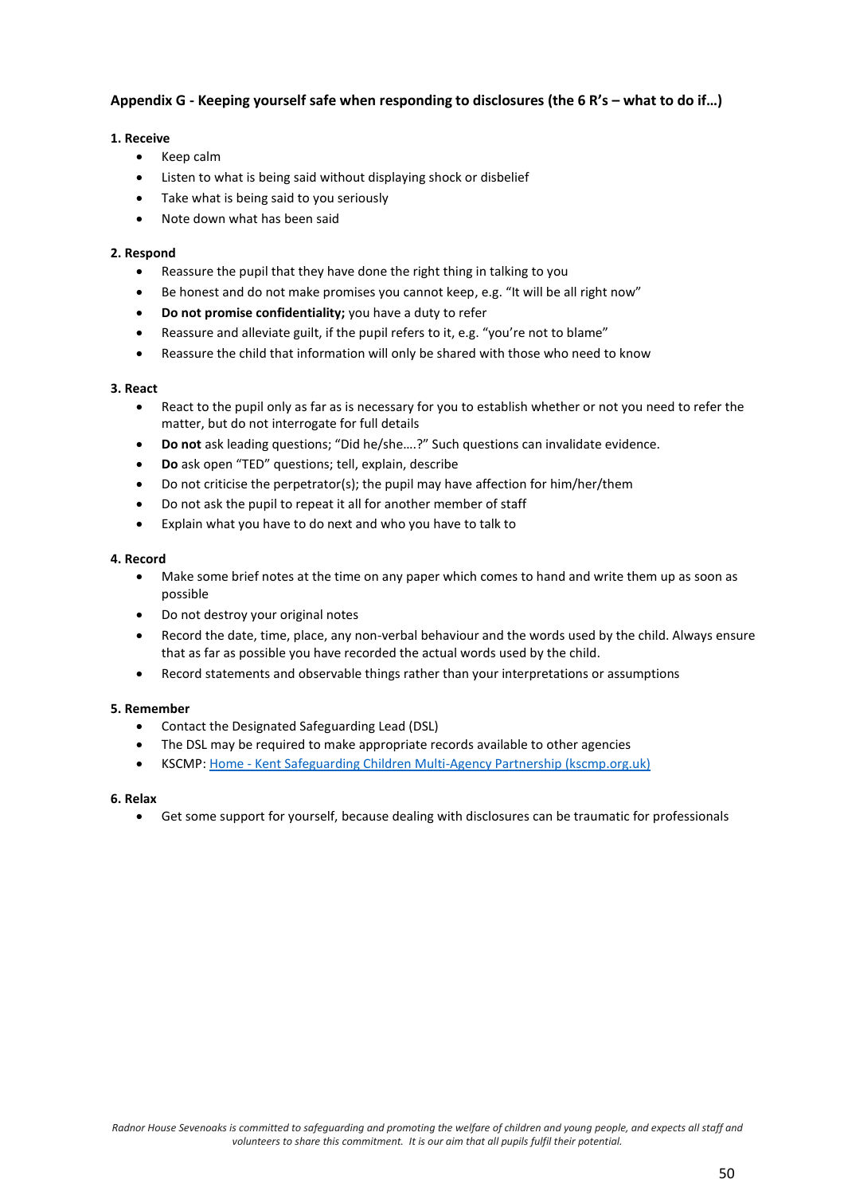## Appendix G - Keeping yourself safe when responding to disclosures (the 6 R's – what to do if…)

**1. Receive**

- Keep calm
- Listen to what is being said without displaying shock or disbelief
- Take what is being said to you seriously
- Note down what has been said

**2. Respond**

- Reassure the pupil that they have done the right thing in talking to you
- Be honest and do not make promises you cannot keep, e.g. "It will be all right now"
- **Do not promise confidentiality;** you have a duty to refer
- Reassure and alleviate guilt, if the pupil refers to it, e.g. "you're not to blame"
- Reassure the child that information will only be shared with those who need to know

**3. React**

- React to the pupil only as far as is necessary for you to establish whether or not you need to refer the matter, but do not interrogate for full details
- **Do not** ask leading questions; "Did he/she….?" Such questions can invalidate evidence.
- **Do** ask open "TED" questions; tell, explain, describe
- Do not criticise the perpetrator(s); the pupil may have affection for him/her/them
- Do not ask the pupil to repeat it all for another member of staff
- Explain what you have to do next and who you have to talk to

**4. Record**

- Make some brief notes at the time on any paper which comes to hand and write them up as soon as possible
- Do not destroy your original notes
- Record the date, time, place, any non-verbal behaviour and the words used by the child. Always ensure that as far as possible you have recorded the actual words used by the child.
- Record statements and observable things rather than your interpretations or assumptions

**5. Remember**

- Contact the Designated Safeguarding Lead (DSL)
- The DSL may be required to make appropriate records available to other agencies
- KSCMP: [Home - Kent Safeguarding Children Multi-Agency Partnership (kscmp.org.uk)](https://www.kscmp.org.uk)

**6. Relax**

- Get some support for yourself, because dealing with disclosures can be traumatic for professionals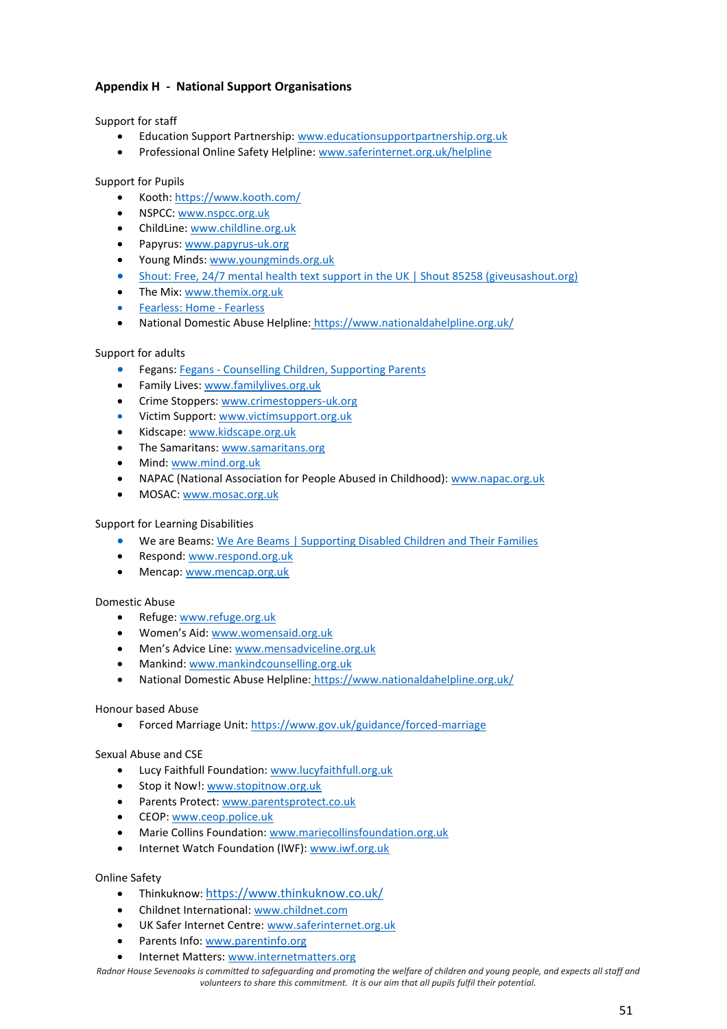## Appendix H - National Support Organisations

Support for staff

- Education Support Partnership: www.educationsupportpartnership.org.uk
- Professional Online Safety Helpline: www.saferinternet.org.uk/helpline

Support for Pupils

- Kooth: https://www.kooth.com/
- NSPCC: www.nspcc.org.uk
- ChildLine: www.childline.org.uk
- Papyrus: www.papyrus-uk.org
- Young Minds: www.youngminds.org.uk
- Shout: Free, 24/7 mental health text support in the UK | Shout 85258 (giveusashout.org)
- The Mix: www.themix.org.uk
- Fearless: Home - Fearless
- National Domestic Abuse Helpline: https://www.nationaldahelpline.org.uk/

Support for adults

- Fegans: Fegans - Counselling Children, Supporting Parents
- Family Lives: www.familylives.org.uk
- Crime Stoppers: www.crimestoppers-uk.org
- Victim Support: www.victimsupport.org.uk
- Kidscape: www.kidscape.org.uk
- The Samaritans: www.samaritans.org
- Mind: www.mind.org.uk
- NAPAC (National Association for People Abused in Childhood): www.napac.org.uk
- MOSAC: www.mosac.org.uk

Support for Learning Disabilities

- We are Beams: We Are Beams | Supporting Disabled Children and Their Families
- Respond: www.respond.org.uk
- Mencap: www.mencap.org.uk

Domestic Abuse

- Refuge: www.refuge.org.uk
- Women's Aid: www.womensaid.org.uk
- Men's Advice Line: www.mensadviceline.org.uk
- Mankind: www.mankindcounselling.org.uk
- National Domestic Abuse Helpline: https://www.nationaldahelpline.org.uk/

Honour based Abuse

- Forced Marriage Unit: https://www.gov.uk/guidance/forced-marriage

Sexual Abuse and CSE

- Lucy Faithfull Foundation: www.lucyfaithfull.org.uk
- Stop it Now!: www.stopitnow.org.uk
- Parents Protect: www.parentsprotect.co.uk
- CEOP: www.ceop.police.uk
- Marie Collins Foundation: www.mariecollinsfoundation.org.uk
- Internet Watch Foundation (IWF): www.iwf.org.uk

Online Safety

- Thinkuknow: https://www.thinkuknow.co.uk/
- Childnet International: www.childnet.com
- UK Safer Internet Centre: www.saferinternet.org.uk
- Parents Info: www.parentinfo.org
- Internet Matters: www.internetmatters.org

*Radnor House Sevenoaks is committed to safeguarding and promoting the welfare of children and young people, and expects all staff and volunteers to share this commitment. It is our aim that all pupils fulfil their potential.*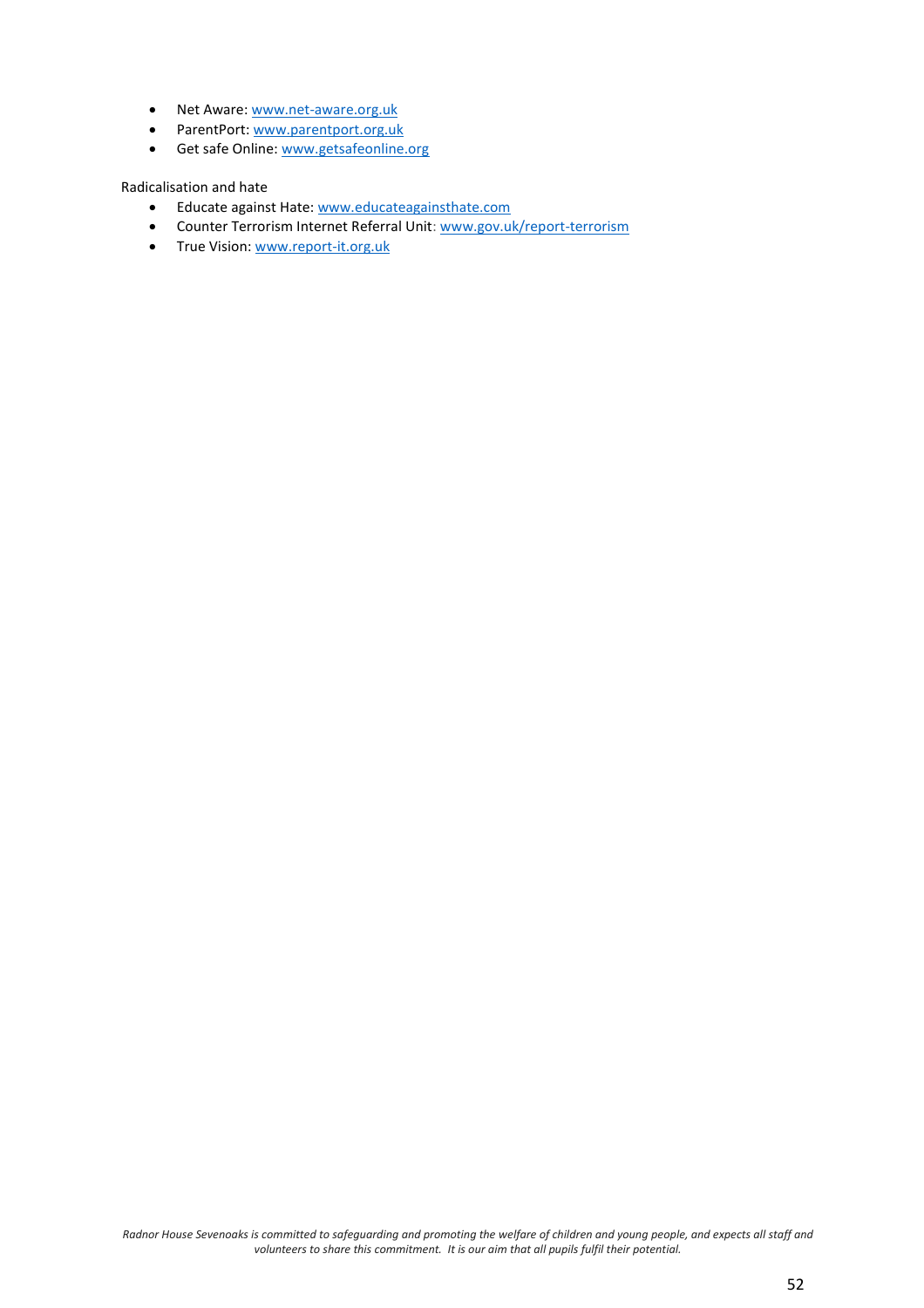- Net Aware: www.net-aware.org.uk
- ParentPort: www.parentport.org.uk
- Get safe Online: www.getsafeonline.org

Radicalisation and hate

- Educate against Hate: www.educateagainsthate.com
- Counter Terrorism Internet Referral Unit: www.gov.uk/report-terrorism
- True Vision: www.report-it.org.uk